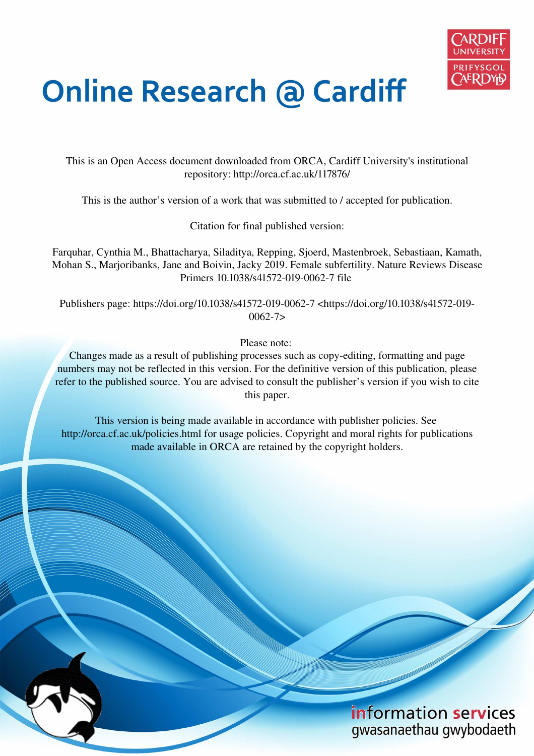# Online Research @ Cardiff

This is an Open Access document downloaded from ORCA, Cardiff University's institutional repository: http://orca.cf.ac.uk/117876/

This is the author's version of a work that was submitted to / accepted for publication.

Citation for final published version:

Farquhar, Cynthia M., Bhattacharya, Siladitya, Repping, Sjoerd, Mastenbroek, Sebastiaan, Kamath, Mohan S., Marjoribanks, Jane and Boivin, Jacky 2019. Female subfertility. Nature Reviews Disease Primers 10.1038/s41572-019-0062-7 file

Publishers page: https://doi.org/10.1038/s41572-019-0062-7 <https://doi.org/10.1038/s41572-019-0062-7>

Please note:
Changes made as a result of publishing processes such as copy-editing, formatting and page numbers may not be reflected in this version. For the definitive version of this publication, please refer to the published source. You are advised to consult the publisher's version if you wish to cite this paper.

This version is being made available in accordance with publisher policies. See http://orca.cf.ac.uk/policies.html for usage policies. Copyright and moral rights for publications made available in ORCA are retained by the copyright holders.

information services
gwasanaethau gwybodaeth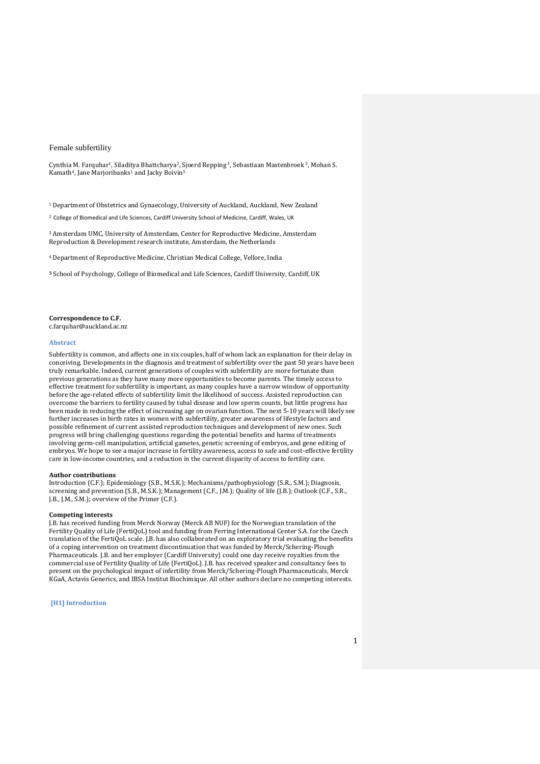Female subfertility

Cynthia M. Farquhar[1], Siladitya Bhattcharya[2], Sjoerd Repping[3], Sebastiaan Mastenbroek[3], Mohan S. Kamath[4], Jane Marjoribanks[1] and Jacky Boivin[5]

[1] Department of Obstetrics and Gynaecology, University of Auckland, Auckland, New Zealand

[2] College of Biomedical and Life Sciences, Cardiff University School of Medicine, Cardiff, Wales, UK

[3] Amsterdam UMC, University of Amsterdam, Center for Reproductive Medicine, Amsterdam Reproduction & Development research institute, Amsterdam, the Netherlands

[4] Department of Reproductive Medicine, Christian Medical College, Vellore, India

[5] School of Psychology, College of Biomedical and Life Sciences, Cardiff University, Cardiff, UK

**Correspondence to C.F.**
c.farquhar@auckland.ac.nz

## Abstract

Subfertility is common, and affects one in six couples, half of whom lack an explanation for their delay in conceiving. Developments in the diagnosis and treatment of subfertility over the past 50 years have been truly remarkable. Indeed, current generations of couples with subfertility are more fortunate than previous generations as they have many more opportunities to become parents. The timely access to effective treatment for subfertility is important, as many couples have a narrow window of opportunity before the age-related effects of subfertility limit the likelihood of success. Assisted reproduction can overcome the barriers to fertility caused by tubal disease and low sperm counts, but little progress has been made in reducing the effect of increasing age on ovarian function. The next 5-10 years will likely see further increases in birth rates in women with subfertility, greater awareness of lifestyle factors and possible refinement of current assisted reproduction techniques and development of new ones. Such progress will bring challenging questions regarding the potential benefits and harms of treatments involving germ-cell manipulation, artificial gametes, genetic screening of embryos, and gene editing of embryos. We hope to see a major increase in fertility awareness, access to safe and cost-effective fertility care in low-income countries, and a reduction in the current disparity of access to fertility care.

**Author contributions**
Introduction (C.F.); Epidemiology (S.B., M.S.K.); Mechanisms/pathophysiology (S.R., S.M.); Diagnosis, screening and prevention (S.B., M.S.K.); Management (C.F., J.M.); Quality of life (J.B.); Outlook (C.F., S.R., J.B., J.M., S.M.); overview of the Primer (C.F.).

**Competing interests**
J.B. has received funding from Merck Norway (Merck AB NUF) for the Norwegian translation of the Fertility Quality of Life (FertiQoL) tool and funding from Ferring International Center S.A. for the Czech translation of the FertiQoL scale. J.B. has also collaborated on an exploratory trial evaluating the benefits of a coping intervention on treatment discontinuation that was funded by Merck/Schering-Plough Pharmaceuticals. J.B. and her employer (Cardiff University) could one day receive royalties from the commercial use of Fertility Quality of Life (FertiQoL). J.B. has received speaker and consultancy fees to present on the psychological impact of infertility from Merck/Schering-Plough Pharmaceuticals, Merck KGaA, Actavis Generics, and IBSA Institut Biochimique. All other authors declare no competing interests.

## [H1] Introduction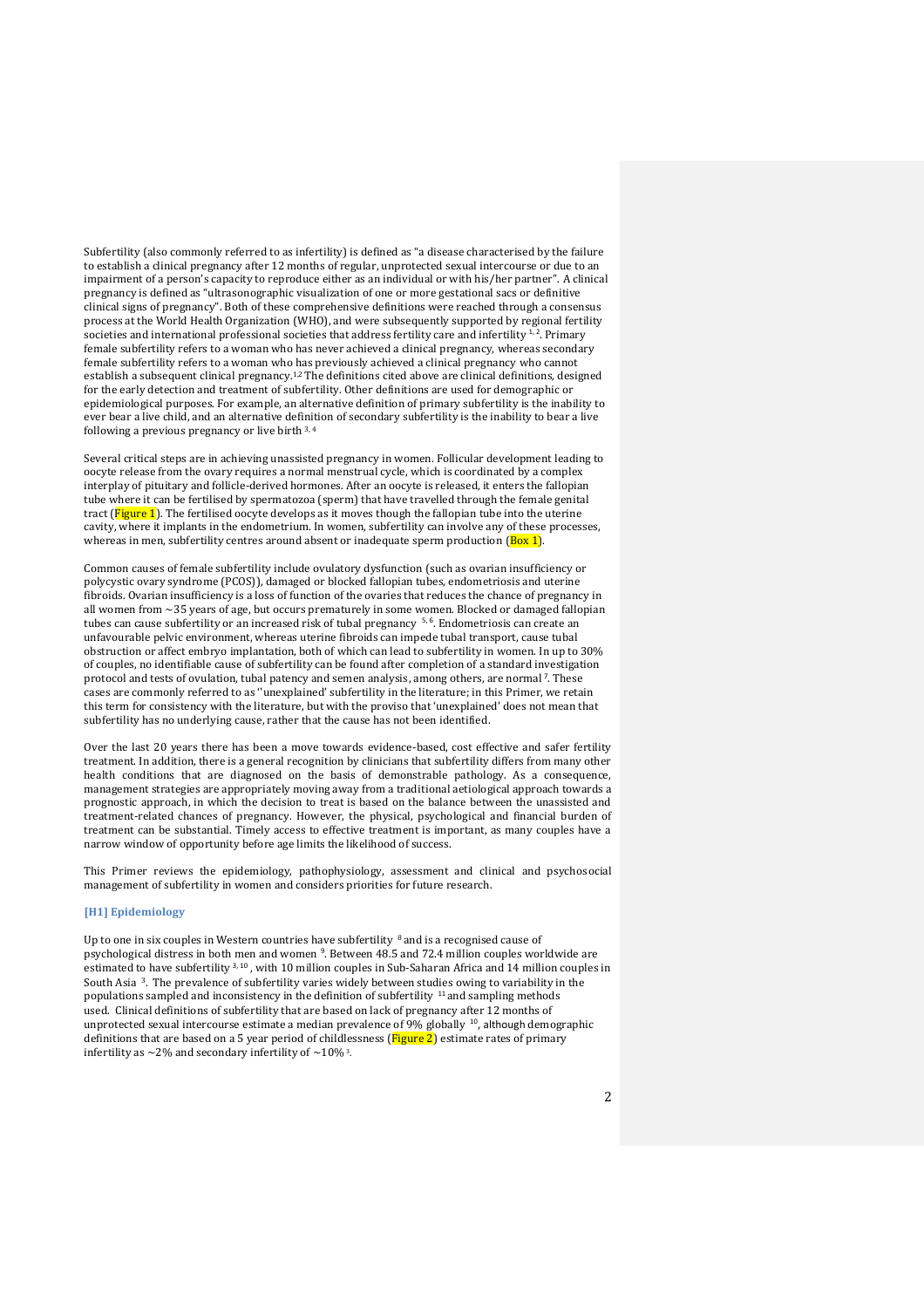Subfertility (also commonly referred to as infertility) is defined as "a disease characterised by the failure to establish a clinical pregnancy after 12 months of regular, unprotected sexual intercourse or due to an impairment of a person's capacity to reproduce either as an individual or with his/her partner". A clinical pregnancy is defined as "ultrasonographic visualization of one or more gestational sacs or definitive clinical signs of pregnancy". Both of these comprehensive definitions were reached through a consensus process at the World Health Organization (WHO), and were subsequently supported by regional fertility societies and international professional societies that address fertility care and infertility [1, 2]. Primary female subfertility refers to a woman who has never achieved a clinical pregnancy, whereas secondary female subfertility refers to a woman who has previously achieved a clinical pregnancy who cannot establish a subsequent clinical pregnancy.[1,2] The definitions cited above are clinical definitions, designed for the early detection and treatment of subfertility. Other definitions are used for demographic or epidemiological purposes. For example, an alternative definition of primary subfertility is the inability to ever bear a live child, and an alternative definition of secondary subfertility is the inability to bear a live following a previous pregnancy or live birth [3, 4]

Several critical steps are in achieving unassisted pregnancy in women. Follicular development leading to oocyte release from the ovary requires a normal menstrual cycle, which is coordinated by a complex interplay of pituitary and follicle-derived hormones. After an oocyte is released, it enters the fallopian tube where it can be fertilised by spermatozoa (sperm) that have travelled through the female genital tract (Figure 1). The fertilised oocyte develops as it moves though the fallopian tube into the uterine cavity, where it implants in the endometrium. In women, subfertility can involve any of these processes, whereas in men, subfertility centres around absent or inadequate sperm production (Box 1).

Common causes of female subfertility include ovulatory dysfunction (such as ovarian insufficiency or polycystic ovary syndrome (PCOS)), damaged or blocked fallopian tubes, endometriosis and uterine fibroids. Ovarian insufficiency is a loss of function of the ovaries that reduces the chance of pregnancy in all women from ~35 years of age, but occurs prematurely in some women. Blocked or damaged fallopian tubes can cause subfertility or an increased risk of tubal pregnancy [5, 6]. Endometriosis can create an unfavourable pelvic environment, whereas uterine fibroids can impede tubal transport, cause tubal obstruction or affect embryo implantation, both of which can lead to subfertility in women. In up to 30% of couples, no identifiable cause of subfertility can be found after completion of a standard investigation protocol and tests of ovulation, tubal patency and semen analysis, among others, are normal [7]. These cases are commonly referred to as ''unexplained' subfertility in the literature; in this Primer, we retain this term for consistency with the literature, but with the proviso that 'unexplained' does not mean that subfertility has no underlying cause, rather that the cause has not been identified.

Over the last 20 years there has been a move towards evidence-based, cost effective and safer fertility treatment. In addition, there is a general recognition by clinicians that subfertility differs from many other health conditions that are diagnosed on the basis of demonstrable pathology. As a consequence, management strategies are appropriately moving away from a traditional aetiological approach towards a prognostic approach, in which the decision to treat is based on the balance between the unassisted and treatment-related chances of pregnancy. However, the physical, psychological and financial burden of treatment can be substantial. Timely access to effective treatment is important, as many couples have a narrow window of opportunity before age limits the likelihood of success.

This Primer reviews the epidemiology, pathophysiology, assessment and clinical and psychosocial management of subfertility in women and considers priorities for future research.

## [H1] Epidemiology

Up to one in six couples in Western countries have subfertility [8] and is a recognised cause of psychological distress in both men and women [9]. Between 48.5 and 72.4 million couples worldwide are estimated to have subfertility [3, 10], with 10 million couples in Sub-Saharan Africa and 14 million couples in South Asia [3]. The prevalence of subfertility varies widely between studies owing to variability in the populations sampled and inconsistency in the definition of subfertility [11] and sampling methods used. Clinical definitions of subfertility that are based on lack of pregnancy after 12 months of unprotected sexual intercourse estimate a median prevalence of 9% globally [10], although demographic definitions that are based on a 5 year period of childlessness (Figure 2) estimate rates of primary infertility as ~2% and secondary infertility of ~10% [3].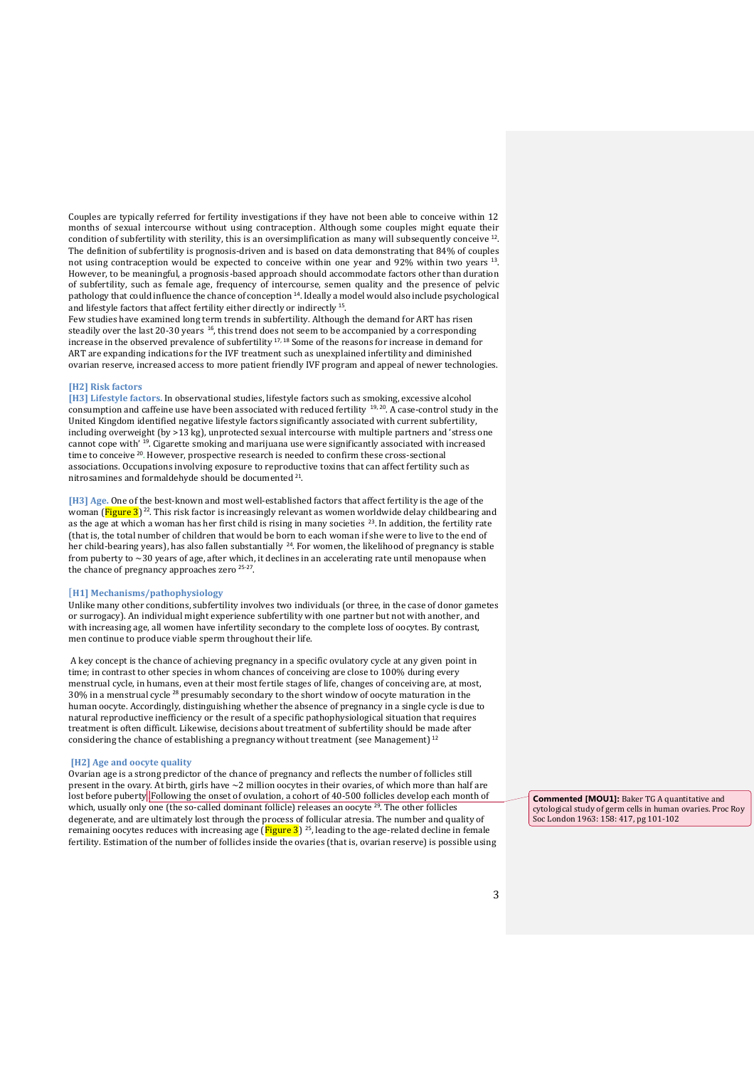Couples are typically referred for fertility investigations if they have not been able to conceive within 12 months of sexual intercourse without using contraception. Although some couples might equate their condition of subfertility with sterility, this is an oversimplification as many will subsequently conceive [12]. The definition of subfertility is prognosis-driven and is based on data demonstrating that 84% of couples not using contraception would be expected to conceive within one year and 92% within two years [13]. However, to be meaningful, a prognosis-based approach should accommodate factors other than duration of subfertility, such as female age, frequency of intercourse, semen quality and the presence of pelvic pathology that could influence the chance of conception [14]. Ideally a model would also include psychological and lifestyle factors that affect fertility either directly or indirectly [15].

Few studies have examined long term trends in subfertility. Although the demand for ART has risen steadily over the last 20-30 years [16], this trend does not seem to be accompanied by a corresponding increase in the observed prevalence of subfertility [17, 18] Some of the reasons for increase in demand for ART are expanding indications for the IVF treatment such as unexplained infertility and diminished ovarian reserve, increased access to more patient friendly IVF program and appeal of newer technologies.

## [H2] Risk factors

**[H3] Lifestyle factors.** In observational studies, lifestyle factors such as smoking, excessive alcohol consumption and caffeine use have been associated with reduced fertility [19, 20]. A case-control study in the United Kingdom identified negative lifestyle factors significantly associated with current subfertility, including overweight (by >13 kg), unprotected sexual intercourse with multiple partners and 'stress one cannot cope with' [19]. Cigarette smoking and marijuana use were significantly associated with increased time to conceive [20]. However, prospective research is needed to confirm these cross-sectional associations. Occupations involving exposure to reproductive toxins that can affect fertility such as nitrosamines and formaldehyde should be documented [21].

**[H3] Age.** One of the best-known and most well-established factors that affect fertility is the age of the woman (Figure 3) [22]. This risk factor is increasingly relevant as women worldwide delay childbearing and as the age at which a woman has her first child is rising in many societies [23]. In addition, the fertility rate (that is, the total number of children that would be born to each woman if she were to live to the end of her child-bearing years), has also fallen substantially [24]. For women, the likelihood of pregnancy is stable from puberty to ~30 years of age, after which, it declines in an accelerating rate until menopause when the chance of pregnancy approaches zero [25-27].

# [H1] Mechanisms/pathophysiology

Unlike many other conditions, subfertility involves two individuals (or three, in the case of donor gametes or surrogacy). An individual might experience subfertility with one partner but not with another, and with increasing age, all women have infertility secondary to the complete loss of oocytes. By contrast, men continue to produce viable sperm throughout their life.

A key concept is the chance of achieving pregnancy in a specific ovulatory cycle at any given point in time; in contrast to other species in whom chances of conceiving are close to 100% during every menstrual cycle, in humans, even at their most fertile stages of life, changes of conceiving are, at most, 30% in a menstrual cycle [28] presumably secondary to the short window of oocyte maturation in the human oocyte. Accordingly, distinguishing whether the absence of pregnancy in a single cycle is due to natural reproductive inefficiency or the result of a specific pathophysiological situation that requires treatment is often difficult. Likewise, decisions about treatment of subfertility should be made after considering the chance of establishing a pregnancy without treatment (see Management) [12]

## [H2] Age and oocyte quality

Ovarian age is a strong predictor of the chance of pregnancy and reflects the number of follicles still present in the ovary. At birth, girls have ~2 million oocytes in their ovaries, of which more than half are lost before puberty. Following the onset of ovulation, a cohort of 40-500 follicles develop each month of which, usually only one (the so-called dominant follicle) releases an oocyte [29]. The other follicles degenerate, and are ultimately lost through the process of follicular atresia. The number and quality of remaining oocytes reduces with increasing age (Figure 3) [25], leading to the age-related decline in female fertility. Estimation of the number of follicles inside the ovaries (that is, ovarian reserve) is possible using

**Commented [MOU1]:** Baker TG A quantitative and cytological study of germ cells in human ovaries. Proc Roy Soc London 1963: 158: 417, pg 101-102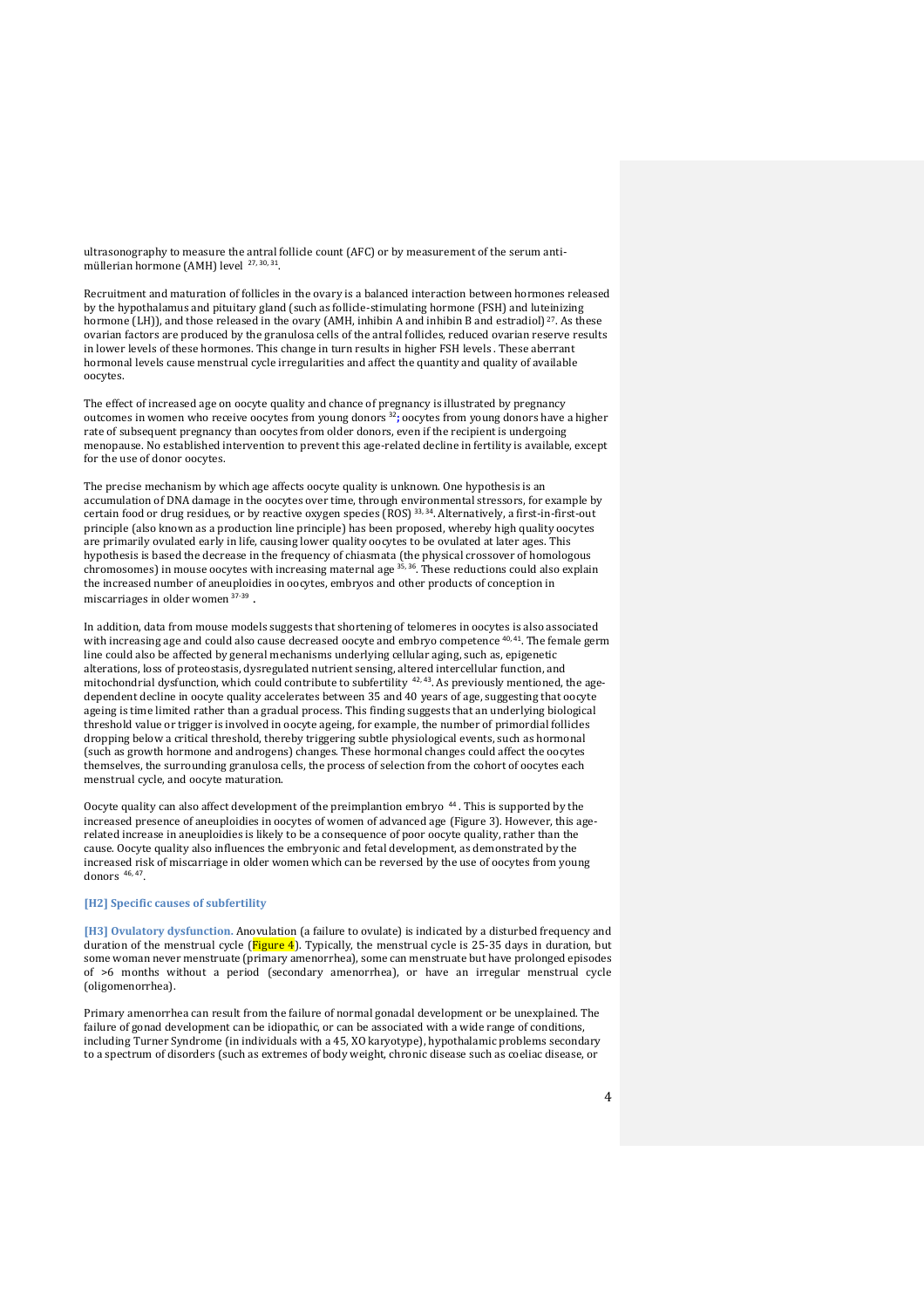ultrasonography to measure the antral follicle count (AFC) or by measurement of the serum anti-müllerian hormone (AMH) level [27, 30, 31].

Recruitment and maturation of follicles in the ovary is a balanced interaction between hormones released by the hypothalamus and pituitary gland (such as follicle-stimulating hormone (FSH) and luteinizing hormone (LH)), and those released in the ovary (AMH, inhibin A and inhibin B and estradiol) [27]. As these ovarian factors are produced by the granulosa cells of the antral follicles, reduced ovarian reserve results in lower levels of these hormones. This change in turn results in higher FSH levels . These aberrant hormonal levels cause menstrual cycle irregularities and affect the quantity and quality of available oocytes.

The effect of increased age on oocyte quality and chance of pregnancy is illustrated by pregnancy outcomes in women who receive oocytes from young donors [32]; oocytes from young donors have a higher rate of subsequent pregnancy than oocytes from older donors, even if the recipient is undergoing menopause. No established intervention to prevent this age-related decline in fertility is available, except for the use of donor oocytes.

The precise mechanism by which age affects oocyte quality is unknown. One hypothesis is an accumulation of DNA damage in the oocytes over time, through environmental stressors, for example by certain food or drug residues, or by reactive oxygen species (ROS) [33, 34]. Alternatively, a first-in-first-out principle (also known as a production line principle) has been proposed, whereby high quality oocytes are primarily ovulated early in life, causing lower quality oocytes to be ovulated at later ages. This hypothesis is based the decrease in the frequency of chiasmata (the physical crossover of homologous chromosomes) in mouse oocytes with increasing maternal age [35, 36]. These reductions could also explain the increased number of aneuploidies in oocytes, embryos and other products of conception in miscarriages in older women [37-39] .

In addition, data from mouse models suggests that shortening of telomeres in oocytes is also associated with increasing age and could also cause decreased oocyte and embryo competence [40, 41]. The female germ line could also be affected by general mechanisms underlying cellular aging, such as, epigenetic alterations, loss of proteostasis, dysregulated nutrient sensing, altered intercellular function, and mitochondrial dysfunction, which could contribute to subfertility [42, 43]. As previously mentioned, the age-dependent decline in oocyte quality accelerates between 35 and 40 years of age, suggesting that oocyte ageing is time limited rather than a gradual process. This finding suggests that an underlying biological threshold value or trigger is involved in oocyte ageing, for example, the number of primordial follicles dropping below a critical threshold, thereby triggering subtle physiological events, such as hormonal (such as growth hormone and androgens) changes. These hormonal changes could affect the oocytes themselves, the surrounding granulosa cells, the process of selection from the cohort of oocytes each menstrual cycle, and oocyte maturation.

Oocyte quality can also affect development of the preimplantion embryo [44] . This is supported by the increased presence of aneuploidies in oocytes of women of advanced age (Figure 3). However, this age-related increase in aneuploidies is likely to be a consequence of poor oocyte quality, rather than the cause. Oocyte quality also influences the embryonic and fetal development, as demonstrated by the increased risk of miscarriage in older women which can be reversed by the use of oocytes from young donors [46, 47].

## [H2] Specific causes of subfertility

**[H3] Ovulatory dysfunction.** Anovulation (a failure to ovulate) is indicated by a disturbed frequency and duration of the menstrual cycle (Figure 4). Typically, the menstrual cycle is 25-35 days in duration, but some woman never menstruate (primary amenorrhea), some can menstruate but have prolonged episodes of >6 months without a period (secondary amenorrhea), or have an irregular menstrual cycle (oligomenorrhea).

Primary amenorrhea can result from the failure of normal gonadal development or be unexplained. The failure of gonad development can be idiopathic, or can be associated with a wide range of conditions, including Turner Syndrome (in individuals with a 45, XO karyotype), hypothalamic problems secondary to a spectrum of disorders (such as extremes of body weight, chronic disease such as coeliac disease, or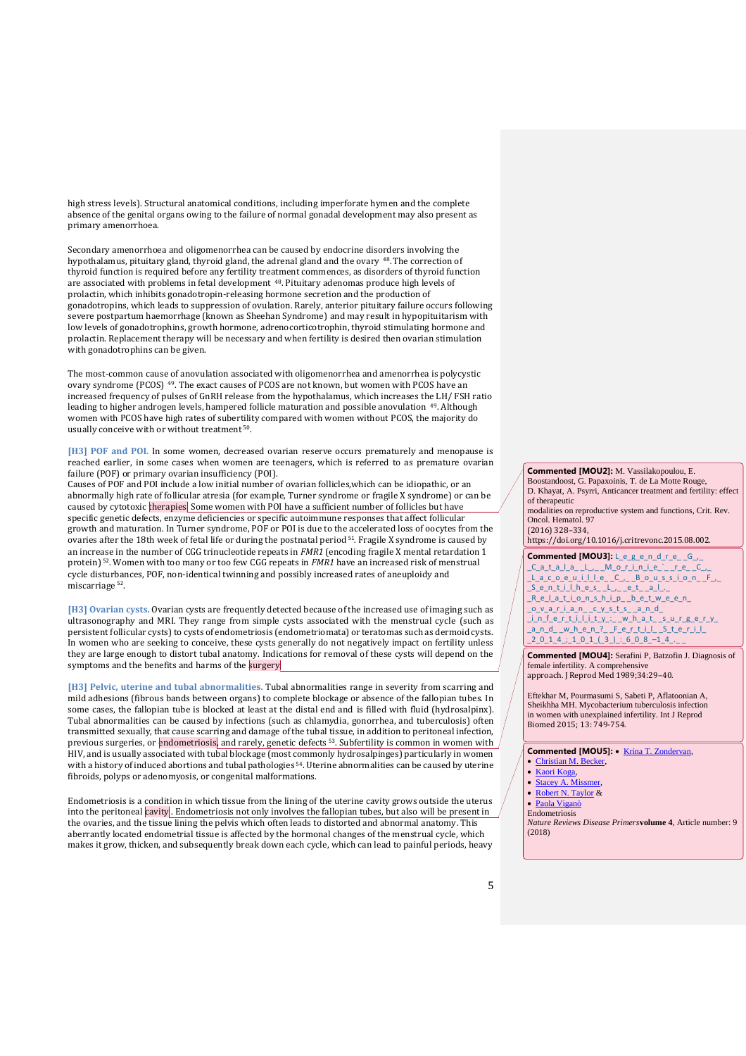high stress levels). Structural anatomical conditions, including imperforate hymen and the complete absence of the genital organs owing to the failure of normal gonadal development may also present as primary amenorrhoea.

Secondary amenorrhoea and oligomenorrhea can be caused by endocrine disorders involving the hypothalamus, pituitary gland, thyroid gland, the adrenal gland and the ovary [48]. The correction of thyroid function is required before any fertility treatment commences, as disorders of thyroid function are associated with problems in fetal development [48]. Pituitary adenomas produce high levels of prolactin, which inhibits gonadotropin-releasing hormone secretion and the production of gonadotropins, which leads to suppression of ovulation. Rarely, anterior pituitary failure occurs following severe postpartum haemorrhage (known as Sheehan Syndrome) and may result in hypopituitarism with low levels of gonadotrophins, growth hormone, adrenocorticotrophin, thyroid stimulating hormone and prolactin. Replacement therapy will be necessary and when fertility is desired then ovarian stimulation with gonadotrophins can be given.

The most-common cause of anovulation associated with oligomenorrhea and amenorrhea is polycystic ovary syndrome (PCOS) [49]. The exact causes of PCOS are not known, but women with PCOS have an increased frequency of pulses of GnRH release from the hypothalamus, which increases the LH/ FSH ratio leading to higher androgen levels, hampered follicle maturation and possible anovulation [49]. Although women with PCOS have high rates of subfertility compared with women without PCOS, the majority do usually conceive with or without treatment [50].

**[H3] POF and POI.** In some women, decreased ovarian reserve occurs prematurely and menopause is reached earlier, in some cases when women are teenagers, which is referred to as premature ovarian failure (POF) or primary ovarian insufficiency (POI).
Causes of POF and POI include a low initial number of ovarian follicles,which can be idiopathic, or an abnormally high rate of follicular atresia (for example, Turner syndrome or fragile X syndrome) or can be caused by cytotoxic therapies. Some women with POI have a sufficient number of follicles but have specific genetic defects, enzyme deficiencies or specific autoimmune responses that affect follicular growth and maturation. In Turner syndrome, POF or POI is due to the accelerated loss of oocytes from the ovaries after the 18th week of fetal life or during the postnatal period [51]. Fragile X syndrome is caused by an increase in the number of CGG trinucleotide repeats in *FMR1* (encoding fragile X mental retardation 1 protein) [52]. Women with too many or too few CGG repeats in *FMR1* have an increased risk of menstrual cycle disturbances, POF, non-identical twinning and possibly increased rates of aneuploidy and miscarriage [52].

**[H3] Ovarian cysts.** Ovarian cysts are frequently detected because of the increased use of imaging such as ultrasonography and MRI. They range from simple cysts associated with the menstrual cycle (such as persistent follicular cysts) to cysts of endometriosis (endometriomata) or teratomas such as dermoid cysts. In women who are seeking to conceive, these cysts generally do not negatively impact on fertility unless they are large enough to distort tubal anatomy. Indications for removal of these cysts will depend on the symptoms and the benefits and harms of the surgery

**[H3] Pelvic, uterine and tubal abnormalities.** Tubal abnormalities range in severity from scarring and mild adhesions (fibrous bands between organs) to complete blockage or absence of the fallopian tubes. In some cases, the fallopian tube is blocked at least at the distal end and is filled with fluid (hydrosalpinx). Tubal abnormalities can be caused by infections (such as chlamydia, gonorrhea, and tuberculosis) often transmitted sexually, that cause scarring and damage of the tubal tissue, in addition to peritoneal infection, previous surgeries, or endometriosis, and rarely, genetic defects [53]. Subfertility is common in women with HIV, and is usually associated with tubal blockage (most commonly hydrosalpinges) particularly in women with a history of induced abortions and tubal pathologies [54]. Uterine abnormalities can be caused by uterine fibroids, polyps or adenomyosis, or congenital malformations.

Endometriosis is a condition in which tissue from the lining of the uterine cavity grows outside the uterus into the peritoneal cavity. Endometriosis not only involves the fallopian tubes, but also will be present in the ovaries, and the tissue lining the pelvis which often leads to distorted and abnormal anatomy. This aberrantly located endometrial tissue is affected by the hormonal changes of the menstrual cycle, which makes it grow, thicken, and subsequently break down each cycle, which can lead to painful periods, heavy

**Commented [MOU2]:** M. Vassilakopoulou, E. Boostandoost, G. Papaxoinis, T. de La Motte Rouge, D. Khayat, A. Psyrri, Anticancer treatment and fertility: effect of therapeutic modalities on reproductive system and functions, Crit. Rev. Oncol. Hematol. 97 (2016) 328–334, https://doi.org/10.1016/j.critrevonc.2015.08.002.

**Commented [MOU3]:** Legendre G, Catala L, Morinière C, Lacoeuille C, Boussion F, Sentilhes L, et al. Relationship between ovarian cysts and infertility: what surgery and when? Fertil Steril 2014;101(3):608–14.

**Commented [MOU4]:** Serafini P, Batzofin J. Diagnosis of female infertility. A comprehensive approach. J Reprod Med 1989;34:29–40.

Eftekhar M, Pourmasumi S, Sabeti P, Aflatoonian A, Sheikhha MH. Mycobacterium tuberculosis infection in women with unexplained infertility. Int J Reprod Biomed 2015; 13: 749-754.

**Commented [MOU5]:**
- Krina T. Zondervan,
- Christian M. Becker,
- Kaori Koga,
- Stacey A. Missmer,
- Robert N. Taylor &
- Paola Viganò

Endometriosis
*Nature Reviews Disease Primers* **volume 4**, Article number: 9 (2018)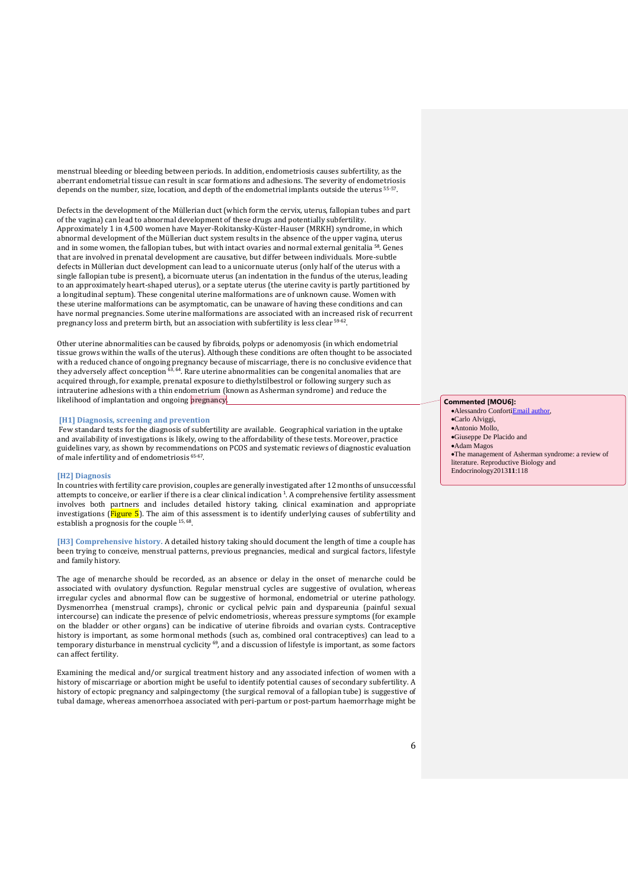menstrual bleeding or bleeding between periods. In addition, endometriosis causes subfertility, as the aberrant endometrial tissue can result in scar formations and adhesions. The severity of endometriosis depends on the number, size, location, and depth of the endometrial implants outside the uterus [55-57].

Defects in the development of the Müllerian duct (which form the cervix, uterus, fallopian tubes and part of the vagina) can lead to abnormal development of these drugs and potentially subfertility. Approximately 1 in 4,500 women have Mayer-Rokitansky-Küster-Hauser (MRKH) syndrome, in which abnormal development of the Müllerian duct system results in the absence of the upper vagina, uterus and in some women, the fallopian tubes, but with intact ovaries and normal external genitalia [58]. Genes that are involved in prenatal development are causative, but differ between individuals. More-subtle defects in Müllerian duct development can lead to a unicornuate uterus (only half of the uterus with a single fallopian tube is present), a bicornuate uterus (an indentation in the fundus of the uterus, leading to an approximately heart-shaped uterus), or a septate uterus (the uterine cavity is partly partitioned by a longitudinal septum). These congenital uterine malformations are of unknown cause. Women with these uterine malformations can be asymptomatic, can be unaware of having these conditions and can have normal pregnancies. Some uterine malformations are associated with an increased risk of recurrent pregnancy loss and preterm birth, but an association with subfertility is less clear [59-62].

Other uterine abnormalities can be caused by fibroids, polyps or adenomyosis (in which endometrial tissue grows within the walls of the uterus). Although these conditions are often thought to be associated with a reduced chance of ongoing pregnancy because of miscarriage, there is no conclusive evidence that they adversely affect conception [63, 64]. Rare uterine abnormalities can be congenital anomalies that are acquired through, for example, prenatal exposure to diethylstilbestrol or following surgery such as intrauterine adhesions with a thin endometrium (known as Asherman syndrome) and reduce the likelihood of implantation and ongoing pregnancy.

**Commented [MOU6]:**
- Alessandro Conforti Email author,
- Carlo Alviggi,
- Antonio Mollo,
- Giuseppe De Placido and
- Adam Magos
- The management of Asherman syndrome: a review of literature. Reproductive Biology and Endocrinology2013**11**:118

# [H1] Diagnosis, screening and prevention

Few standard tests for the diagnosis of subfertility are available. Geographical variation in the uptake and availability of investigations is likely, owing to the affordability of these tests. Moreover, practice guidelines vary, as shown by recommendations on PCOS and systematic reviews of diagnostic evaluation of male infertility and of endometriosis [65-67].

## [H2] Diagnosis

In countries with fertility care provision, couples are generally investigated after 12 months of unsuccessful attempts to conceive, or earlier if there is a clear clinical indication [1]. A comprehensive fertility assessment involves both partners and includes detailed history taking, clinical examination and appropriate investigations (Figure 5). The aim of this assessment is to identify underlying causes of subfertility and establish a prognosis for the couple [15, 68].

**[H3] Comprehensive history.** A detailed history taking should document the length of time a couple has been trying to conceive, menstrual patterns, previous pregnancies, medical and surgical factors, lifestyle and family history.

The age of menarche should be recorded, as an absence or delay in the onset of menarche could be associated with ovulatory dysfunction. Regular menstrual cycles are suggestive of ovulation, whereas irregular cycles and abnormal flow can be suggestive of hormonal, endometrial or uterine pathology. Dysmenorrhea (menstrual cramps), chronic or cyclical pelvic pain and dyspareunia (painful sexual intercourse) can indicate the presence of pelvic endometriosis, whereas pressure symptoms (for example on the bladder or other organs) can be indicative of uterine fibroids and ovarian cysts. Contraceptive history is important, as some hormonal methods (such as, combined oral contraceptives) can lead to a temporary disturbance in menstrual cyclicity [69], and a discussion of lifestyle is important, as some factors can affect fertility.

Examining the medical and/or surgical treatment history and any associated infection of women with a history of miscarriage or abortion might be useful to identify potential causes of secondary subfertility. A history of ectopic pregnancy and salpingectomy (the surgical removal of a fallopian tube) is suggestive of tubal damage, whereas amenorrhoea associated with peri-partum or post-partum haemorrhage might be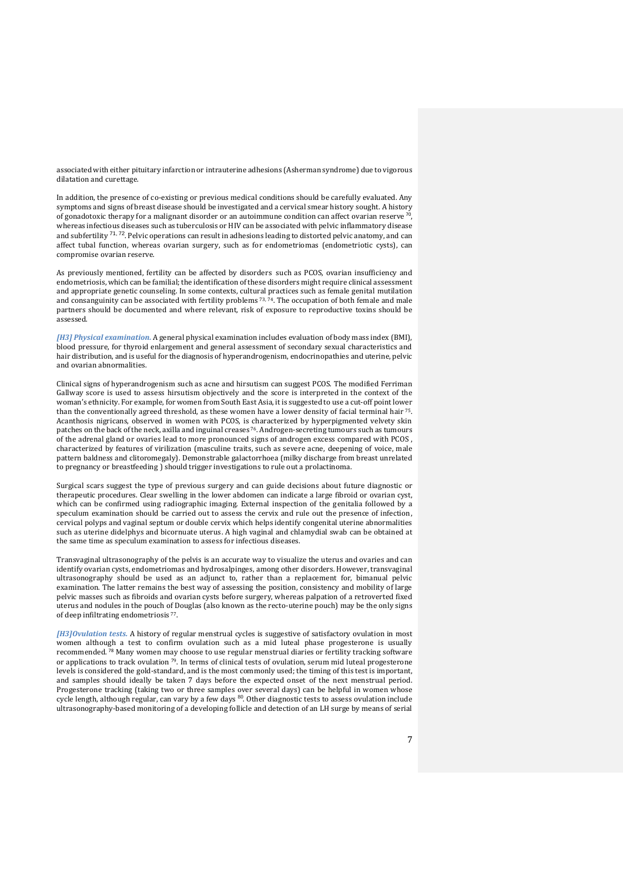associated with either pituitary infarction or intrauterine adhesions (Asherman syndrome) due to vigorous dilatation and curettage.

In addition, the presence of co-existing or previous medical conditions should be carefully evaluated. Any symptoms and signs of breast disease should be investigated and a cervical smear history sought. A history of gonadotoxic therapy for a malignant disorder or an autoimmune condition can affect ovarian reserve [70], whereas infectious diseases such as tuberculosis or HIV can be associated with pelvic inflammatory disease and subfertility [71, 72]. Pelvic operations can result in adhesions leading to distorted pelvic anatomy, and can affect tubal function, whereas ovarian surgery, such as for endometriomas (endometriotic cysts), can compromise ovarian reserve.

As previously mentioned, fertility can be affected by disorders such as PCOS, ovarian insufficiency and endometriosis, which can be familial; the identification of these disorders might require clinical assessment and appropriate genetic counseling. In some contexts, cultural practices such as female genital mutilation and consanguinity can be associated with fertility problems [73, 74]. The occupation of both female and male partners should be documented and where relevant, risk of exposure to reproductive toxins should be assessed.

*[H3] Physical examination.* A general physical examination includes evaluation of body mass index (BMI), blood pressure, for thyroid enlargement and general assessment of secondary sexual characteristics and hair distribution, and is useful for the diagnosis of hyperandrogenism, endocrinopathies and uterine, pelvic and ovarian abnormalities.

Clinical signs of hyperandrogenism such as acne and hirsutism can suggest PCOS. The modified Ferriman Gallway score is used to assess hirsutism objectively and the score is interpreted in the context of the woman's ethnicity. For example, for women from South East Asia, it is suggested to use a cut-off point lower than the conventionally agreed threshold, as these women have a lower density of facial terminal hair [75]. Acanthosis nigricans, observed in women with PCOS, is characterized by hyperpigmented velvety skin patches on the back of the neck, axilla and inguinal creases [76]. Androgen-secreting tumours such as tumours of the adrenal gland or ovaries lead to more pronounced signs of androgen excess compared with PCOS , characterized by features of virilization (masculine traits, such as severe acne, deepening of voice, male pattern baldness and clitoromegaly). Demonstrable galactorrhoea (milky discharge from breast unrelated to pregnancy or breastfeeding ) should trigger investigations to rule out a prolactinoma.

Surgical scars suggest the type of previous surgery and can guide decisions about future diagnostic or therapeutic procedures. Clear swelling in the lower abdomen can indicate a large fibroid or ovarian cyst, which can be confirmed using radiographic imaging. External inspection of the genitalia followed by a speculum examination should be carried out to assess the cervix and rule out the presence of infection, cervical polyps and vaginal septum or double cervix which helps identify congenital uterine abnormalities such as uterine didelphys and bicornuate uterus. A high vaginal and chlamydial swab can be obtained at the same time as speculum examination to assess for infectious diseases.

Transvaginal ultrasonography of the pelvis is an accurate way to visualize the uterus and ovaries and can identify ovarian cysts, endometriomas and hydrosalpinges, among other disorders. However, transvaginal ultrasonography should be used as an adjunct to, rather than a replacement for, bimanual pelvic examination. The latter remains the best way of assessing the position, consistency and mobility of large pelvic masses such as fibroids and ovarian cysts before surgery, whereas palpation of a retroverted fixed uterus and nodules in the pouch of Douglas (also known as the recto-uterine pouch) may be the only signs of deep infiltrating endometriosis [77].

*[H3]Ovulation tests.* A history of regular menstrual cycles is suggestive of satisfactory ovulation in most women although a test to confirm ovulation such as a mid luteal phase progesterone is usually recommended. [78] Many women may choose to use regular menstrual diaries or fertility tracking software or applications to track ovulation [79]. In terms of clinical tests of ovulation, serum mid luteal progesterone levels is considered the gold-standard, and is the most commonly used; the timing of this test is important, and samples should ideally be taken 7 days before the expected onset of the next menstrual period. Progesterone tracking (taking two or three samples over several days) can be helpful in women whose cycle length, although regular, can vary by a few days [80]. Other diagnostic tests to assess ovulation include ultrasonography-based monitoring of a developing follicle and detection of an LH surge by means of serial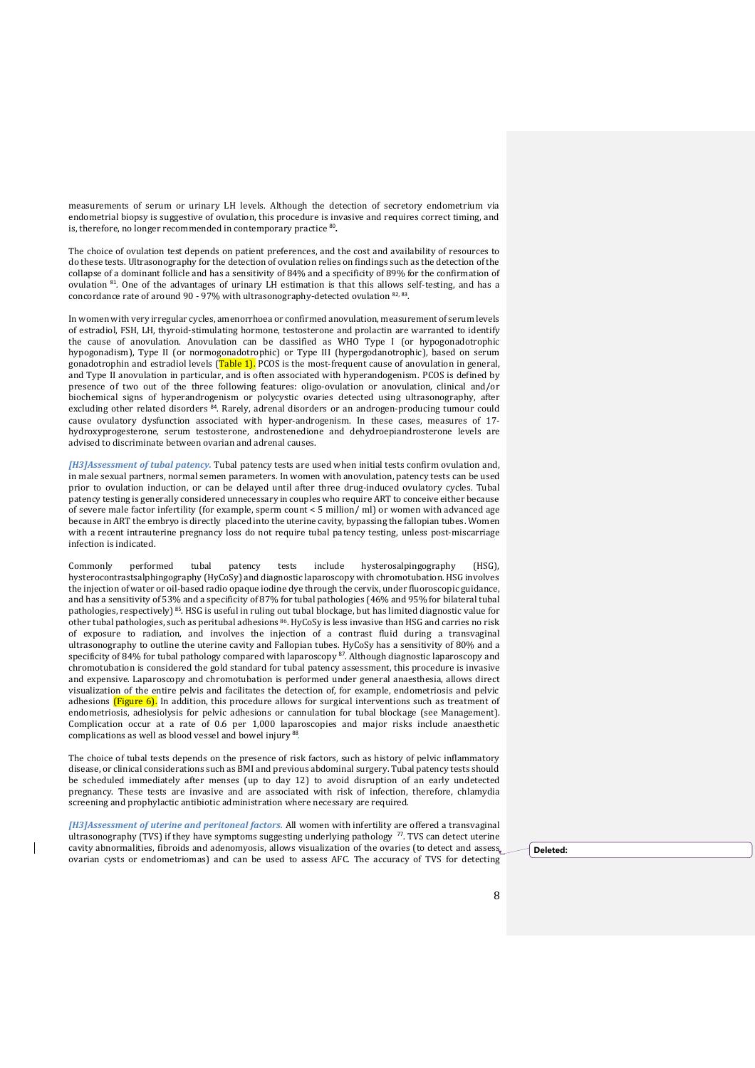measurements of serum or urinary LH levels. Although the detection of secretory endometrium via endometrial biopsy is suggestive of ovulation, this procedure is invasive and requires correct timing, and is, therefore, no longer recommended in contemporary practice [80].

The choice of ovulation test depends on patient preferences, and the cost and availability of resources to do these tests. Ultrasonography for the detection of ovulation relies on findings such as the detection of the collapse of a dominant follicle and has a sensitivity of 84% and a specificity of 89% for the confirmation of ovulation [81]. One of the advantages of urinary LH estimation is that this allows self-testing, and has a concordance rate of around 90 - 97% with ultrasonography-detected ovulation [82, 83].

In women with very irregular cycles, amenorrhoea or confirmed anovulation, measurement of serum levels of estradiol, FSH, LH, thyroid-stimulating hormone, testosterone and prolactin are warranted to identify the cause of anovulation. Anovulation can be classified as WHO Type I (or hypogonadotrophic hypogonadism), Type II (or normogonadotrophic) or Type III (hypergodanotrophic), based on serum gonadotrophin and estradiol levels (Table 1). PCOS is the most-frequent cause of anovulation in general, and Type II anovulation in particular, and is often associated with hyperandogenism. PCOS is defined by presence of two out of the three following features: oligo-ovulation or anovulation, clinical and/or biochemical signs of hyperandrogenism or polycystic ovaries detected using ultrasonography, after excluding other related disorders [84]. Rarely, adrenal disorders or an androgen-producing tumour could cause ovulatory dysfunction associated with hyper-androgenism. In these cases, measures of 17-hydroxyprogesterone, serum testosterone, androstenedione and dehydroepiandrosterone levels are advised to discriminate between ovarian and adrenal causes.

*[H3]Assessment of tubal patency.* Tubal patency tests are used when initial tests confirm ovulation and, in male sexual partners, normal semen parameters. In women with anovulation, patency tests can be used prior to ovulation induction, or can be delayed until after three drug-induced ovulatory cycles. Tubal patency testing is generally considered unnecessary in couples who require ART to conceive either because of severe male factor infertility (for example, sperm count < 5 million/ ml) or women with advanced age because in ART the embryo is directly placed into the uterine cavity, bypassing the fallopian tubes. Women with a recent intrauterine pregnancy loss do not require tubal patency testing, unless post-miscarriage infection is indicated.

Commonly performed tubal patency tests include hysterosalpingography (HSG), hysterocontrastsalphingography (HyCoSy) and diagnostic laparoscopy with chromotubation. HSG involves the injection of water or oil-based radio opaque iodine dye through the cervix, under fluoroscopic guidance, and has a sensitivity of 53% and a specificity of 87% for tubal pathologies (46% and 95% for bilateral tubal pathologies, respectively) [85]. HSG is useful in ruling out tubal blockage, but has limited diagnostic value for other tubal pathologies, such as peritubal adhesions [86]. HyCoSy is less invasive than HSG and carries no risk of exposure to radiation, and involves the injection of a contrast fluid during a transvaginal ultrasonography to outline the uterine cavity and Fallopian tubes. HyCoSy has a sensitivity of 80% and a specificity of 84% for tubal pathology compared with laparoscopy [87]. Although diagnostic laparoscopy and chromotubation is considered the gold standard for tubal patency assessment, this procedure is invasive and expensive. Laparoscopy and chromotubation is performed under general anaesthesia, allows direct visualization of the entire pelvis and facilitates the detection of, for example, endometriosis and pelvic adhesions (Figure 6). In addition, this procedure allows for surgical interventions such as treatment of endometriosis, adhesiolysis for pelvic adhesions or cannulation for tubal blockage (see Management). Complication occur at a rate of 0.6 per 1,000 laparoscopies and major risks include anaesthetic complications as well as blood vessel and bowel injury [88].

The choice of tubal tests depends on the presence of risk factors, such as history of pelvic inflammatory disease, or clinical considerations such as BMI and previous abdominal surgery. Tubal patency tests should be scheduled immediately after menses (up to day 12) to avoid disruption of an early undetected pregnancy. These tests are invasive and are associated with risk of infection, therefore, chlamydia screening and prophylactic antibiotic administration where necessary are required.

*[H3]Assessment of uterine and peritoneal factors.* All women with infertility are offered a transvaginal ultrasonography (TVS) if they have symptoms suggesting underlying pathology [77]. TVS can detect uterine cavity abnormalities, fibroids and adenomyosis, allows visualization of the ovaries (to detect and assess ovarian cysts or endometriomas) and can be used to assess AFC. The accuracy of TVS for detecting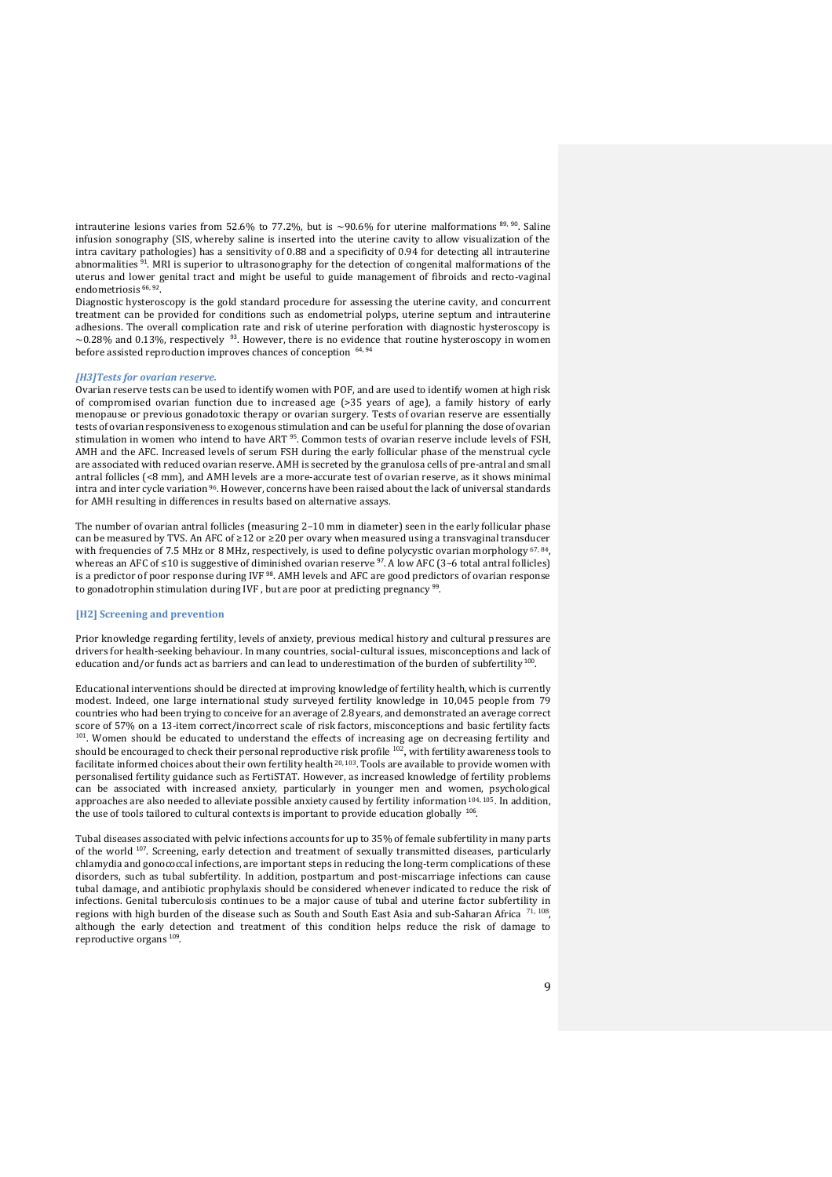intrauterine lesions varies from 52.6% to 77.2%, but is ~90.6% for uterine malformations [89, 90]. Saline infusion sonography (SIS, whereby saline is inserted into the uterine cavity to allow visualization of the intra cavitary pathologies) has a sensitivity of 0.88 and a specificity of 0.94 for detecting all intrauterine abnormalities [91]. MRI is superior to ultrasonography for the detection of congenital malformations of the uterus and lower genital tract and might be useful to guide management of fibroids and recto-vaginal endometriosis [66, 92].

Diagnostic hysteroscopy is the gold standard procedure for assessing the uterine cavity, and concurrent treatment can be provided for conditions such as endometrial polyps, uterine septum and intrauterine adhesions. The overall complication rate and risk of uterine perforation with diagnostic hysteroscopy is ~0.28% and 0.13%, respectively [93]. However, there is no evidence that routine hysteroscopy in women before assisted reproduction improves chances of conception [64, 94]

### *[H3]Tests for ovarian reserve.*

Ovarian reserve tests can be used to identify women with POF, and are used to identify women at high risk of compromised ovarian function due to increased age (>35 years of age), a family history of early menopause or previous gonadotoxic therapy or ovarian surgery. Tests of ovarian reserve are essentially tests of ovarian responsiveness to exogenous stimulation and can be useful for planning the dose of ovarian stimulation in women who intend to have ART [95]. Common tests of ovarian reserve include levels of FSH, AMH and the AFC. Increased levels of serum FSH during the early follicular phase of the menstrual cycle are associated with reduced ovarian reserve. AMH is secreted by the granulosa cells of pre-antral and small antral follicles (<8 mm), and AMH levels are a more-accurate test of ovarian reserve, as it shows minimal intra and inter cycle variation [96]. However, concerns have been raised about the lack of universal standards for AMH resulting in differences in results based on alternative assays.

The number of ovarian antral follicles (measuring 2–10 mm in diameter) seen in the early follicular phase can be measured by TVS. An AFC of ≥12 or ≥20 per ovary when measured using a transvaginal transducer with frequencies of 7.5 MHz or 8 MHz, respectively, is used to define polycystic ovarian morphology [67, 84], whereas an AFC of ≤10 is suggestive of diminished ovarian reserve [97]. A low AFC (3–6 total antral follicles) is a predictor of poor response during IVF [98]. AMH levels and AFC are good predictors of ovarian response to gonadotrophin stimulation during IVF , but are poor at predicting pregnancy [99].

## [H2] Screening and prevention

Prior knowledge regarding fertility, levels of anxiety, previous medical history and cultural pressures are drivers for health-seeking behaviour. In many countries, social-cultural issues, misconceptions and lack of education and/or funds act as barriers and can lead to underestimation of the burden of subfertility [100].

Educational interventions should be directed at improving knowledge of fertility health, which is currently modest. Indeed, one large international study surveyed fertility knowledge in 10,045 people from 79 countries who had been trying to conceive for an average of 2.8 years, and demonstrated an average correct score of 57% on a 13-item correct/incorrect scale of risk factors, misconceptions and basic fertility facts [101]. Women should be educated to understand the effects of increasing age on decreasing fertility and should be encouraged to check their personal reproductive risk profile [102], with fertility awareness tools to facilitate informed choices about their own fertility health [20, 103]. Tools are available to provide women with personalised fertility guidance such as FertiSTAT. However, as increased knowledge of fertility problems can be associated with increased anxiety, particularly in younger men and women, psychological approaches are also needed to alleviate possible anxiety caused by fertility information [104, 105]. In addition, the use of tools tailored to cultural contexts is important to provide education globally [106].

Tubal diseases associated with pelvic infections accounts for up to 35% of female subfertility in many parts of the world [107]. Screening, early detection and treatment of sexually transmitted diseases, particularly chlamydia and gonococcal infections, are important steps in reducing the long-term complications of these disorders, such as tubal subfertility. In addition, postpartum and post-miscarriage infections can cause tubal damage, and antibiotic prophylaxis should be considered whenever indicated to reduce the risk of infections. Genital tuberculosis continues to be a major cause of tubal and uterine factor subfertility in regions with high burden of the disease such as South and South East Asia and sub-Saharan Africa [71, 108], although the early detection and treatment of this condition helps reduce the risk of damage to reproductive organs [109].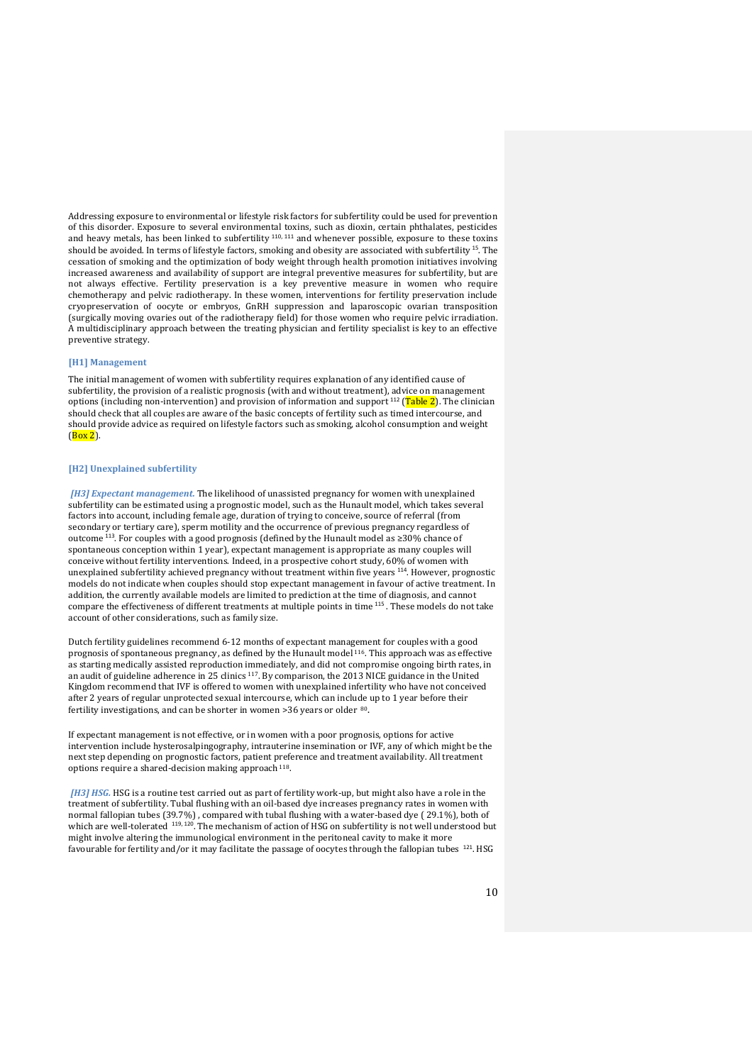Addressing exposure to environmental or lifestyle risk factors for subfertility could be used for prevention of this disorder. Exposure to several environmental toxins, such as dioxin, certain phthalates, pesticides and heavy metals, has been linked to subfertility [110, 111] and whenever possible, exposure to these toxins should be avoided. In terms of lifestyle factors, smoking and obesity are associated with subfertility [15]. The cessation of smoking and the optimization of body weight through health promotion initiatives involving increased awareness and availability of support are integral preventive measures for subfertility, but are not always effective. Fertility preservation is a key preventive measure in women who require chemotherapy and pelvic radiotherapy. In these women, interventions for fertility preservation include cryopreservation of oocyte or embryos, GnRH suppression and laparoscopic ovarian transposition (surgically moving ovaries out of the radiotherapy field) for those women who require pelvic irradiation. A multidisciplinary approach between the treating physician and fertility specialist is key to an effective preventive strategy.

# [H1] Management

The initial management of women with subfertility requires explanation of any identified cause of subfertility, the provision of a realistic prognosis (with and without treatment), advice on management options (including non-intervention) and provision of information and support [112] (Table 2). The clinician should check that all couples are aware of the basic concepts of fertility such as timed intercourse, and should provide advice as required on lifestyle factors such as smoking, alcohol consumption and weight (Box 2).

## [H2] Unexplained subfertility

***[H3] Expectant management.*** The likelihood of unassisted pregnancy for women with unexplained subfertility can be estimated using a prognostic model, such as the Hunault model, which takes several factors into account, including female age, duration of trying to conceive, source of referral (from secondary or tertiary care), sperm motility and the occurrence of previous pregnancy regardless of outcome [113]. For couples with a good prognosis (defined by the Hunault model as ≥30% chance of spontaneous conception within 1 year), expectant management is appropriate as many couples will conceive without fertility interventions. Indeed, in a prospective cohort study, 60% of women with unexplained subfertility achieved pregnancy without treatment within five years [114]. However, prognostic models do not indicate when couples should stop expectant management in favour of active treatment. In addition, the currently available models are limited to prediction at the time of diagnosis, and cannot compare the effectiveness of different treatments at multiple points in time [115]. These models do not take account of other considerations, such as family size.

Dutch fertility guidelines recommend 6-12 months of expectant management for couples with a good prognosis of spontaneous pregnancy, as defined by the Hunault model [116]. This approach was as effective as starting medically assisted reproduction immediately, and did not compromise ongoing birth rates, in an audit of guideline adherence in 25 clinics [117]. By comparison, the 2013 NICE guidance in the United Kingdom recommend that IVF is offered to women with unexplained infertility who have not conceived after 2 years of regular unprotected sexual intercourse, which can include up to 1 year before their fertility investigations, and can be shorter in women >36 years or older [80].

If expectant management is not effective, or in women with a poor prognosis, options for active intervention include hysterosalpingography, intrauterine insemination or IVF, any of which might be the next step depending on prognostic factors, patient preference and treatment availability. All treatment options require a shared-decision making approach [118].

***[H3] HSG.*** HSG is a routine test carried out as part of fertility work-up, but might also have a role in the treatment of subfertility. Tubal flushing with an oil-based dye increases pregnancy rates in women with normal fallopian tubes (39.7%), compared with tubal flushing with a water-based dye (29.1%), both of which are well-tolerated [119, 120]. The mechanism of action of HSG on subfertility is not well understood but might involve altering the immunological environment in the peritoneal cavity to make it more favourable for fertility and/or it may facilitate the passage of oocytes through the fallopian tubes [121]. HSG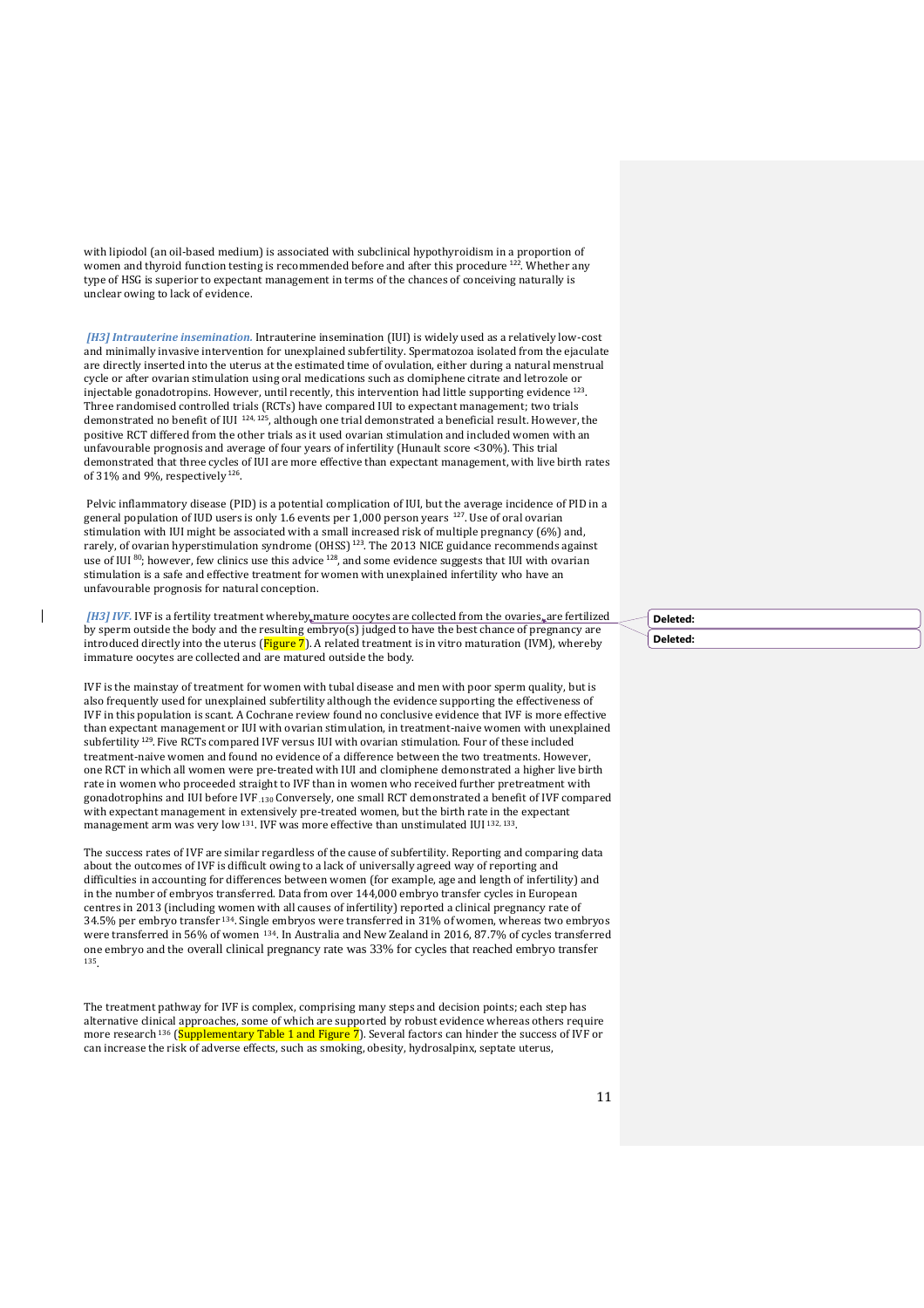with lipiodol (an oil-based medium) is associated with subclinical hypothyroidism in a proportion of women and thyroid function testing is recommended before and after this procedure [122]. Whether any type of HSG is superior to expectant management in terms of the chances of conceiving naturally is unclear owing to lack of evidence.

***[H3] Intrauterine insemination.*** Intrauterine insemination (IUI) is widely used as a relatively low-cost and minimally invasive intervention for unexplained subfertility. Spermatozoa isolated from the ejaculate are directly inserted into the uterus at the estimated time of ovulation, either during a natural menstrual cycle or after ovarian stimulation using oral medications such as clomiphene citrate and letrozole or injectable gonadotropins. However, until recently, this intervention had little supporting evidence [123]. Three randomised controlled trials (RCTs) have compared IUI to expectant management; two trials demonstrated no benefit of IUI [124, 125], although one trial demonstrated a beneficial result. However, the positive RCT differed from the other trials as it used ovarian stimulation and included women with an unfavourable prognosis and average of four years of infertility (Hunault score <30%). This trial demonstrated that three cycles of IUI are more effective than expectant management, with live birth rates of 31% and 9%, respectively [126].

Pelvic inflammatory disease (PID) is a potential complication of IUI, but the average incidence of PID in a general population of IUD users is only 1.6 events per 1,000 person years [127]. Use of oral ovarian stimulation with IUI might be associated with a small increased risk of multiple pregnancy (6%) and, rarely, of ovarian hyperstimulation syndrome (OHSS) [123]. The 2013 NICE guidance recommends against use of IUI [80]; however, few clinics use this advice [128], and some evidence suggests that IUI with ovarian stimulation is a safe and effective treatment for women with unexplained infertility who have an unfavourable prognosis for natural conception.

***[H3] IVF.*** IVF is a fertility treatment whereby mature oocytes are collected from the ovaries, are fertilized by sperm outside the body and the resulting embryo(s) judged to have the best chance of pregnancy are introduced directly into the uterus (Figure 7). A related treatment is in vitro maturation (IVM), whereby immature oocytes are collected and are matured outside the body.

IVF is the mainstay of treatment for women with tubal disease and men with poor sperm quality, but is also frequently used for unexplained subfertility although the evidence supporting the effectiveness of IVF in this population is scant. A Cochrane review found no conclusive evidence that IVF is more effective than expectant management or IUI with ovarian stimulation, in treatment-naive women with unexplained subfertility [129]. Five RCTs compared IVF versus IUI with ovarian stimulation. Four of these included treatment-naive women and found no evidence of a difference between the two treatments. However, one RCT in which all women were pre-treated with IUI and clomiphene demonstrated a higher live birth rate in women who proceeded straight to IVF than in women who received further pretreatment with gonadotrophins and IUI before IVF.[130] Conversely, one small RCT demonstrated a benefit of IVF compared with expectant management in extensively pre-treated women, but the birth rate in the expectant management arm was very low [131]. IVF was more effective than unstimulated IUI [132, 133].

The success rates of IVF are similar regardless of the cause of subfertility. Reporting and comparing data about the outcomes of IVF is difficult owing to a lack of universally agreed way of reporting and difficulties in accounting for differences between women (for example, age and length of infertility) and in the number of embryos transferred. Data from over 144,000 embryo transfer cycles in European centres in 2013 (including women with all causes of infertility) reported a clinical pregnancy rate of 34.5% per embryo transfer [134]. Single embryos were transferred in 31% of women, whereas two embryos were transferred in 56% of women [134]. In Australia and New Zealand in 2016, 87.7% of cycles transferred one embryo and the overall clinical pregnancy rate was 33% for cycles that reached embryo transfer [135].

The treatment pathway for IVF is complex, comprising many steps and decision points; each step has alternative clinical approaches, some of which are supported by robust evidence whereas others require more research [136] (Supplementary Table 1 and Figure 7). Several factors can hinder the success of IVF or can increase the risk of adverse effects, such as smoking, obesity, hydrosalpinx, septate uterus,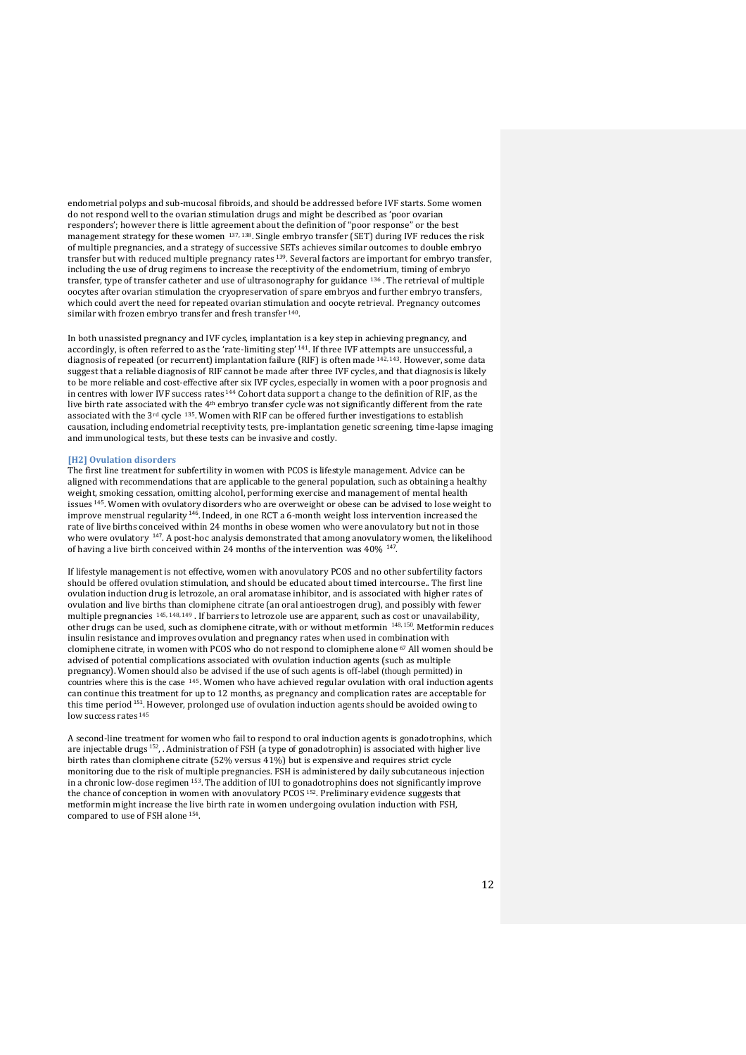endometrial polyps and sub-mucosal fibroids, and should be addressed before IVF starts. Some women do not respond well to the ovarian stimulation drugs and might be described as 'poor ovarian responders'; however there is little agreement about the definition of "poor response" or the best management strategy for these women [137, 138]. Single embryo transfer (SET) during IVF reduces the risk of multiple pregnancies, and a strategy of successive SETs achieves similar outcomes to double embryo transfer but with reduced multiple pregnancy rates [139]. Several factors are important for embryo transfer, including the use of drug regimens to increase the receptivity of the endometrium, timing of embryo transfer, type of transfer catheter and use of ultrasonography for guidance [136]. The retrieval of multiple oocytes after ovarian stimulation the cryopreservation of spare embryos and further embryo transfers, which could avert the need for repeated ovarian stimulation and oocyte retrieval. Pregnancy outcomes similar with frozen embryo transfer and fresh transfer [140].

In both unassisted pregnancy and IVF cycles, implantation is a key step in achieving pregnancy, and accordingly, is often referred to as the 'rate-limiting step' [141]. If three IVF attempts are unsuccessful, a diagnosis of repeated (or recurrent) implantation failure (RIF) is often made [142, 143]. However, some data suggest that a reliable diagnosis of RIF cannot be made after three IVF cycles, and that diagnosis is likely to be more reliable and cost-effective after six IVF cycles, especially in women with a poor prognosis and in centres with lower IVF success rates [144] Cohort data support a change to the definition of RIF, as the live birth rate associated with the 4th embryo transfer cycle was not significantly different from the rate associated with the 3rd cycle [135]. Women with RIF can be offered further investigations to establish causation, including endometrial receptivity tests, pre-implantation genetic screening, time-lapse imaging and immunological tests, but these tests can be invasive and costly.

## [H2] Ovulation disorders

The first line treatment for subfertility in women with PCOS is lifestyle management. Advice can be aligned with recommendations that are applicable to the general population, such as obtaining a healthy weight, smoking cessation, omitting alcohol, performing exercise and management of mental health issues [145]. Women with ovulatory disorders who are overweight or obese can be advised to lose weight to improve menstrual regularity [146]. Indeed, in one RCT a 6-month weight loss intervention increased the rate of live births conceived within 24 months in obese women who were anovulatory but not in those who were ovulatory [147]. A post-hoc analysis demonstrated that among anovulatory women, the likelihood of having a live birth conceived within 24 months of the intervention was 40% [147].

If lifestyle management is not effective, women with anovulatory PCOS and no other subfertility factors should be offered ovulation stimulation, and should be educated about timed intercourse.. The first line ovulation induction drug is letrozole, an oral aromatase inhibitor, and is associated with higher rates of ovulation and live births than clomiphene citrate (an oral antioestrogen drug), and possibly with fewer multiple pregnancies [145, 148, 149]. If barriers to letrozole use are apparent, such as cost or unavailability, other drugs can be used, such as clomiphene citrate, with or without metformin [148, 150]. Metformin reduces insulin resistance and improves ovulation and pregnancy rates when used in combination with clomiphene citrate, in women with PCOS who do not respond to clomiphene alone [67] All women should be advised of potential complications associated with ovulation induction agents (such as multiple pregnancy). Women should also be advised if the use of such agents is off-label (though permitted) in countries where this is the case [145]. Women who have achieved regular ovulation with oral induction agents can continue this treatment for up to 12 months, as pregnancy and complication rates are acceptable for this time period [151]. However, prolonged use of ovulation induction agents should be avoided owing to low success rates [145]

A second-line treatment for women who fail to respond to oral induction agents is gonadotrophins, which are injectable drugs [152], . Administration of FSH (a type of gonadotrophin) is associated with higher live birth rates than clomiphene citrate (52% versus 41%) but is expensive and requires strict cycle monitoring due to the risk of multiple pregnancies. FSH is administered by daily subcutaneous injection in a chronic low-dose regimen [153]. The addition of IUI to gonadotrophins does not significantly improve the chance of conception in women with anovulatory PCOS [152]. Preliminary evidence suggests that metformin might increase the live birth rate in women undergoing ovulation induction with FSH, compared to use of FSH alone [154].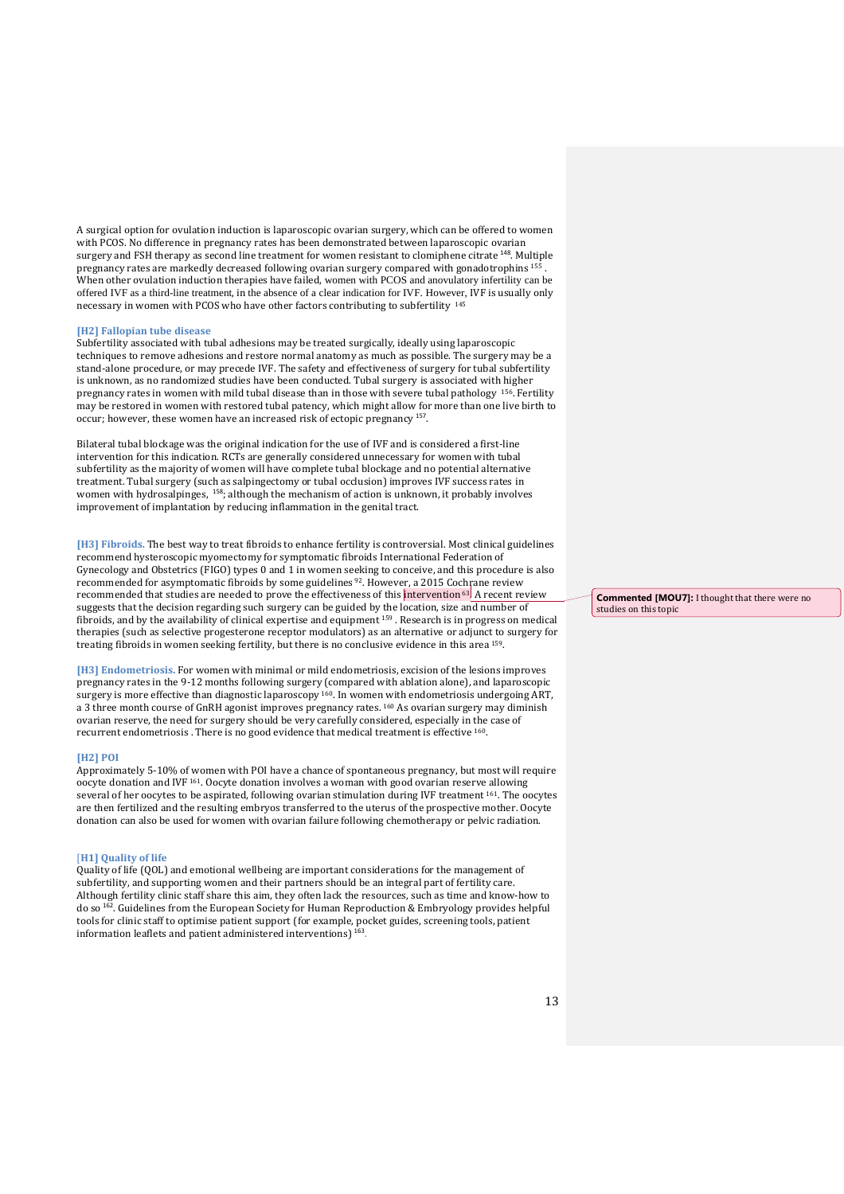A surgical option for ovulation induction is laparoscopic ovarian surgery, which can be offered to women with PCOS. No difference in pregnancy rates has been demonstrated between laparoscopic ovarian surgery and FSH therapy as second line treatment for women resistant to clomiphene citrate [148]. Multiple pregnancy rates are markedly decreased following ovarian surgery compared with gonadotrophins [155]. When other ovulation induction therapies have failed, women with PCOS and anovulatory infertility can be offered IVF as a third-line treatment, in the absence of a clear indication for IVF. However, IVF is usually only necessary in women with PCOS who have other factors contributing to subfertility [145]

## [H2] Fallopian tube disease

Subfertility associated with tubal adhesions may be treated surgically, ideally using laparoscopic techniques to remove adhesions and restore normal anatomy as much as possible. The surgery may be a stand-alone procedure, or may precede IVF. The safety and effectiveness of surgery for tubal subfertility is unknown, as no randomized studies have been conducted. Tubal surgery is associated with higher pregnancy rates in women with mild tubal disease than in those with severe tubal pathology [156]. Fertility may be restored in women with restored tubal patency, which might allow for more than one live birth to occur; however, these women have an increased risk of ectopic pregnancy [157].

Bilateral tubal blockage was the original indication for the use of IVF and is considered a first-line intervention for this indication. RCTs are generally considered unnecessary for women with tubal subfertility as the majority of women will have complete tubal blockage and no potential alternative treatment. Tubal surgery (such as salpingectomy or tubal occlusion) improves IVF success rates in women with hydrosalpinges, [158]; although the mechanism of action is unknown, it probably involves improvement of implantation by reducing inflammation in the genital tract.

### [H3] Fibroids.

The best way to treat fibroids to enhance fertility is controversial. Most clinical guidelines recommend hysteroscopic myomectomy for symptomatic fibroids International Federation of Gynecology and Obstetrics (FIGO) types 0 and 1 in women seeking to conceive, and this procedure is also recommended for asymptomatic fibroids by some guidelines [92]. However, a 2015 Cochrane review recommended that studies are needed to prove the effectiveness of this intervention [63]. A recent review suggests that the decision regarding such surgery can be guided by the location, size and number of fibroids, and by the availability of clinical expertise and equipment [159]. Research is in progress on medical therapies (such as selective progesterone receptor modulators) as an alternative or adjunct to surgery for treating fibroids in women seeking fertility, but there is no conclusive evidence in this area [159].

**Commented [MOU7]:** I thought that there were no studies on this topic

### [H3] Endometriosis.

For women with minimal or mild endometriosis, excision of the lesions improves pregnancy rates in the 9-12 months following surgery (compared with ablation alone), and laparoscopic surgery is more effective than diagnostic laparoscopy [160]. In women with endometriosis undergoing ART, a 3 three month course of GnRH agonist improves pregnancy rates. [160] As ovarian surgery may diminish ovarian reserve, the need for surgery should be very carefully considered, especially in the case of recurrent endometriosis . There is no good evidence that medical treatment is effective [160].

## [H2] POI

Approximately 5-10% of women with POI have a chance of spontaneous pregnancy, but most will require oocyte donation and IVF [161]. Oocyte donation involves a woman with good ovarian reserve allowing several of her oocytes to be aspirated, following ovarian stimulation during IVF treatment [161]. The oocytes are then fertilized and the resulting embryos transferred to the uterus of the prospective mother. Oocyte donation can also be used for women with ovarian failure following chemotherapy or pelvic radiation.

# [H1] Quality of life

Quality of life (QOL) and emotional wellbeing are important considerations for the management of subfertility, and supporting women and their partners should be an integral part of fertility care. Although fertility clinic staff share this aim, they often lack the resources, such as time and know-how to do so [162]. Guidelines from the European Society for Human Reproduction & Embryology provides helpful tools for clinic staff to optimise patient support (for example, pocket guides, screening tools, patient information leaflets and patient administered interventions) [163].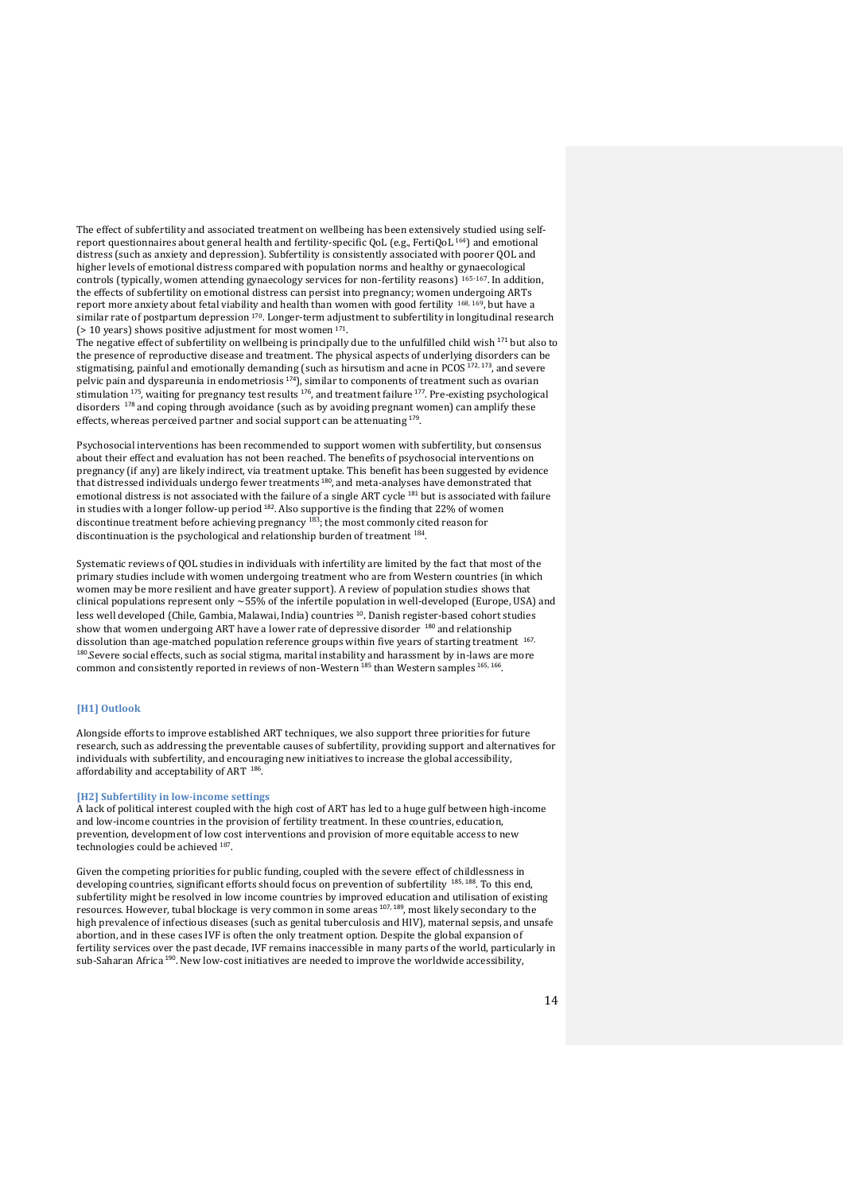The effect of subfertility and associated treatment on wellbeing has been extensively studied using self-report questionnaires about general health and fertility-specific QoL (e.g., FertiQoL [164]) and emotional distress (such as anxiety and depression). Subfertility is consistently associated with poorer QOL and higher levels of emotional distress compared with population norms and healthy or gynaecological controls (typically, women attending gynaecology services for non-fertility reasons) [165-167]. In addition, the effects of subfertility on emotional distress can persist into pregnancy; women undergoing ARTs report more anxiety about fetal viability and health than women with good fertility [168, 169], but have a similar rate of postpartum depression [170]. Longer-term adjustment to subfertility in longitudinal research (> 10 years) shows positive adjustment for most women [171].

The negative effect of subfertility on wellbeing is principally due to the unfulfilled child wish [171] but also to the presence of reproductive disease and treatment. The physical aspects of underlying disorders can be stigmatising, painful and emotionally demanding (such as hirsutism and acne in PCOS [172, 173], and severe pelvic pain and dyspareunia in endometriosis [174]), similar to components of treatment such as ovarian stimulation [175], waiting for pregnancy test results [176], and treatment failure [177]. Pre-existing psychological disorders [178] and coping through avoidance (such as by avoiding pregnant women) can amplify these effects, whereas perceived partner and social support can be attenuating [179].

Psychosocial interventions has been recommended to support women with subfertility, but consensus about their effect and evaluation has not been reached. The benefits of psychosocial interventions on pregnancy (if any) are likely indirect, via treatment uptake. This benefit has been suggested by evidence that distressed individuals undergo fewer treatments [180], and meta-analyses have demonstrated that emotional distress is not associated with the failure of a single ART cycle [181] but is associated with failure in studies with a longer follow-up period [182]. Also supportive is the finding that 22% of women discontinue treatment before achieving pregnancy [183]; the most commonly cited reason for discontinuation is the psychological and relationship burden of treatment [184].

Systematic reviews of QOL studies in individuals with infertility are limited by the fact that most of the primary studies include with women undergoing treatment who are from Western countries (in which women may be more resilient and have greater support). A review of population studies shows that clinical populations represent only ~55% of the infertile population in well-developed (Europe, USA) and less well developed (Chile, Gambia, Malawai, India) countries [10]. Danish register-based cohort studies show that women undergoing ART have a lower rate of depressive disorder [180] and relationship dissolution than age-matched population reference groups within five years of starting treatment [167, 180]. Severe social effects, such as social stigma, marital instability and harassment by in-laws are more common and consistently reported in reviews of non-Western [185] than Western samples [165, 166].

# [H1] Outlook

Alongside efforts to improve established ART techniques, we also support three priorities for future research, such as addressing the preventable causes of subfertility, providing support and alternatives for individuals with subfertility, and encouraging new initiatives to increase the global accessibility, affordability and acceptability of ART [186].

## [H2] Subfertility in low-income settings

A lack of political interest coupled with the high cost of ART has led to a huge gulf between high-income and low-income countries in the provision of fertility treatment. In these countries, education, prevention, development of low cost interventions and provision of more equitable access to new technologies could be achieved [187].

Given the competing priorities for public funding, coupled with the severe effect of childlessness in developing countries, significant efforts should focus on prevention of subfertility [185, 188]. To this end, subfertility might be resolved in low income countries by improved education and utilisation of existing resources. However, tubal blockage is very common in some areas [107, 189], most likely secondary to the high prevalence of infectious diseases (such as genital tuberculosis and HIV), maternal sepsis, and unsafe abortion, and in these cases IVF is often the only treatment option. Despite the global expansion of fertility services over the past decade, IVF remains inaccessible in many parts of the world, particularly in sub-Saharan Africa [190]. New low-cost initiatives are needed to improve the worldwide accessibility,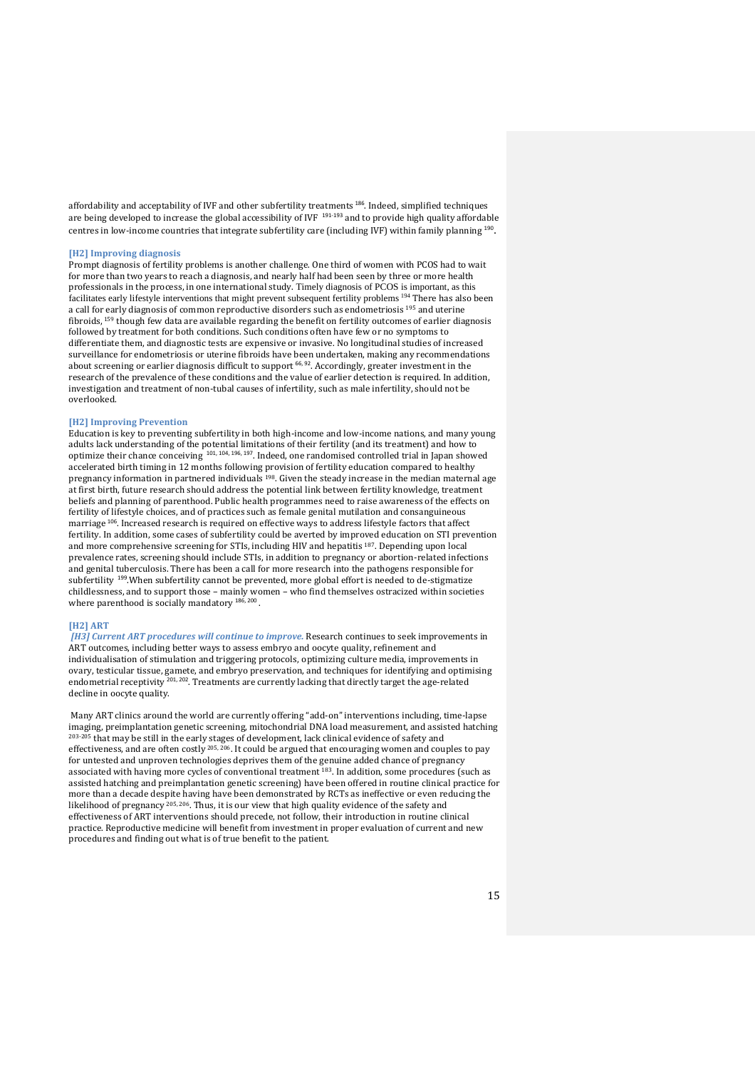affordability and acceptability of IVF and other subfertility treatments [186]. Indeed, simplified techniques are being developed to increase the global accessibility of IVF [191-193] and to provide high quality affordable centres in low-income countries that integrate subfertility care (including IVF) within family planning [190].

## [H2] Improving diagnosis

Prompt diagnosis of fertility problems is another challenge. One third of women with PCOS had to wait for more than two years to reach a diagnosis, and nearly half had been seen by three or more health professionals in the process, in one international study. Timely diagnosis of PCOS is important, as this facilitates early lifestyle interventions that might prevent subsequent fertility problems [194] There has also been a call for early diagnosis of common reproductive disorders such as endometriosis [195] and uterine fibroids, [159] though few data are available regarding the benefit on fertility outcomes of earlier diagnosis followed by treatment for both conditions. Such conditions often have few or no symptoms to differentiate them, and diagnostic tests are expensive or invasive. No longitudinal studies of increased surveillance for endometriosis or uterine fibroids have been undertaken, making any recommendations about screening or earlier diagnosis difficult to support [66, 92]. Accordingly, greater investment in the research of the prevalence of these conditions and the value of earlier detection is required. In addition, investigation and treatment of non-tubal causes of infertility, such as male infertility, should not be overlooked.

## [H2] Improving Prevention

Education is key to preventing subfertility in both high-income and low-income nations, and many young adults lack understanding of the potential limitations of their fertility (and its treatment) and how to optimize their chance conceiving [101, 104, 196, 197]. Indeed, one randomised controlled trial in Japan showed accelerated birth timing in 12 months following provision of fertility education compared to healthy pregnancy information in partnered individuals [198]. Given the steady increase in the median maternal age at first birth, future research should address the potential link between fertility knowledge, treatment beliefs and planning of parenthood. Public health programmes need to raise awareness of the effects on fertility of lifestyle choices, and of practices such as female genital mutilation and consanguineous marriage [106]. Increased research is required on effective ways to address lifestyle factors that affect fertility. In addition, some cases of subfertility could be averted by improved education on STI prevention and more comprehensive screening for STIs, including HIV and hepatitis [187]. Depending upon local prevalence rates, screening should include STIs, in addition to pregnancy or abortion-related infections and genital tuberculosis. There has been a call for more research into the pathogens responsible for subfertility [199].When subfertility cannot be prevented, more global effort is needed to de-stigmatize childlessness, and to support those – mainly women – who find themselves ostracized within societies where parenthood is socially mandatory [186, 200].

## [H2] ART

***[H3] Current ART procedures will continue to improve.*** Research continues to seek improvements in ART outcomes, including better ways to assess embryo and oocyte quality, refinement and individualisation of stimulation and triggering protocols, optimizing culture media, improvements in ovary, testicular tissue, gamete, and embryo preservation, and techniques for identifying and optimising endometrial receptivity [201, 202]. Treatments are currently lacking that directly target the age-related decline in oocyte quality.

Many ART clinics around the world are currently offering "add-on" interventions including, time-lapse imaging, preimplantation genetic screening, mitochondrial DNA load measurement, and assisted hatching [203-205] that may be still in the early stages of development, lack clinical evidence of safety and effectiveness, and are often costly [205, 206]. It could be argued that encouraging women and couples to pay for untested and unproven technologies deprives them of the genuine added chance of pregnancy associated with having more cycles of conventional treatment [183]. In addition, some procedures (such as assisted hatching and preimplantation genetic screening) have been offered in routine clinical practice for more than a decade despite having have been demonstrated by RCTs as ineffective or even reducing the likelihood of pregnancy [205, 206]. Thus, it is our view that high quality evidence of the safety and effectiveness of ART interventions should precede, not follow, their introduction in routine clinical practice. Reproductive medicine will benefit from investment in proper evaluation of current and new procedures and finding out what is of true benefit to the patient.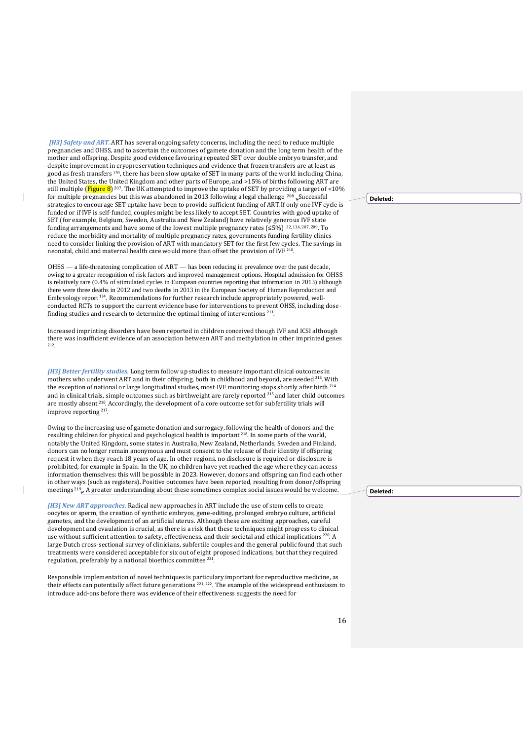*[H3] Safety and ART.* ART has several ongoing safety concerns, including the need to reduce multiple pregnancies and OHSS, and to ascertain the outcomes of gamete donation and the long term health of the mother and offspring. Despite good evidence favouring repeated SET over double embryo transfer, and despite improvement in cryopreservation techniques and evidence that frozen transfers are at least as good as fresh transfers [139], there has been slow uptake of SET in many parts of the world including China, the United States, the United Kingdom and other parts of Europe, and >15% of births following ART are still multiple (Figure 8) [207]. The UK attempted to improve the uptake of SET by providing a target of <10% for multiple pregnancies but this was abandoned in 2013 following a legal challenge [208]. Successful strategies to encourage SET uptake have been to provide sufficient funding of ART. If only one IVF cycle is funded or if IVF is self-funded, couples might be less likely to accept SET. Countries with good uptake of SET (for example, Belgium, Sweden, Australia and New Zealand) have relatively generous IVF state funding arrangements and have some of the lowest multiple pregnancy rates (≤5%) [32,134,207,209]. To reduce the morbidity and mortality of multiple pregnancy rates, governments funding fertility clinics need to consider linking the provision of ART with mandatory SET for the first few cycles. The savings in neonatal, child and maternal health care would more than offset the provision of IVF [210].

OHSS — a life-threatening complication of ART — has been reducing in prevalence over the past decade, owing to a greater recognition of risk factors and improved management options. Hospital admission for OHSS is relatively rare (0.4% of stimulated cycles in European countries reporting that information in 2013) although there were three deaths in 2012 and two deaths in 2013 in the European Society of Human Reproduction and Embryology report [134]. Recommendations for further research include appropriately powered, well-conducted RCTs to support the current evidence base for interventions to prevent OHSS, including dose-finding studies and research to determine the optimal timing of interventions [211].

Increased imprinting disorders have been reported in children conceived though IVF and ICSI although there was insufficient evidence of an association between ART and methylation in other imprinted genes [212].

*[H3] Better fertility studies.* Long term follow up studies to measure important clinical outcomes in mothers who underwent ART and in their offspring, both in childhood and beyond, are needed [213]. With the exception of national or large longitudinal studies, most IVF monitoring stops shortly after birth [214] and in clinical trials, simple outcomes such as birthweight are rarely reported [215] and later child outcomes are mostly absent [216]. Accordingly, the development of a core outcome set for subfertility trials will improve reporting [217].

Owing to the increasing use of gamete donation and surrogacy, following the health of donors and the resulting children for physical and psychological health is important [218]. In some parts of the world, notably the United Kingdom, some states in Australia, New Zealand, Netherlands, Sweden and Finland, donors can no longer remain anonymous and must consent to the release of their identity if offspring request it when they reach 18 years of age. In other regions, no disclosure is required or disclosure is prohibited, for example in Spain. In the UK, no children have yet reached the age where they can access information themselves: this will be possible in 2023. However, donors and offspring can find each other in other ways (such as registers). Positive outcomes have been reported, resulting from donor/offspring meetings [219]. A greater understanding about these sometimes complex social issues would be welcome.

*[H3] New ART approaches.* Radical new approaches in ART include the use of stem cells to create oocytes or sperm, the creation of synthetic embryos, gene-editing, prolonged embryo culture, artificial gametes, and the development of an artificial uterus. Although these are exciting approaches, careful development and evaulation is crucial, as there is a risk that these techniques might progress to clinical use without sufficient attention to safety, effectiveness, and their societal and ethical implications [220]. A large Dutch cross-sectional survey of clinicians, subfertile couples and the general public found that such treatments were considered acceptable for six out of eight proposed indications, but that they required regulation, preferably by a national bioethics committee [221].

Responsible implementation of novel techniques is particulary important for reproductive medicine, as their effects can potentially affect future generations [221,222]. The example of the widespread enthusiasm to introduce add-ons before there was evidence of their effectiveness suggests the need for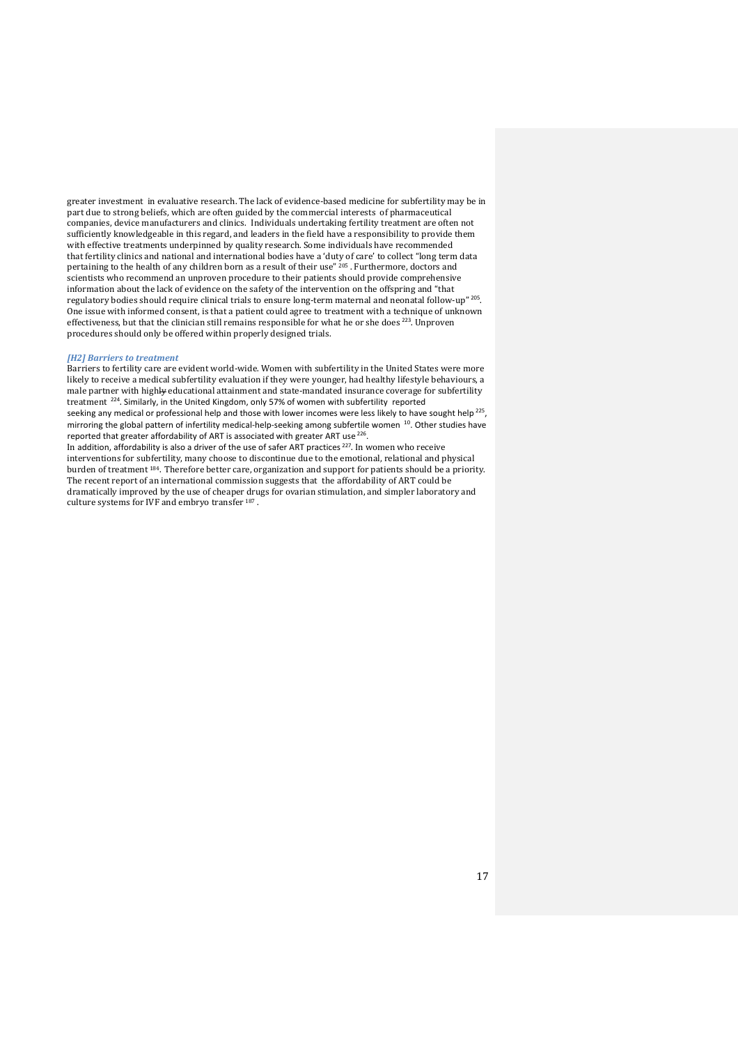greater investment in evaluative research. The lack of evidence-based medicine for subfertility may be in part due to strong beliefs, which are often guided by the commercial interests of pharmaceutical companies, device manufacturers and clinics. Individuals undertaking fertility treatment are often not sufficiently knowledgeable in this regard, and leaders in the field have a responsibility to provide them with effective treatments underpinned by quality research. Some individuals have recommended that fertility clinics and national and international bodies have a 'duty of care' to collect "long term data pertaining to the health of any children born as a result of their use" [205]. Furthermore, doctors and scientists who recommend an unproven procedure to their patients should provide comprehensive information about the lack of evidence on the safety of the intervention on the offspring and "that regulatory bodies should require clinical trials to ensure long-term maternal and neonatal follow-up" [205]. One issue with informed consent, is that a patient could agree to treatment with a technique of unknown effectiveness, but that the clinician still remains responsible for what he or she does [223]. Unproven procedures should only be offered within properly designed trials.

## *[H2] Barriers to treatment*

Barriers to fertility care are evident world-wide. Women with subfertility in the United States were more likely to receive a medical subfertility evaluation if they were younger, had healthy lifestyle behaviours, a male partner with highly educational attainment and state-mandated insurance coverage for subfertility treatment [224]. Similarly, in the United Kingdom, only 57% of women with subfertility reported seeking any medical or professional help and those with lower incomes were less likely to have sought help [225], mirroring the global pattern of infertility medical-help-seeking among subfertile women [10]. Other studies have reported that greater affordability of ART is associated with greater ART use [226].

In addition, affordability is also a driver of the use of safer ART practices [227]. In women who receive interventions for subfertility, many choose to discontinue due to the emotional, relational and physical burden of treatment [184]. Therefore better care, organization and support for patients should be a priority. The recent report of an international commission suggests that the affordability of ART could be dramatically improved by the use of cheaper drugs for ovarian stimulation, and simpler laboratory and culture systems for IVF and embryo transfer [187].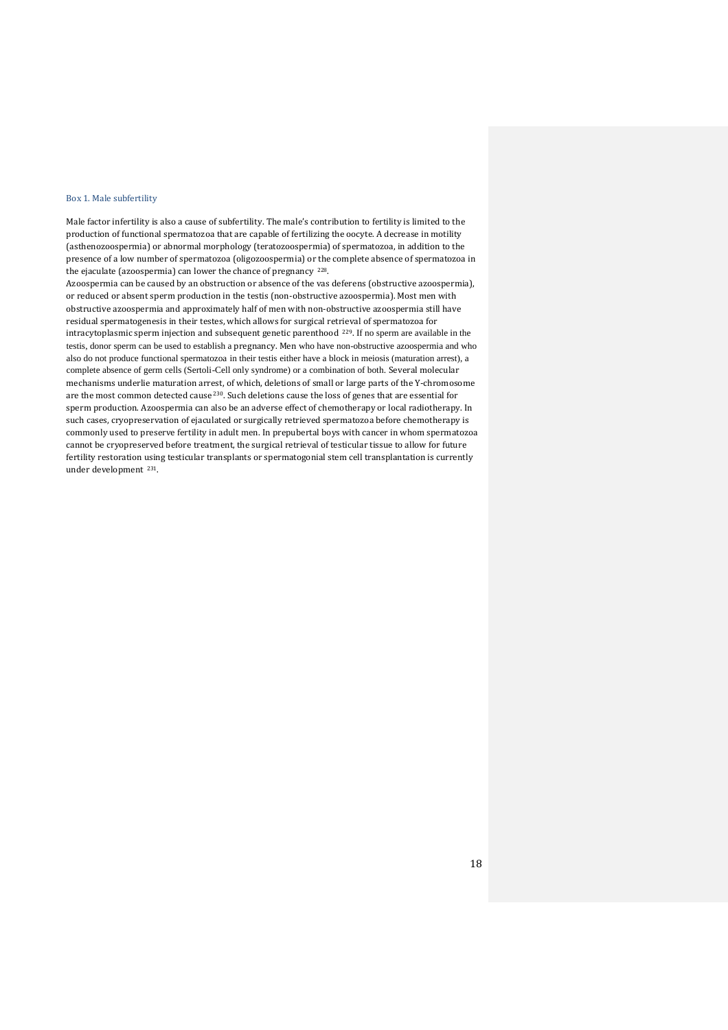### Box 1. Male subfertility

Male factor infertility is also a cause of subfertility. The male's contribution to fertility is limited to the production of functional spermatozoa that are capable of fertilizing the oocyte. A decrease in motility (asthenozoospermia) or abnormal morphology (teratozoospermia) of spermatozoa, in addition to the presence of a low number of spermatozoa (oligozoospermia) or the complete absence of spermatozoa in the ejaculate (azoospermia) can lower the chance of pregnancy [228].

Azoospermia can be caused by an obstruction or absence of the vas deferens (obstructive azoospermia), or reduced or absent sperm production in the testis (non-obstructive azoospermia). Most men with obstructive azoospermia and approximately half of men with non-obstructive azoospermia still have residual spermatogenesis in their testes, which allows for surgical retrieval of spermatozoa for intracytoplasmic sperm injection and subsequent genetic parenthood [229]. If no sperm are available in the testis, donor sperm can be used to establish a pregnancy. Men who have non-obstructive azoospermia and who also do not produce functional spermatozoa in their testis either have a block in meiosis (maturation arrest), a complete absence of germ cells (Sertoli-Cell only syndrome) or a combination of both. Several molecular mechanisms underlie maturation arrest, of which, deletions of small or large parts of the Y-chromosome are the most common detected cause [230]. Such deletions cause the loss of genes that are essential for sperm production. Azoospermia can also be an adverse effect of chemotherapy or local radiotherapy. In such cases, cryopreservation of ejaculated or surgically retrieved spermatozoa before chemotherapy is commonly used to preserve fertility in adult men. In prepubertal boys with cancer in whom spermatozoa cannot be cryopreserved before treatment, the surgical retrieval of testicular tissue to allow for future fertility restoration using testicular transplants or spermatogonial stem cell transplantation is currently under development [231].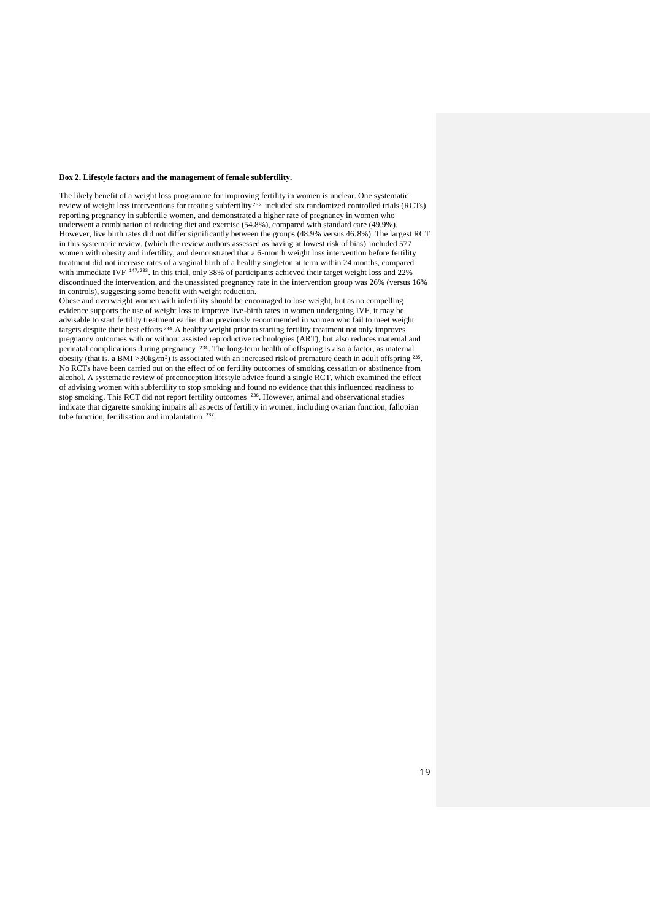**Box 2. Lifestyle factors and the management of female subfertility.**

The likely benefit of a weight loss programme for improving fertility in women is unclear. One systematic review of weight loss interventions for treating subfertility [232] included six randomized controlled trials (RCTs) reporting pregnancy in subfertile women, and demonstrated a higher rate of pregnancy in women who underwent a combination of reducing diet and exercise (54.8%), compared with standard care (49.9%). However, live birth rates did not differ significantly between the groups (48.9% versus 46.8%). The largest RCT in this systematic review, (which the review authors assessed as having at lowest risk of bias) included 577 women with obesity and infertility, and demonstrated that a 6-month weight loss intervention before fertility treatment did not increase rates of a vaginal birth of a healthy singleton at term within 24 months, compared with immediate IVF [147, 233]. In this trial, only 38% of participants achieved their target weight loss and 22% discontinued the intervention, and the unassisted pregnancy rate in the intervention group was 26% (versus 16% in controls), suggesting some benefit with weight reduction.

Obese and overweight women with infertility should be encouraged to lose weight, but as no compelling evidence supports the use of weight loss to improve live-birth rates in women undergoing IVF, it may be advisable to start fertility treatment earlier than previously recommended in women who fail to meet weight targets despite their best efforts [234]. A healthy weight prior to starting fertility treatment not only improves pregnancy outcomes with or without assisted reproductive technologies (ART), but also reduces maternal and perinatal complications during pregnancy [234]. The long-term health of offspring is also a factor, as maternal obesity (that is, a BMI >30kg/m$^2$) is associated with an increased risk of premature death in adult offspring [235].

No RCTs have been carried out on the effect of on fertility outcomes of smoking cessation or abstinence from alcohol. A systematic review of preconception lifestyle advice found a single RCT, which examined the effect of advising women with subfertility to stop smoking and found no evidence that this influenced readiness to stop smoking. This RCT did not report fertility outcomes [236]. However, animal and observational studies indicate that cigarette smoking impairs all aspects of fertility in women, including ovarian function, fallopian tube function, fertilisation and implantation [237].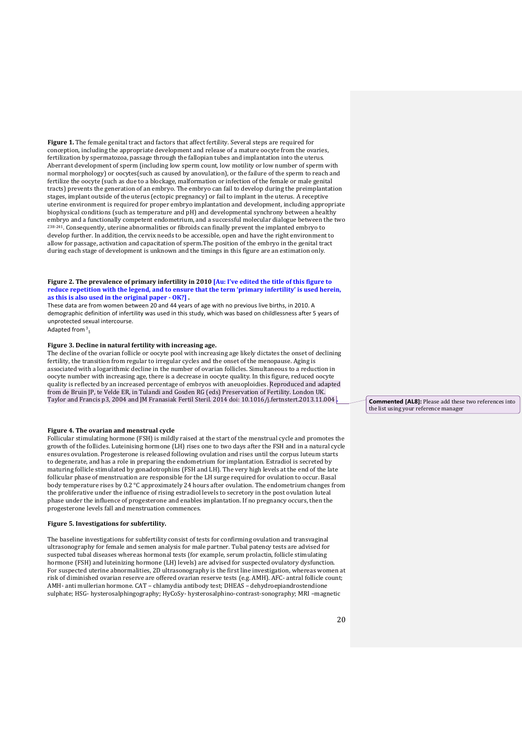**Figure 1.** The female genital tract and factors that affect fertility. Several steps are required for conception, including the appropriate development and release of a mature oocyte from the ovaries, fertilization by spermatozoa, passage through the fallopian tubes and implantation into the uterus. Aberrant development of sperm (including low sperm count, low motility or low number of sperm with normal morphology) or oocytes(such as caused by anovulation), or the failure of the sperm to reach and fertilize the oocyte (such as due to a blockage, malformation or infection of the female or male genital tracts) prevents the generation of an embryo. The embryo can fail to develop during the preimplantation stages, implant outside of the uterus (ectopic pregnancy) or fail to implant in the uterus. A receptive uterine environment is required for proper embryo implantation and development, including appropriate biophysical conditions (such as temperature and pH) and developmental synchrony between a healthy embryo and a functionally competent endometrium, and a successful molecular dialogue between the two [238-241]. Consequently, uterine abnormalities or fibroids can finally prevent the implanted embryo to develop further. In addition, the cervix needs to be accessible, open and have the right environment to allow for passage, activation and capacitation of sperm.The position of the embryo in the genital tract during each stage of development is unknown and the timings in this figure are an estimation only.

**Figure 2. The prevalence of primary infertility in 2010 [Au: I've edited the title of this figure to reduce repetition with the legend, and to ensure that the term 'primary infertility' is used herein, as this is also used in the original paper - OK?] .**

These data are from women between 20 and 44 years of age with no previous live births, in 2010. A demographic definition of infertility was used in this study, which was based on childlessness after 5 years of unprotected sexual intercourse.

Adapted from [3].

**Figure 3. Decline in natural fertility with increasing age.**

The decline of the ovarian follicle or oocyte pool with increasing age likely dictates the onset of declining fertility, the transition from regular to irregular cycles and the onset of the menopause. Aging is associated with a logarithmic decline in the number of ovarian follicles. Simultaneous to a reduction in oocyte number with increasing age, there is a decrease in oocyte quality. In this figure, reduced oocyte quality is reflected by an increased percentage of embryos with aneuploidies. Reproduced and adapted from de Bruin JP, te Velde ER, in Tulandi and Gosden RG (eds) Preservation of Fertility. London UK. Taylor and Francis p3, 2004 and JM Franasiak Fertil Steril. 2014 doi: 10.1016/j.fertnstert.2013.11.004 .

**Commented [AL8]:** Please add these two references into the list using your reference manager

**Figure 4. The ovarian and menstrual cycle**

Follicular stimulating hormone (FSH) is mildly raised at the start of the menstrual cycle and promotes the growth of the follicles. Luteinising hormone (LH) rises one to two days after the FSH and in a natural cycle ensures ovulation. Progesterone is released following ovulation and rises until the corpus luteum starts to degenerate, and has a role in preparing the endometrium for implantation. Estradiol is secreted by maturing follicle stimulated by gonadotrophins (FSH and LH). The very high levels at the end of the late follicular phase of menstruation are responsible for the LH surge required for ovulation to occur. Basal body temperature rises by 0.2 °C approximately 24 hours after ovulation. The endometrium changes from the proliferative under the influence of rising estradiol levels to secretory in the post ovulation luteal phase under the influence of progesterone and enables implantation. If no pregnancy occurs, then the progesterone levels fall and menstruation commences.

**Figure 5. Investigations for subfertility.**

The baseline investigations for subfertility consist of tests for confirming ovulation and transvaginal ultrasonography for female and semen analysis for male partner. Tubal patency tests are advised for suspected tubal diseases whereas hormonal tests (for example, serum prolactin, follicle stimulating hormone (FSH) and luteinizing hormone (LH) levels) are advised for suspected ovulatory dysfunction. For suspected uterine abnormalities, 2D ultrasonography is the first line investigation, whereas women at risk of diminished ovarian reserve are offered ovarian reserve tests (e.g. AMH). AFC- antral follicle count; AMH- anti mullerian hormone. CAT – chlamydia antibody test; DHEAS – dehydroepiandrostendione sulphate; HSG- hysterosalphingography; HyCoSy- hysterosalphino-contrast-sonography; MRI –magnetic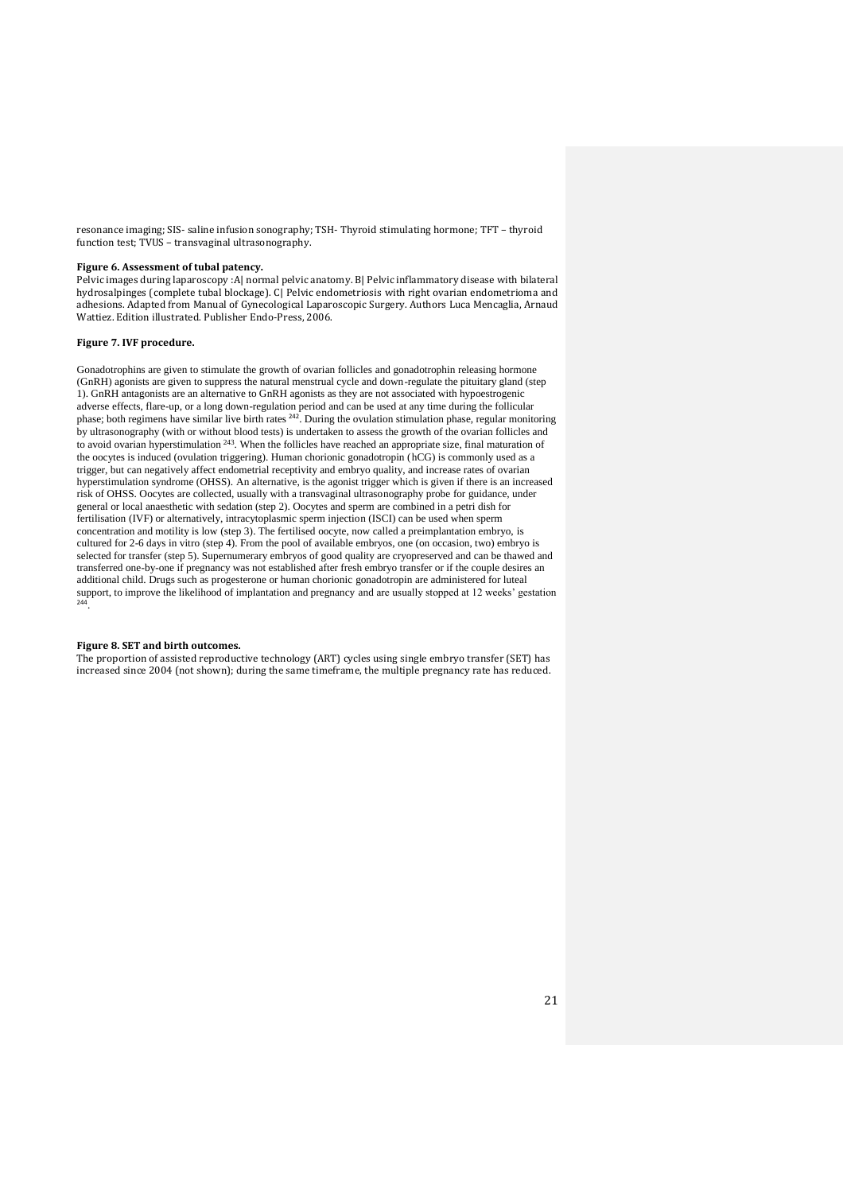resonance imaging; SIS- saline infusion sonography; TSH- Thyroid stimulating hormone; TFT – thyroid function test; TVUS – transvaginal ultrasonography.

**Figure 6. Assessment of tubal patency.**
Pelvic images during laparoscopy :A| normal pelvic anatomy. B| Pelvic inflammatory disease with bilateral hydrosalpinges (complete tubal blockage). C| Pelvic endometriosis with right ovarian endometrioma and adhesions. Adapted from Manual of Gynecological Laparoscopic Surgery. Authors Luca Mencaglia, Arnaud Wattiez. Edition illustrated. Publisher Endo-Press, 2006.

**Figure 7. IVF procedure.**

Gonadotrophins are given to stimulate the growth of ovarian follicles and gonadotrophin releasing hormone (GnRH) agonists are given to suppress the natural menstrual cycle and down-regulate the pituitary gland (step 1). GnRH antagonists are an alternative to GnRH agonists as they are not associated with hypoestrogenic adverse effects, flare-up, or a long down-regulation period and can be used at any time during the follicular phase; both regimens have similar live birth rates [242]. During the ovulation stimulation phase, regular monitoring by ultrasonography (with or without blood tests) is undertaken to assess the growth of the ovarian follicles and to avoid ovarian hyperstimulation [243]. When the follicles have reached an appropriate size, final maturation of the oocytes is induced (ovulation triggering). Human chorionic gonadotropin (hCG) is commonly used as a trigger, but can negatively affect endometrial receptivity and embryo quality, and increase rates of ovarian hyperstimulation syndrome (OHSS). An alternative, is the agonist trigger which is given if there is an increased risk of OHSS. Oocytes are collected, usually with a transvaginal ultrasonography probe for guidance, under general or local anaesthetic with sedation (step 2). Oocytes and sperm are combined in a petri dish for fertilisation (IVF) or alternatively, intracytoplasmic sperm injection (ISCI) can be used when sperm concentration and motility is low (step 3). The fertilised oocyte, now called a preimplantation embryo, is cultured for 2-6 days in vitro (step 4). From the pool of available embryos, one (on occasion, two) embryo is selected for transfer (step 5). Supernumerary embryos of good quality are cryopreserved and can be thawed and transferred one-by-one if pregnancy was not established after fresh embryo transfer or if the couple desires an additional child. Drugs such as progesterone or human chorionic gonadotropin are administered for luteal support, to improve the likelihood of implantation and pregnancy and are usually stopped at 12 weeks' gestation [244].

**Figure 8. SET and birth outcomes.**
The proportion of assisted reproductive technology (ART) cycles using single embryo transfer (SET) has increased since 2004 (not shown); during the same timeframe, the multiple pregnancy rate has reduced.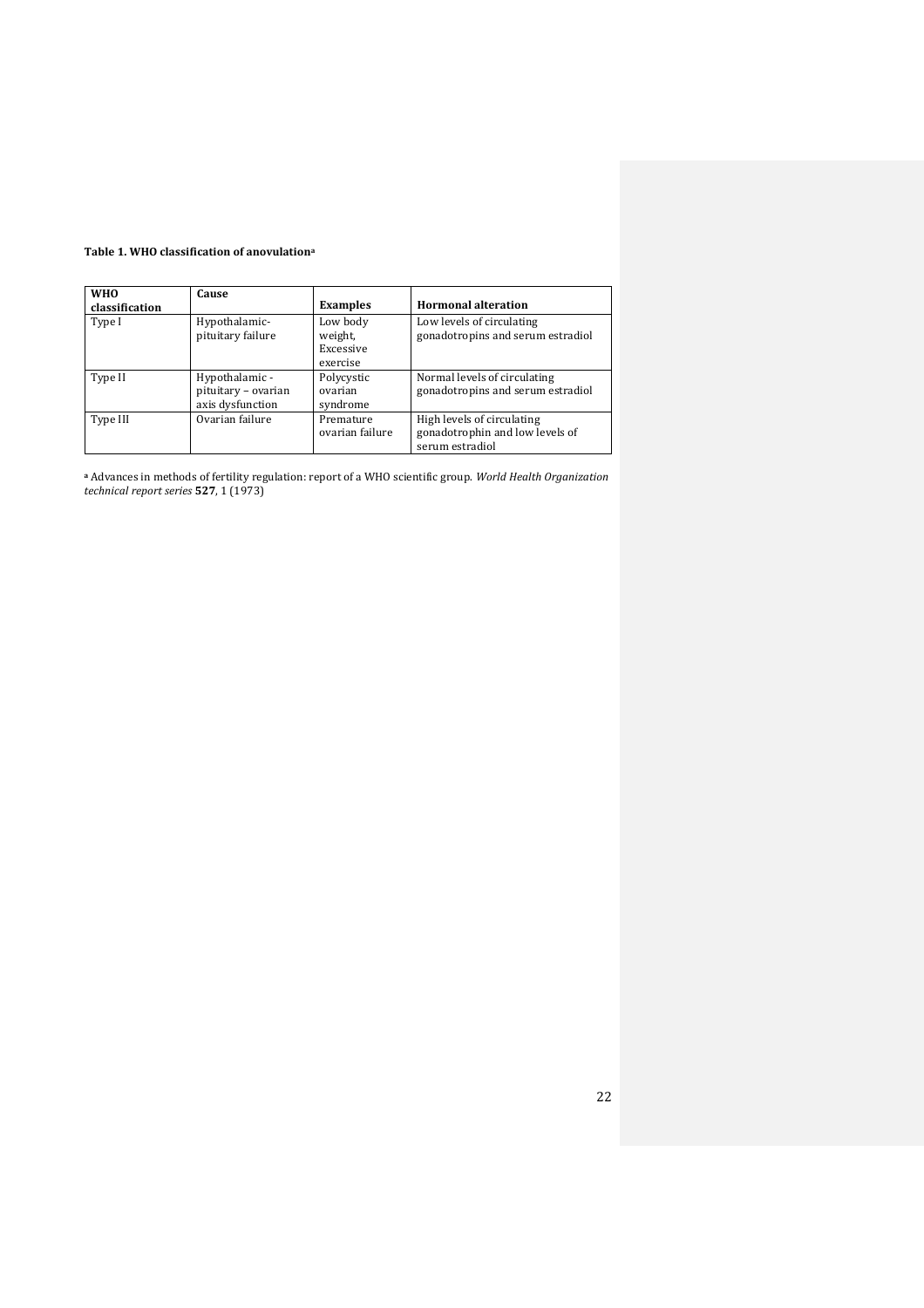**Table 1. WHO classification of anovulation**[a]

| WHO classification | Cause | Examples | Hormonal alteration |
|---|---|---|---|
| Type I | Hypothalamic-pituitary failure | Low body weight, Excessive exercise | Low levels of circulating gonadotropins and serum estradiol |
| Type II | Hypothalamic - pituitary – ovarian axis dysfunction | Polycystic ovarian syndrome | Normal levels of circulating gonadotropins and serum estradiol |
| Type III | Ovarian failure | Premature ovarian failure | High levels of circulating gonadotrophin and low levels of serum estradiol |

[a] Advances in methods of fertility regulation: report of a WHO scientific group. *World Health Organization technical report series* **527**, 1 (1973)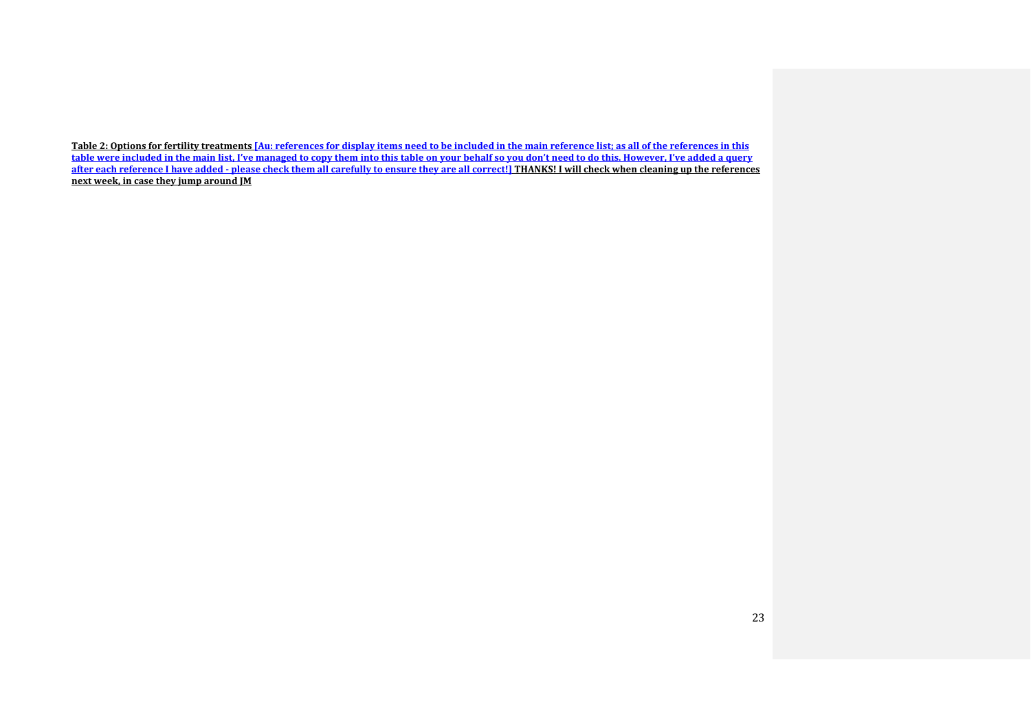**Table 2: Options for fertility treatments [Au: references for display items need to be included in the main reference list; as all of the references in this table were included in the main list, I've managed to copy them into this table on your behalf so you don't need to do this. However, I've added a query after each reference I have added - please check them all carefully to ensure they are all correct!] THANKS! I will check when cleaning up the references next week, in case they jump around JM**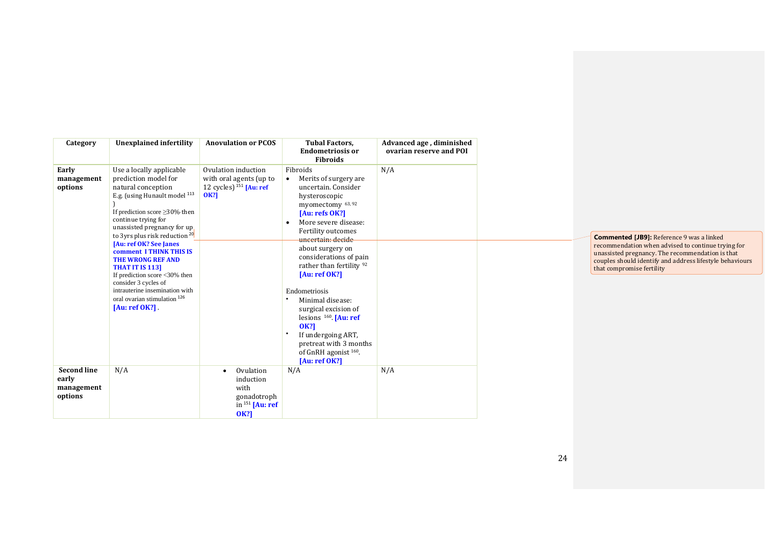| Category | Unexplained infertility | Anovulation or PCOS | Tubal Factors, Endometriosis or Fibroids | Advanced age , diminished ovarian reserve and POI |
|---|---|---|---|---|
| **Early management options** | Use a locally applicable prediction model for natural conception<br>E.g. (using Hunault model [113] )<br>If prediction score ≥30% then continue trying for unassisted pregnancy for up to 3yrs plus risk reduction [20]<br>**[Au: ref OK? See Janes comment I THINK THIS IS THE WRONG REF AND THAT IT IS 113]**<br>If prediction score <30% then consider 3 cycles of intrauterine insemination with oral ovarian stimulation [126]<br>**[Au: ref OK?]** . | Ovulation induction with oral agents (up to 12 cycles) [151] **[Au: ref OK?]** | Fibroids<br>• Merits of surgery are uncertain. Consider hysteroscopic myomectomy [63, 92] **[Au: refs OK?]**<br>• More severe disease: Fertility outcomes ~~uncertain: decide~~ about surgery on considerations of pain rather than fertility [92] **[Au: ref OK?]**<br><br>Endometriosis<br>• Minimal disease: surgical excision of lesions [160]. **[Au: ref OK?]**<br>• If undergoing ART, pretreat with 3 months of GnRH agonist [160]. **[Au: ref OK?]** | N/A |
| **Second line early management options** | N/A | • Ovulation induction with gonadotrophin [151] **[Au: ref OK?]** | N/A | N/A |

**Commented [JB9]:** Reference 9 was a linked recommendation when advised to continue trying for unassisted pregnancy. The recommendation is that couples should identify and address lifestyle behaviours that compromise fertility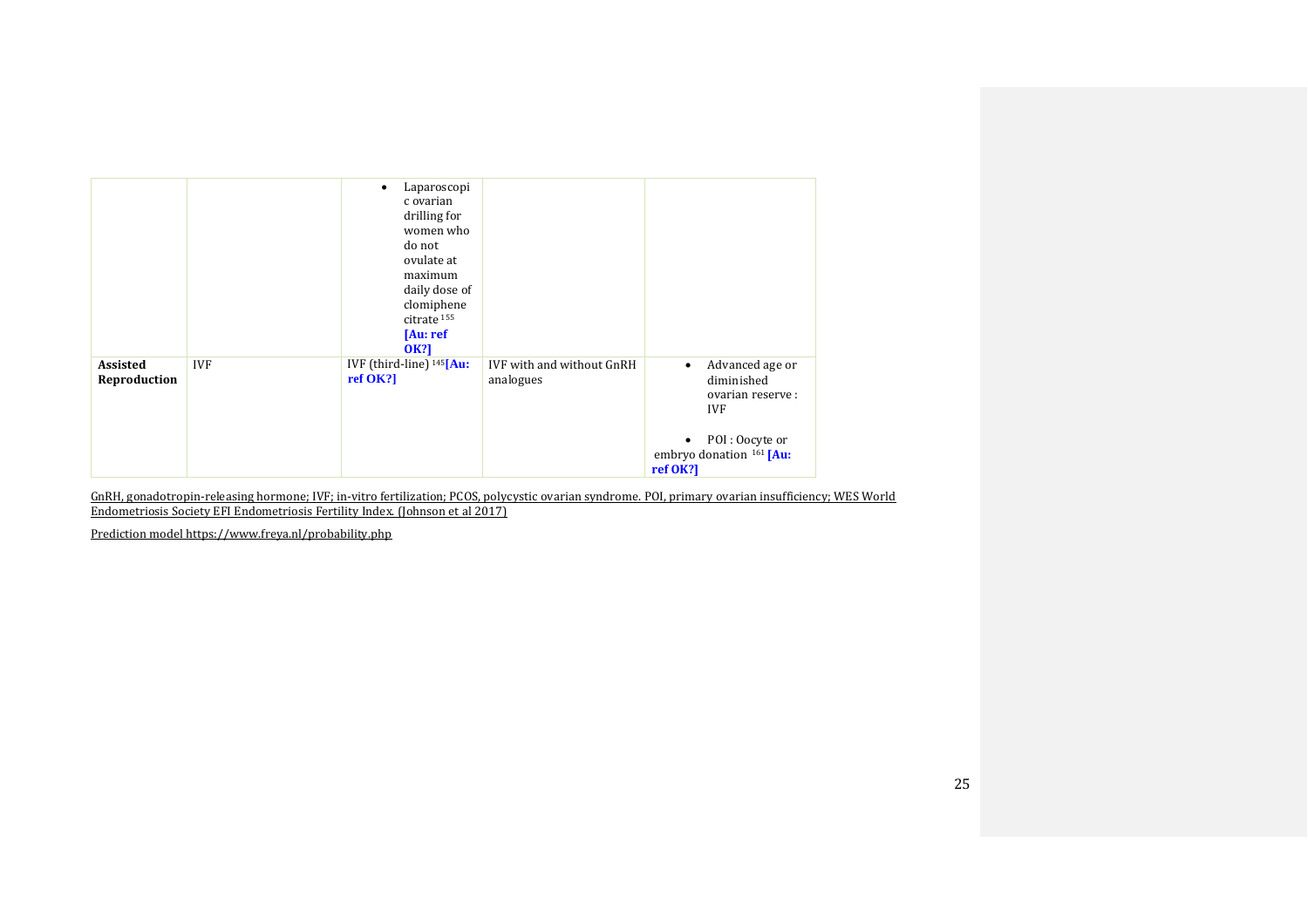| | | | | |
|---|---|---|---|---|
| | | • Laparoscopic ovarian drilling for women who do not ovulate at maximum daily dose of clomiphene citrate [155] **[Au: ref OK?]** | | |
| **Assisted Reproduction** | IVF | IVF (third-line) [145]**[Au: ref OK?]** | IVF with and without GnRH analogues | • Advanced age or diminished ovarian reserve : IVF<br><br>• POI : Oocyte or embryo donation [161] **[Au: ref OK?]** |

GnRH, gonadotropin-releasing hormone; IVF; in-vitro fertilization; PCOS, polycystic ovarian syndrome. POI, primary ovarian insufficiency; WES World Endometriosis Society EFI Endometriosis Fertility Index. (Johnson et al 2017)

Prediction model https://www.freya.nl/probability.php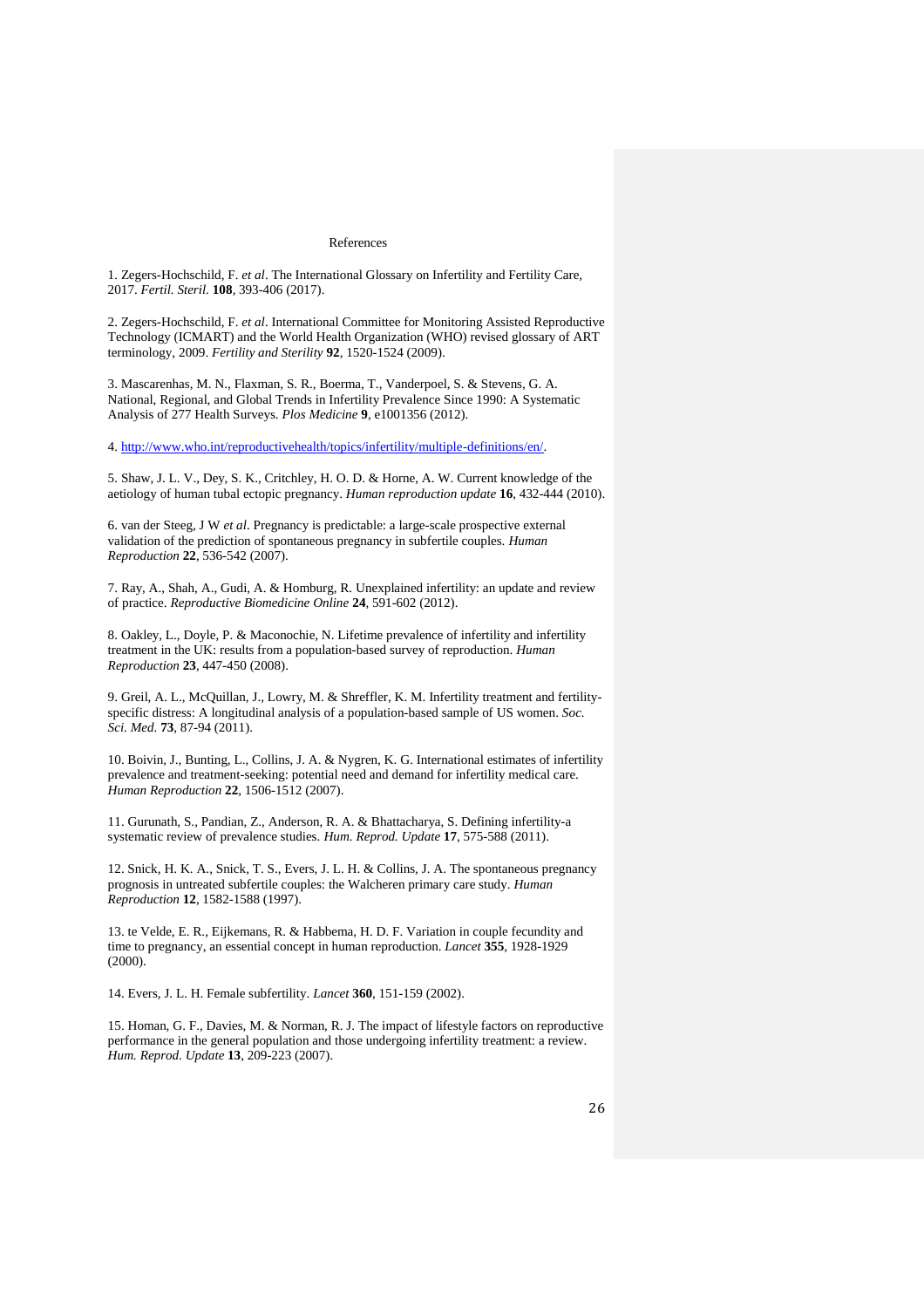# References

1. Zegers-Hochschild, F. *et al*. The International Glossary on Infertility and Fertility Care, 2017. *Fertil. Steril.* **108**, 393-406 (2017).

2. Zegers-Hochschild, F. *et al*. International Committee for Monitoring Assisted Reproductive Technology (ICMART) and the World Health Organization (WHO) revised glossary of ART terminology, 2009. *Fertility and Sterility* **92**, 1520-1524 (2009).

3. Mascarenhas, M. N., Flaxman, S. R., Boerma, T., Vanderpoel, S. & Stevens, G. A. National, Regional, and Global Trends in Infertility Prevalence Since 1990: A Systematic Analysis of 277 Health Surveys. *Plos Medicine* **9**, e1001356 (2012).

4. http://www.who.int/reproductivehealth/topics/infertility/multiple-definitions/en/.

5. Shaw, J. L. V., Dey, S. K., Critchley, H. O. D. & Horne, A. W. Current knowledge of the aetiology of human tubal ectopic pregnancy. *Human reproduction update* **16**, 432-444 (2010).

6. van der Steeg, J W *et al*. Pregnancy is predictable: a large-scale prospective external validation of the prediction of spontaneous pregnancy in subfertile couples. *Human Reproduction* **22**, 536-542 (2007).

7. Ray, A., Shah, A., Gudi, A. & Homburg, R. Unexplained infertility: an update and review of practice. *Reproductive Biomedicine Online* **24**, 591-602 (2012).

8. Oakley, L., Doyle, P. & Maconochie, N. Lifetime prevalence of infertility and infertility treatment in the UK: results from a population-based survey of reproduction. *Human Reproduction* **23**, 447-450 (2008).

9. Greil, A. L., McQuillan, J., Lowry, M. & Shreffler, K. M. Infertility treatment and fertility-specific distress: A longitudinal analysis of a population-based sample of US women. *Soc. Sci. Med.* **73**, 87-94 (2011).

10. Boivin, J., Bunting, L., Collins, J. A. & Nygren, K. G. International estimates of infertility prevalence and treatment-seeking: potential need and demand for infertility medical care. *Human Reproduction* **22**, 1506-1512 (2007).

11. Gurunath, S., Pandian, Z., Anderson, R. A. & Bhattacharya, S. Defining infertility-a systematic review of prevalence studies. *Hum. Reprod. Update* **17**, 575-588 (2011).

12. Snick, H. K. A., Snick, T. S., Evers, J. L. H. & Collins, J. A. The spontaneous pregnancy prognosis in untreated subfertile couples: the Walcheren primary care study. *Human Reproduction* **12**, 1582-1588 (1997).

13. te Velde, E. R., Eijkemans, R. & Habbema, H. D. F. Variation in couple fecundity and time to pregnancy, an essential concept in human reproduction. *Lancet* **355**, 1928-1929 (2000).

14. Evers, J. L. H. Female subfertility. *Lancet* **360**, 151-159 (2002).

15. Homan, G. F., Davies, M. & Norman, R. J. The impact of lifestyle factors on reproductive performance in the general population and those undergoing infertility treatment: a review. *Hum. Reprod. Update* **13**, 209-223 (2007).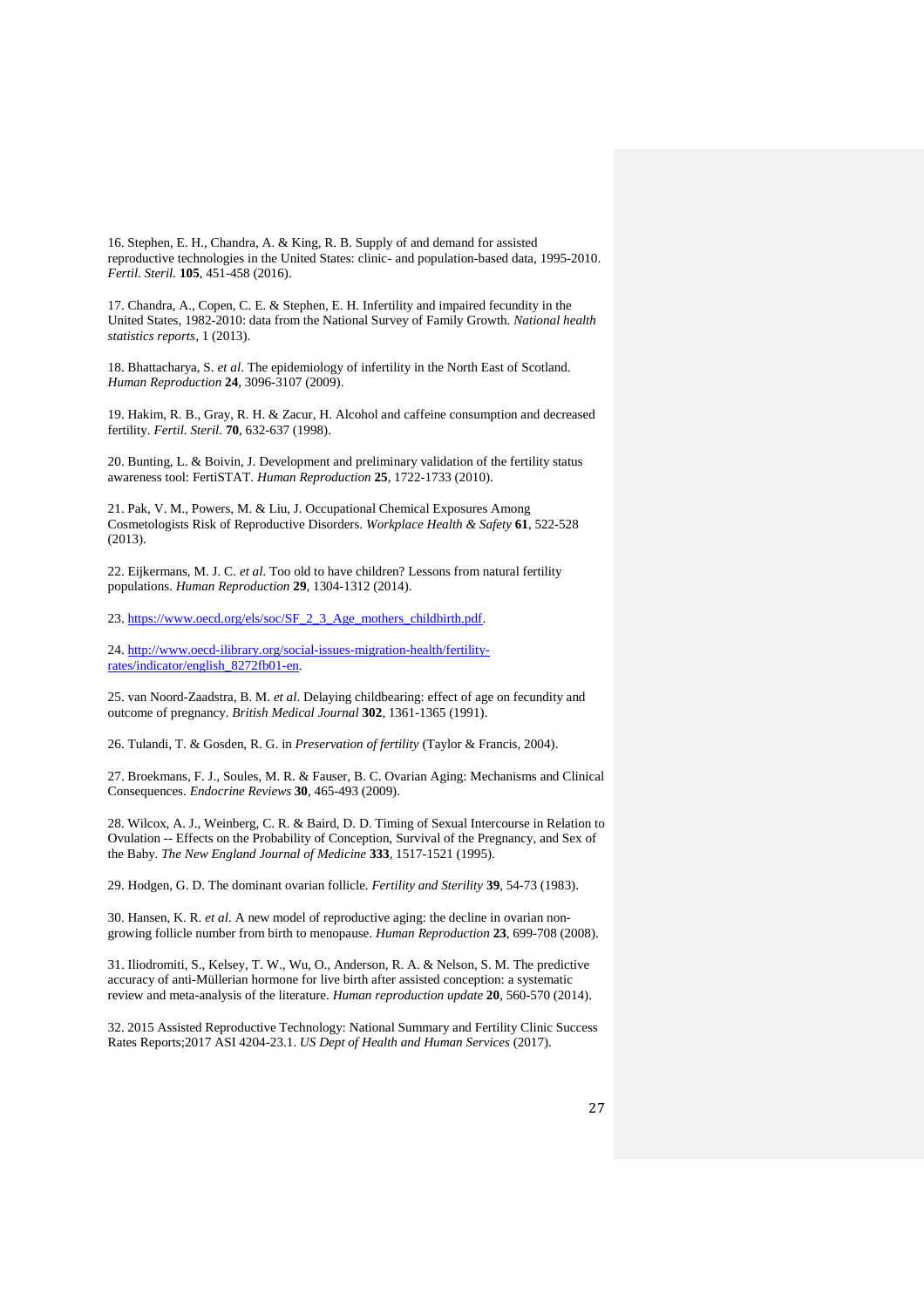16. Stephen, E. H., Chandra, A. & King, R. B. Supply of and demand for assisted reproductive technologies in the United States: clinic- and population-based data, 1995-2010. *Fertil. Steril.* **105**, 451-458 (2016).

17. Chandra, A., Copen, C. E. & Stephen, E. H. Infertility and impaired fecundity in the United States, 1982-2010: data from the National Survey of Family Growth. *National health statistics reports*, 1 (2013).

18. Bhattacharya, S. *et al*. The epidemiology of infertility in the North East of Scotland. *Human Reproduction* **24**, 3096-3107 (2009).

19. Hakim, R. B., Gray, R. H. & Zacur, H. Alcohol and caffeine consumption and decreased fertility. *Fertil. Steril.* **70**, 632-637 (1998).

20. Bunting, L. & Boivin, J. Development and preliminary validation of the fertility status awareness tool: FertiSTAT. *Human Reproduction* **25**, 1722-1733 (2010).

21. Pak, V. M., Powers, M. & Liu, J. Occupational Chemical Exposures Among Cosmetologists Risk of Reproductive Disorders. *Workplace Health & Safety* **61**, 522-528 (2013).

22. Eijkermans, M. J. C. *et al*. Too old to have children? Lessons from natural fertility populations. *Human Reproduction* **29**, 1304-1312 (2014).

23. https://www.oecd.org/els/soc/SF_2_3_Age_mothers_childbirth.pdf.

24. http://www.oecd-ilibrary.org/social-issues-migration-health/fertility-rates/indicator/english_8272fb01-en.

25. van Noord-Zaadstra, B. M. *et al*. Delaying childbearing: effect of age on fecundity and outcome of pregnancy. *British Medical Journal* **302**, 1361-1365 (1991).

26. Tulandi, T. & Gosden, R. G. in *Preservation of fertility* (Taylor & Francis, 2004).

27. Broekmans, F. J., Soules, M. R. & Fauser, B. C. Ovarian Aging: Mechanisms and Clinical Consequences. *Endocrine Reviews* **30**, 465-493 (2009).

28. Wilcox, A. J., Weinberg, C. R. & Baird, D. D. Timing of Sexual Intercourse in Relation to Ovulation -- Effects on the Probability of Conception, Survival of the Pregnancy, and Sex of the Baby. *The New England Journal of Medicine* **333**, 1517-1521 (1995).

29. Hodgen, G. D. The dominant ovarian follicle. *Fertility and Sterility* **39**, 54-73 (1983).

30. Hansen, K. R. *et al*. A new model of reproductive aging: the decline in ovarian non-growing follicle number from birth to menopause. *Human Reproduction* **23**, 699-708 (2008).

31. Iliodromiti, S., Kelsey, T. W., Wu, O., Anderson, R. A. & Nelson, S. M. The predictive accuracy of anti-Müllerian hormone for live birth after assisted conception: a systematic review and meta-analysis of the literature. *Human reproduction update* **20**, 560-570 (2014).

32. 2015 Assisted Reproductive Technology: National Summary and Fertility Clinic Success Rates Reports;2017 ASI 4204-23.1. *US Dept of Health and Human Services* (2017).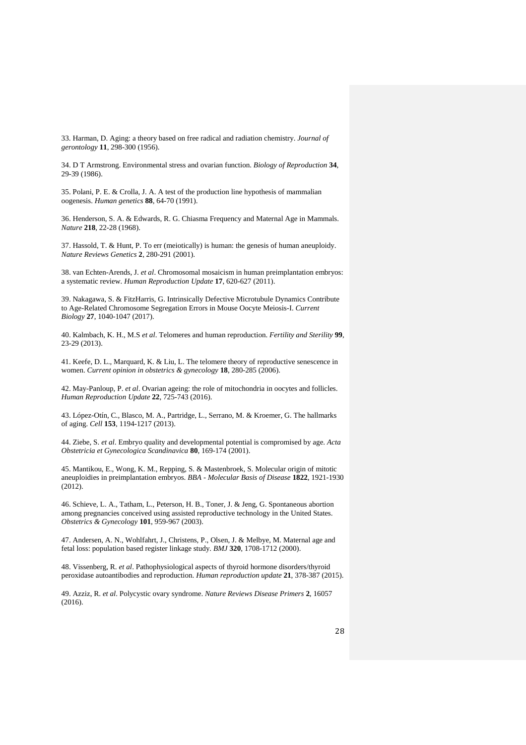33. Harman, D. Aging: a theory based on free radical and radiation chemistry. *Journal of gerontology* **11**, 298-300 (1956).

34. D T Armstrong. Environmental stress and ovarian function. *Biology of Reproduction* **34**, 29-39 (1986).

35. Polani, P. E. & Crolla, J. A. A test of the production line hypothesis of mammalian oogenesis. *Human genetics* **88**, 64-70 (1991).

36. Henderson, S. A. & Edwards, R. G. Chiasma Frequency and Maternal Age in Mammals. *Nature* **218**, 22-28 (1968).

37. Hassold, T. & Hunt, P. To err (meiotically) is human: the genesis of human aneuploidy. *Nature Reviews Genetics* **2**, 280-291 (2001).

38. van Echten-Arends, J. *et al*. Chromosomal mosaicism in human preimplantation embryos: a systematic review. *Human Reproduction Update* **17**, 620-627 (2011).

39. Nakagawa, S. & FitzHarris, G. Intrinsically Defective Microtubule Dynamics Contribute to Age-Related Chromosome Segregation Errors in Mouse Oocyte Meiosis-I. *Current Biology* **27**, 1040-1047 (2017).

40. Kalmbach, K. H., M.S *et al*. Telomeres and human reproduction. *Fertility and Sterility* **99**, 23-29 (2013).

41. Keefe, D. L., Marquard, K. & Liu, L. The telomere theory of reproductive senescence in women. *Current opinion in obstetrics & gynecology* **18**, 280-285 (2006).

42. May-Panloup, P. *et al*. Ovarian ageing: the role of mitochondria in oocytes and follicles. *Human Reproduction Update* **22**, 725-743 (2016).

43. López-Otín, C., Blasco, M. A., Partridge, L., Serrano, M. & Kroemer, G. The hallmarks of aging. *Cell* **153**, 1194-1217 (2013).

44. Ziebe, S. *et al*. Embryo quality and developmental potential is compromised by age. *Acta Obstetricia et Gynecologica Scandinavica* **80**, 169-174 (2001).

45. Mantikou, E., Wong, K. M., Repping, S. & Mastenbroek, S. Molecular origin of mitotic aneuploidies in preimplantation embryos. *BBA - Molecular Basis of Disease* **1822**, 1921-1930 (2012).

46. Schieve, L. A., Tatham, L., Peterson, H. B., Toner, J. & Jeng, G. Spontaneous abortion among pregnancies conceived using assisted reproductive technology in the United States. *Obstetrics & Gynecology* **101**, 959-967 (2003).

47. Andersen, A. N., Wohlfahrt, J., Christens, P., Olsen, J. & Melbye, M. Maternal age and fetal loss: population based register linkage study. *BMJ* **320**, 1708-1712 (2000).

48. Vissenberg, R. *et al*. Pathophysiological aspects of thyroid hormone disorders/thyroid peroxidase autoantibodies and reproduction. *Human reproduction update* **21**, 378-387 (2015).

49. Azziz, R. *et al*. Polycystic ovary syndrome. *Nature Reviews Disease Primers* **2**, 16057 (2016).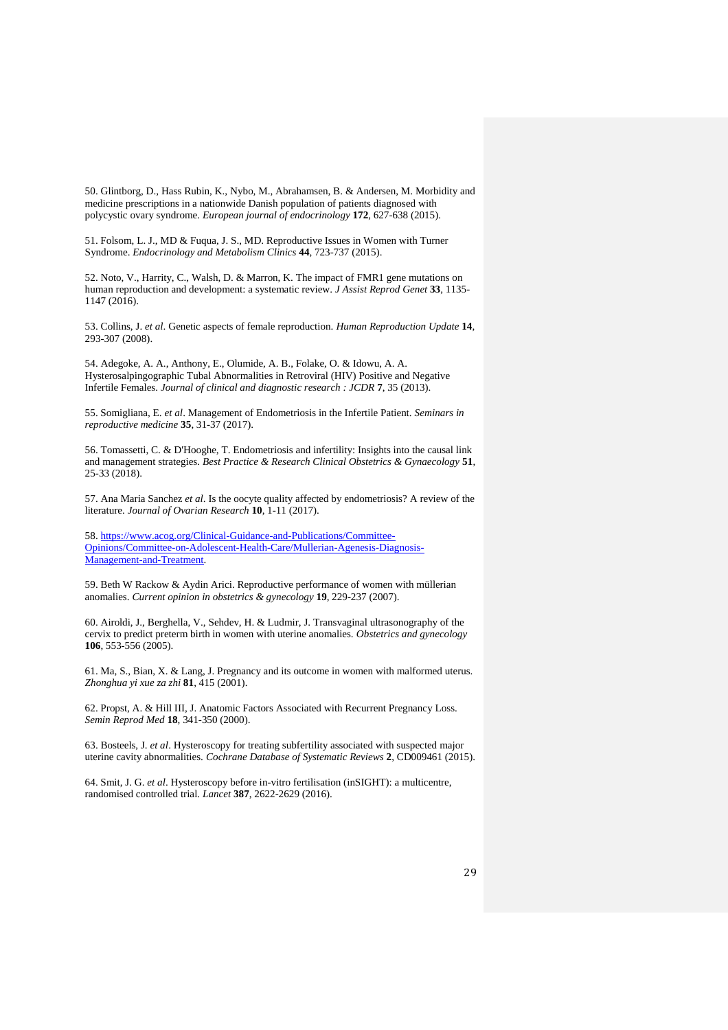50. Glintborg, D., Hass Rubin, K., Nybo, M., Abrahamsen, B. & Andersen, M. Morbidity and medicine prescriptions in a nationwide Danish population of patients diagnosed with polycystic ovary syndrome. *European journal of endocrinology* **172**, 627-638 (2015).

51. Folsom, L. J., MD & Fuqua, J. S., MD. Reproductive Issues in Women with Turner Syndrome. *Endocrinology and Metabolism Clinics* **44**, 723-737 (2015).

52. Noto, V., Harrity, C., Walsh, D. & Marron, K. The impact of FMR1 gene mutations on human reproduction and development: a systematic review. *J Assist Reprod Genet* **33**, 1135-1147 (2016).

53. Collins, J. *et al*. Genetic aspects of female reproduction. *Human Reproduction Update* **14**, 293-307 (2008).

54. Adegoke, A. A., Anthony, E., Olumide, A. B., Folake, O. & Idowu, A. A. Hysterosalpingographic Tubal Abnormalities in Retroviral (HIV) Positive and Negative Infertile Females. *Journal of clinical and diagnostic research : JCDR* **7**, 35 (2013).

55. Somigliana, E. *et al*. Management of Endometriosis in the Infertile Patient. *Seminars in reproductive medicine* **35**, 31-37 (2017).

56. Tomassetti, C. & D'Hooghe, T. Endometriosis and infertility: Insights into the causal link and management strategies. *Best Practice & Research Clinical Obstetrics & Gynaecology* **51**, 25-33 (2018).

57. Ana Maria Sanchez *et al*. Is the oocyte quality affected by endometriosis? A review of the literature. *Journal of Ovarian Research* **10**, 1-11 (2017).

58. [https://www.acog.org/Clinical-Guidance-and-Publications/Committee-Opinions/Committee-on-Adolescent-Health-Care/Mullerian-Agenesis-Diagnosis-Management-and-Treatment](https://www.acog.org/Clinical-Guidance-and-Publications/Committee-Opinions/Committee-on-Adolescent-Health-Care/Mullerian-Agenesis-Diagnosis-Management-and-Treatment).

59. Beth W Rackow & Aydin Arici. Reproductive performance of women with müllerian anomalies. *Current opinion in obstetrics & gynecology* **19**, 229-237 (2007).

60. Airoldi, J., Berghella, V., Sehdev, H. & Ludmir, J. Transvaginal ultrasonography of the cervix to predict preterm birth in women with uterine anomalies. *Obstetrics and gynecology* **106**, 553-556 (2005).

61. Ma, S., Bian, X. & Lang, J. Pregnancy and its outcome in women with malformed uterus. *Zhonghua yi xue za zhi* **81**, 415 (2001).

62. Propst, A. & Hill III, J. Anatomic Factors Associated with Recurrent Pregnancy Loss. *Semin Reprod Med* **18**, 341-350 (2000).

63. Bosteels, J. *et al*. Hysteroscopy for treating subfertility associated with suspected major uterine cavity abnormalities. *Cochrane Database of Systematic Reviews* **2**, CD009461 (2015).

64. Smit, J. G. *et al*. Hysteroscopy before in-vitro fertilisation (inSIGHT): a multicentre, randomised controlled trial. *Lancet* **387**, 2622-2629 (2016).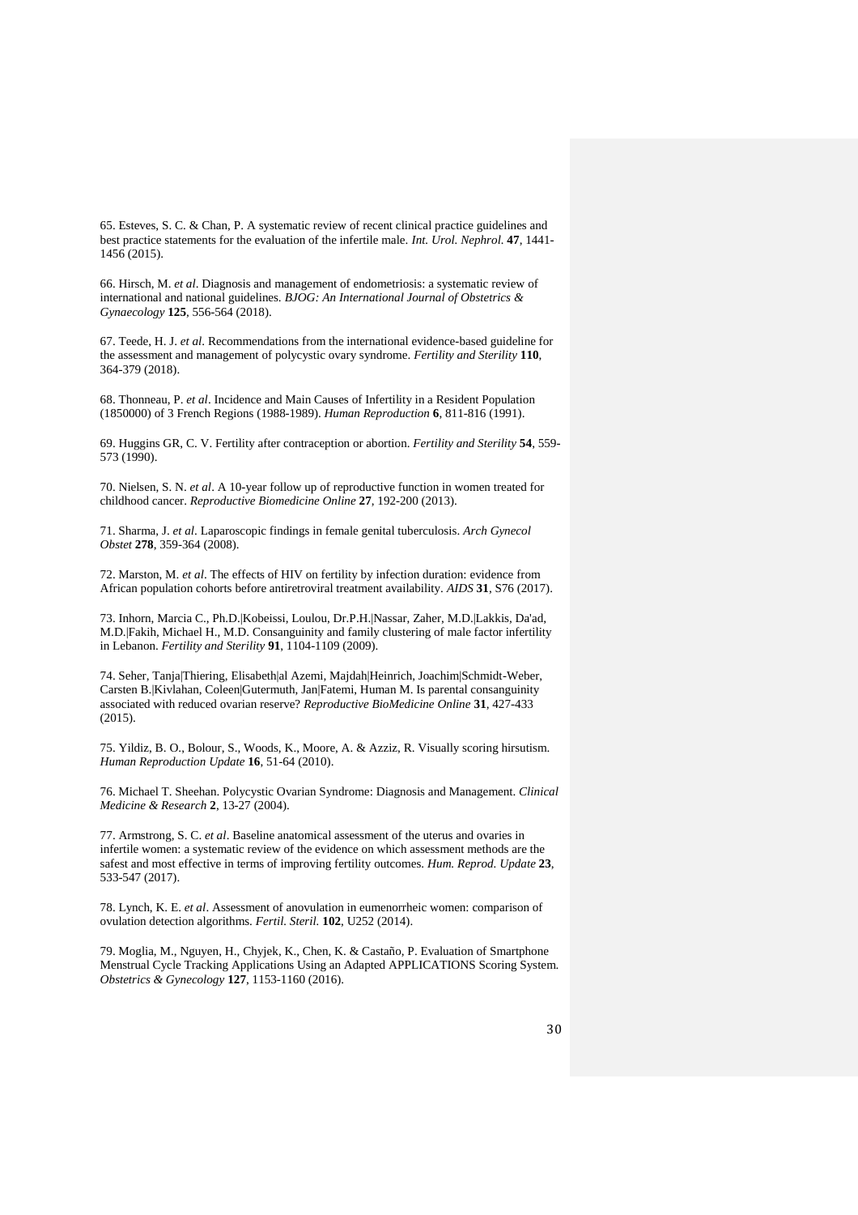65. Esteves, S. C. & Chan, P. A systematic review of recent clinical practice guidelines and best practice statements for the evaluation of the infertile male. *Int. Urol. Nephrol.* **47**, 1441-1456 (2015).

66. Hirsch, M. *et al*. Diagnosis and management of endometriosis: a systematic review of international and national guidelines. *BJOG: An International Journal of Obstetrics & Gynaecology* **125**, 556-564 (2018).

67. Teede, H. J. *et al*. Recommendations from the international evidence-based guideline for the assessment and management of polycystic ovary syndrome. *Fertility and Sterility* **110**, 364-379 (2018).

68. Thonneau, P. *et al*. Incidence and Main Causes of Infertility in a Resident Population (1850000) of 3 French Regions (1988-1989). *Human Reproduction* **6**, 811-816 (1991).

69. Huggins GR, C. V. Fertility after contraception or abortion. *Fertility and Sterility* **54**, 559-573 (1990).

70. Nielsen, S. N. *et al*. A 10-year follow up of reproductive function in women treated for childhood cancer. *Reproductive Biomedicine Online* **27**, 192-200 (2013).

71. Sharma, J. *et al*. Laparoscopic findings in female genital tuberculosis. *Arch Gynecol Obstet* **278**, 359-364 (2008).

72. Marston, M. *et al*. The effects of HIV on fertility by infection duration: evidence from African population cohorts before antiretroviral treatment availability. *AIDS* **31**, S76 (2017).

73. Inhorn, Marcia C., Ph.D.|Kobeissi, Loulou, Dr.P.H.|Nassar, Zaher, M.D.|Lakkis, Da'ad, M.D.|Fakih, Michael H., M.D. Consanguinity and family clustering of male factor infertility in Lebanon. *Fertility and Sterility* **91**, 1104-1109 (2009).

74. Seher, Tanja|Thiering, Elisabeth|al Azemi, Majdah|Heinrich, Joachim|Schmidt-Weber, Carsten B.|Kivlahan, Coleen|Gutermuth, Jan|Fatemi, Human M. Is parental consanguinity associated with reduced ovarian reserve? *Reproductive BioMedicine Online* **31**, 427-433 (2015).

75. Yildiz, B. O., Bolour, S., Woods, K., Moore, A. & Azziz, R. Visually scoring hirsutism. *Human Reproduction Update* **16**, 51-64 (2010).

76. Michael T. Sheehan. Polycystic Ovarian Syndrome: Diagnosis and Management. *Clinical Medicine & Research* **2**, 13-27 (2004).

77. Armstrong, S. C. *et al*. Baseline anatomical assessment of the uterus and ovaries in infertile women: a systematic review of the evidence on which assessment methods are the safest and most effective in terms of improving fertility outcomes. *Hum. Reprod. Update* **23**, 533-547 (2017).

78. Lynch, K. E. *et al*. Assessment of anovulation in eumenorrheic women: comparison of ovulation detection algorithms. *Fertil. Steril.* **102**, U252 (2014).

79. Moglia, M., Nguyen, H., Chyjek, K., Chen, K. & Castaño, P. Evaluation of Smartphone Menstrual Cycle Tracking Applications Using an Adapted APPLICATIONS Scoring System. *Obstetrics & Gynecology* **127**, 1153-1160 (2016).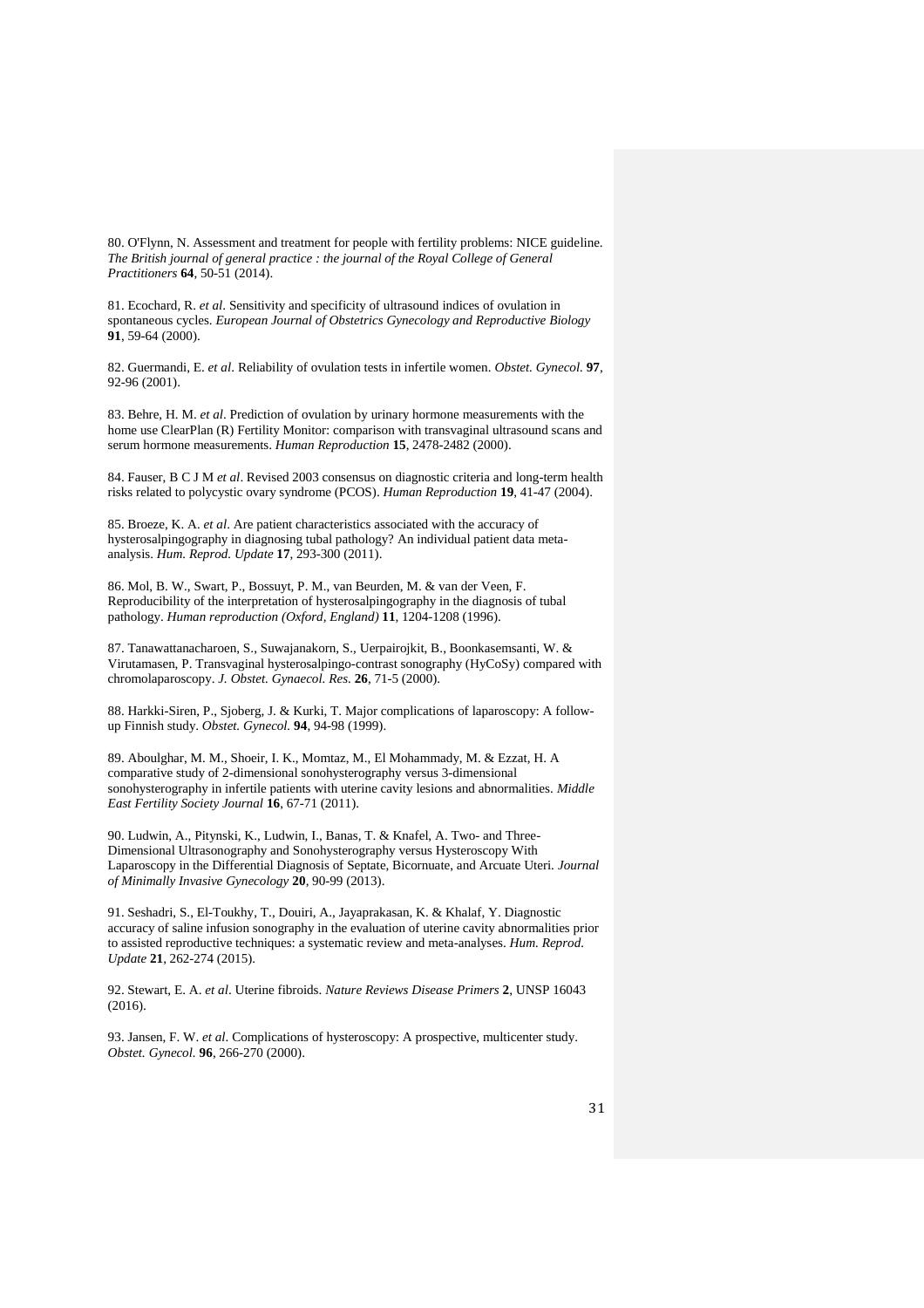80. O'Flynn, N. Assessment and treatment for people with fertility problems: NICE guideline. *The British journal of general practice : the journal of the Royal College of General Practitioners* **64**, 50-51 (2014).

81. Ecochard, R. *et al*. Sensitivity and specificity of ultrasound indices of ovulation in spontaneous cycles. *European Journal of Obstetrics Gynecology and Reproductive Biology* **91**, 59-64 (2000).

82. Guermandi, E. *et al*. Reliability of ovulation tests in infertile women. *Obstet. Gynecol.* **97**, 92-96 (2001).

83. Behre, H. M. *et al*. Prediction of ovulation by urinary hormone measurements with the home use ClearPlan (R) Fertility Monitor: comparison with transvaginal ultrasound scans and serum hormone measurements. *Human Reproduction* **15**, 2478-2482 (2000).

84. Fauser, B C J M *et al*. Revised 2003 consensus on diagnostic criteria and long-term health risks related to polycystic ovary syndrome (PCOS). *Human Reproduction* **19**, 41-47 (2004).

85. Broeze, K. A. *et al*. Are patient characteristics associated with the accuracy of hysterosalpingography in diagnosing tubal pathology? An individual patient data meta-analysis. *Hum. Reprod. Update* **17**, 293-300 (2011).

86. Mol, B. W., Swart, P., Bossuyt, P. M., van Beurden, M. & van der Veen, F. Reproducibility of the interpretation of hysterosalpingography in the diagnosis of tubal pathology. *Human reproduction (Oxford, England)* **11**, 1204-1208 (1996).

87. Tanawattanacharoen, S., Suwajanakorn, S., Uerpairojkit, B., Boonkasemsanti, W. & Virutamasen, P. Transvaginal hysterosalpingo-contrast sonography (HyCoSy) compared with chromolaparoscopy. *J. Obstet. Gynaecol. Res.* **26**, 71-5 (2000).

88. Harkki-Siren, P., Sjoberg, J. & Kurki, T. Major complications of laparoscopy: A follow-up Finnish study. *Obstet. Gynecol.* **94**, 94-98 (1999).

89. Aboulghar, M. M., Shoeir, I. K., Momtaz, M., El Mohammady, M. & Ezzat, H. A comparative study of 2-dimensional sonohysterography versus 3-dimensional sonohysterography in infertile patients with uterine cavity lesions and abnormalities. *Middle East Fertility Society Journal* **16**, 67-71 (2011).

90. Ludwin, A., Pitynski, K., Ludwin, I., Banas, T. & Knafel, A. Two- and Three-Dimensional Ultrasonography and Sonohysterography versus Hysteroscopy With Laparoscopy in the Differential Diagnosis of Septate, Bicornuate, and Arcuate Uteri. *Journal of Minimally Invasive Gynecology* **20**, 90-99 (2013).

91. Seshadri, S., El-Toukhy, T., Douiri, A., Jayaprakasan, K. & Khalaf, Y. Diagnostic accuracy of saline infusion sonography in the evaluation of uterine cavity abnormalities prior to assisted reproductive techniques: a systematic review and meta-analyses. *Hum. Reprod. Update* **21**, 262-274 (2015).

92. Stewart, E. A. *et al*. Uterine fibroids. *Nature Reviews Disease Primers* **2**, UNSP 16043 (2016).

93. Jansen, F. W. *et al*. Complications of hysteroscopy: A prospective, multicenter study. *Obstet. Gynecol.* **96**, 266-270 (2000).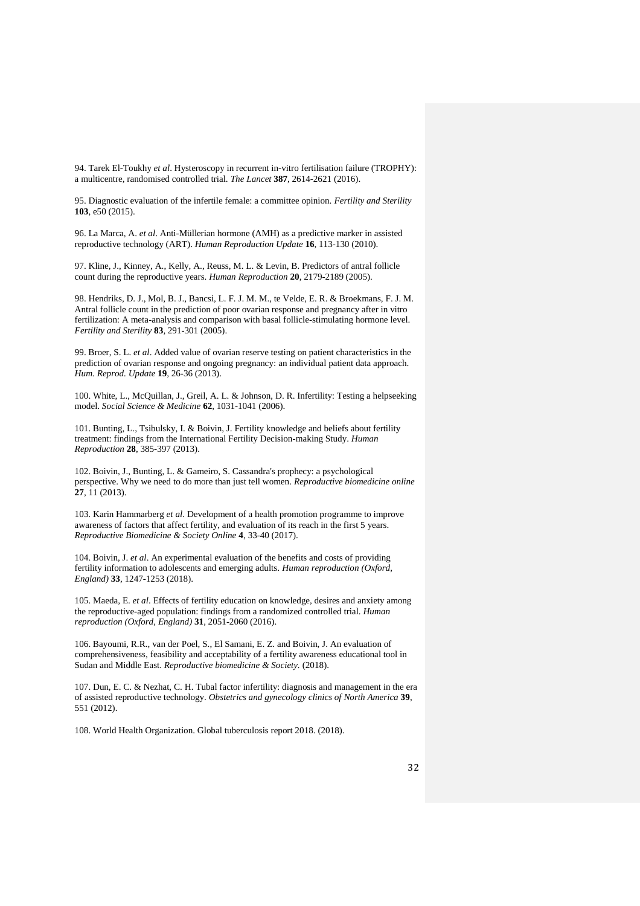94. Tarek El-Toukhy *et al*. Hysteroscopy in recurrent in-vitro fertilisation failure (TROPHY): a multicentre, randomised controlled trial. *The Lancet* **387**, 2614-2621 (2016).

95. Diagnostic evaluation of the infertile female: a committee opinion. *Fertility and Sterility* **103**, e50 (2015).

96. La Marca, A. *et al*. Anti-Müllerian hormone (AMH) as a predictive marker in assisted reproductive technology (ART). *Human Reproduction Update* **16**, 113-130 (2010).

97. Kline, J., Kinney, A., Kelly, A., Reuss, M. L. & Levin, B. Predictors of antral follicle count during the reproductive years. *Human Reproduction* **20**, 2179-2189 (2005).

98. Hendriks, D. J., Mol, B. J., Bancsi, L. F. J. M. M., te Velde, E. R. & Broekmans, F. J. M. Antral follicle count in the prediction of poor ovarian response and pregnancy after in vitro fertilization: A meta-analysis and comparison with basal follicle-stimulating hormone level. *Fertility and Sterility* **83**, 291-301 (2005).

99. Broer, S. L. *et al*. Added value of ovarian reserve testing on patient characteristics in the prediction of ovarian response and ongoing pregnancy: an individual patient data approach. *Hum. Reprod. Update* **19**, 26-36 (2013).

100. White, L., McQuillan, J., Greil, A. L. & Johnson, D. R. Infertility: Testing a helpseeking model. *Social Science & Medicine* **62**, 1031-1041 (2006).

101. Bunting, L., Tsibulsky, I. & Boivin, J. Fertility knowledge and beliefs about fertility treatment: findings from the International Fertility Decision-making Study. *Human Reproduction* **28**, 385-397 (2013).

102. Boivin, J., Bunting, L. & Gameiro, S. Cassandra's prophecy: a psychological perspective. Why we need to do more than just tell women. *Reproductive biomedicine online* **27**, 11 (2013).

103. Karin Hammarberg *et al*. Development of a health promotion programme to improve awareness of factors that affect fertility, and evaluation of its reach in the first 5 years. *Reproductive Biomedicine & Society Online* **4**, 33-40 (2017).

104. Boivin, J. *et al*. An experimental evaluation of the benefits and costs of providing fertility information to adolescents and emerging adults. *Human reproduction (Oxford, England)* **33**, 1247-1253 (2018).

105. Maeda, E. *et al*. Effects of fertility education on knowledge, desires and anxiety among the reproductive-aged population: findings from a randomized controlled trial. *Human reproduction (Oxford, England)* **31**, 2051-2060 (2016).

106. Bayoumi, R.R., van der Poel, S., El Samani, E. Z. and Boivin, J. An evaluation of comprehensiveness, feasibility and acceptability of a fertility awareness educational tool in Sudan and Middle East. *Reproductive biomedicine & Society.* (2018).

107. Dun, E. C. & Nezhat, C. H. Tubal factor infertility: diagnosis and management in the era of assisted reproductive technology. *Obstetrics and gynecology clinics of North America* **39**, 551 (2012).

108. World Health Organization. Global tuberculosis report 2018. (2018).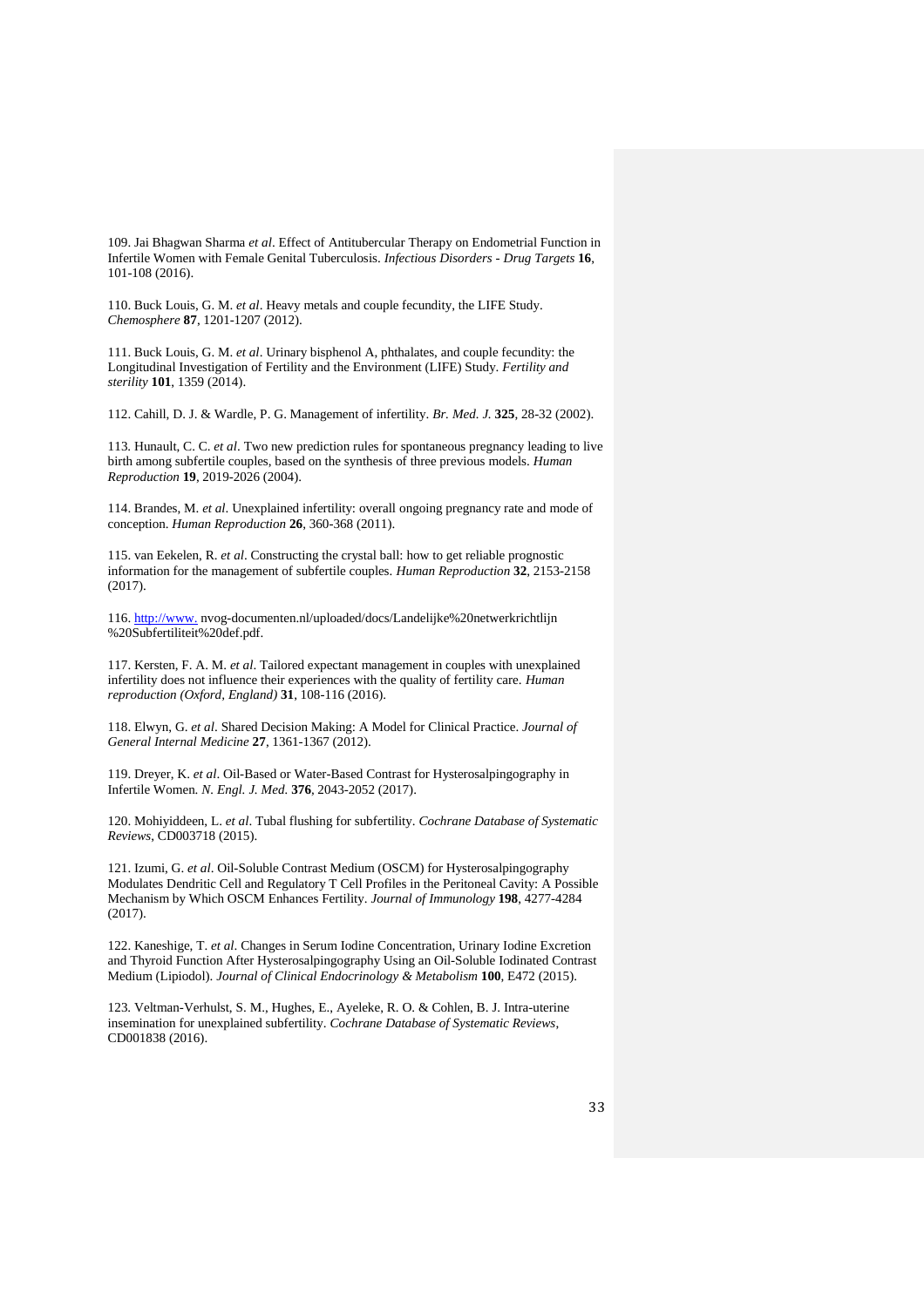109. Jai Bhagwan Sharma *et al*. Effect of Antitubercular Therapy on Endometrial Function in Infertile Women with Female Genital Tuberculosis. *Infectious Disorders - Drug Targets* **16**, 101-108 (2016).

110. Buck Louis, G. M. *et al*. Heavy metals and couple fecundity, the LIFE Study. *Chemosphere* **87**, 1201-1207 (2012).

111. Buck Louis, G. M. *et al*. Urinary bisphenol A, phthalates, and couple fecundity: the Longitudinal Investigation of Fertility and the Environment (LIFE) Study. *Fertility and sterility* **101**, 1359 (2014).

112. Cahill, D. J. & Wardle, P. G. Management of infertility. *Br. Med. J.* **325**, 28-32 (2002).

113. Hunault, C. C. *et al*. Two new prediction rules for spontaneous pregnancy leading to live birth among subfertile couples, based on the synthesis of three previous models. *Human Reproduction* **19**, 2019-2026 (2004).

114. Brandes, M. *et al*. Unexplained infertility: overall ongoing pregnancy rate and mode of conception. *Human Reproduction* **26**, 360-368 (2011).

115. van Eekelen, R. *et al*. Constructing the crystal ball: how to get reliable prognostic information for the management of subfertile couples. *Human Reproduction* **32**, 2153-2158 (2017).

116. http://www. nvog-documenten.nl/uploaded/docs/Landelijke%20netwerkrichtlijn %20Subfertiliteit%20def.pdf.

117. Kersten, F. A. M. *et al*. Tailored expectant management in couples with unexplained infertility does not influence their experiences with the quality of fertility care. *Human reproduction (Oxford, England)* **31**, 108-116 (2016).

118. Elwyn, G. *et al*. Shared Decision Making: A Model for Clinical Practice. *Journal of General Internal Medicine* **27**, 1361-1367 (2012).

119. Dreyer, K. *et al*. Oil-Based or Water-Based Contrast for Hysterosalpingography in Infertile Women. *N. Engl. J. Med.* **376**, 2043-2052 (2017).

120. Mohiyiddeen, L. *et al*. Tubal flushing for subfertility. *Cochrane Database of Systematic Reviews*, CD003718 (2015).

121. Izumi, G. *et al*. Oil-Soluble Contrast Medium (OSCM) for Hysterosalpingography Modulates Dendritic Cell and Regulatory T Cell Profiles in the Peritoneal Cavity: A Possible Mechanism by Which OSCM Enhances Fertility. *Journal of Immunology* **198**, 4277-4284 (2017).

122. Kaneshige, T. *et al*. Changes in Serum Iodine Concentration, Urinary Iodine Excretion and Thyroid Function After Hysterosalpingography Using an Oil-Soluble Iodinated Contrast Medium (Lipiodol). *Journal of Clinical Endocrinology & Metabolism* **100**, E472 (2015).

123. Veltman-Verhulst, S. M., Hughes, E., Ayeleke, R. O. & Cohlen, B. J. Intra-uterine insemination for unexplained subfertility. *Cochrane Database of Systematic Reviews*, CD001838 (2016).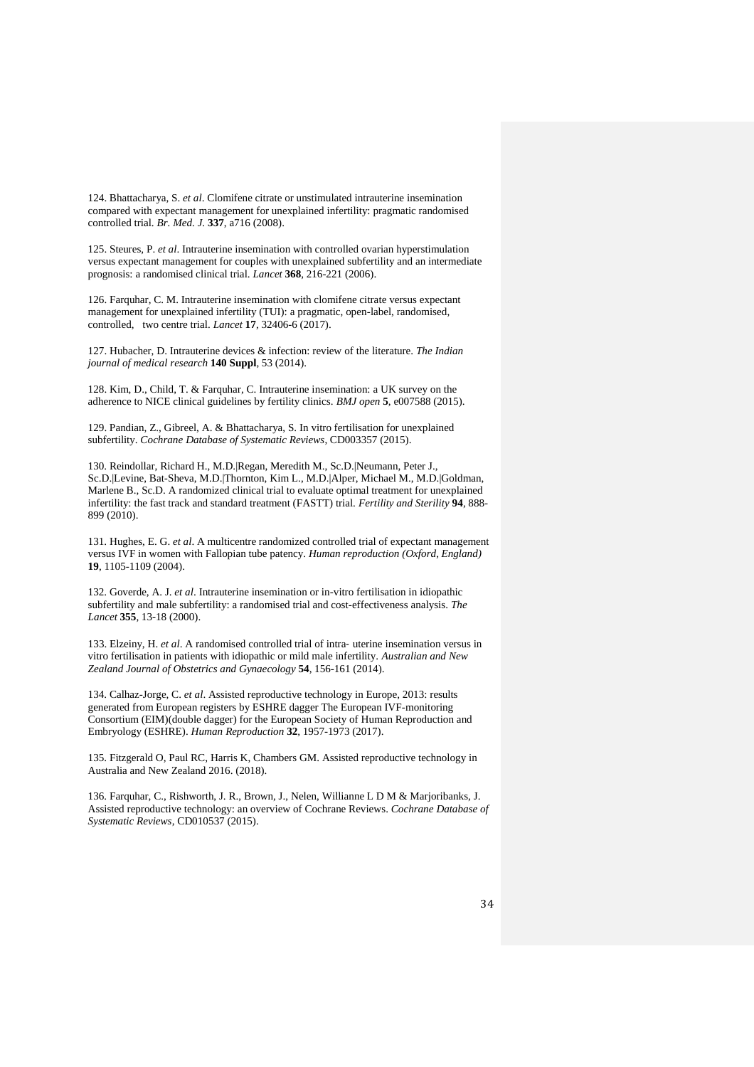124. Bhattacharya, S. *et al*. Clomifene citrate or unstimulated intrauterine insemination compared with expectant management for unexplained infertility: pragmatic randomised controlled trial. *Br. Med. J.* **337**, a716 (2008).

125. Steures, P. *et al*. Intrauterine insemination with controlled ovarian hyperstimulation versus expectant management for couples with unexplained subfertility and an intermediate prognosis: a randomised clinical trial. *Lancet* **368**, 216-221 (2006).

126. Farquhar, C. M. Intrauterine insemination with clomifene citrate versus expectant management for unexplained infertility (TUI): a pragmatic, open-label, randomised, controlled, two centre trial. *Lancet* **17**, 32406-6 (2017).

127. Hubacher, D. Intrauterine devices & infection: review of the literature. *The Indian journal of medical research* **140 Suppl**, 53 (2014).

128. Kim, D., Child, T. & Farquhar, C. Intrauterine insemination: a UK survey on the adherence to NICE clinical guidelines by fertility clinics. *BMJ open* **5**, e007588 (2015).

129. Pandian, Z., Gibreel, A. & Bhattacharya, S. In vitro fertilisation for unexplained subfertility. *Cochrane Database of Systematic Reviews*, CD003357 (2015).

130. Reindollar, Richard H., M.D.|Regan, Meredith M., Sc.D.|Neumann, Peter J., Sc.D.|Levine, Bat-Sheva, M.D.|Thornton, Kim L., M.D.|Alper, Michael M., M.D.|Goldman, Marlene B., Sc.D. A randomized clinical trial to evaluate optimal treatment for unexplained infertility: the fast track and standard treatment (FASTT) trial. *Fertility and Sterility* **94**, 888-899 (2010).

131. Hughes, E. G. *et al*. A multicentre randomized controlled trial of expectant management versus IVF in women with Fallopian tube patency. *Human reproduction (Oxford, England)* **19**, 1105-1109 (2004).

132. Goverde, A. J. *et al*. Intrauterine insemination or in-vitro fertilisation in idiopathic subfertility and male subfertility: a randomised trial and cost-effectiveness analysis. *The Lancet* **355**, 13-18 (2000).

133. Elzeiny, H. *et al*. A randomised controlled trial of intra- uterine insemination versus in vitro fertilisation in patients with idiopathic or mild male infertility. *Australian and New Zealand Journal of Obstetrics and Gynaecology* **54**, 156-161 (2014).

134. Calhaz-Jorge, C. *et al*. Assisted reproductive technology in Europe, 2013: results generated from European registers by ESHRE dagger The European IVF-monitoring Consortium (EIM)(double dagger) for the European Society of Human Reproduction and Embryology (ESHRE). *Human Reproduction* **32**, 1957-1973 (2017).

135. Fitzgerald O, Paul RC, Harris K, Chambers GM. Assisted reproductive technology in Australia and New Zealand 2016. (2018).

136. Farquhar, C., Rishworth, J. R., Brown, J., Nelen, Willianne L D M & Marjoribanks, J. Assisted reproductive technology: an overview of Cochrane Reviews. *Cochrane Database of Systematic Reviews*, CD010537 (2015).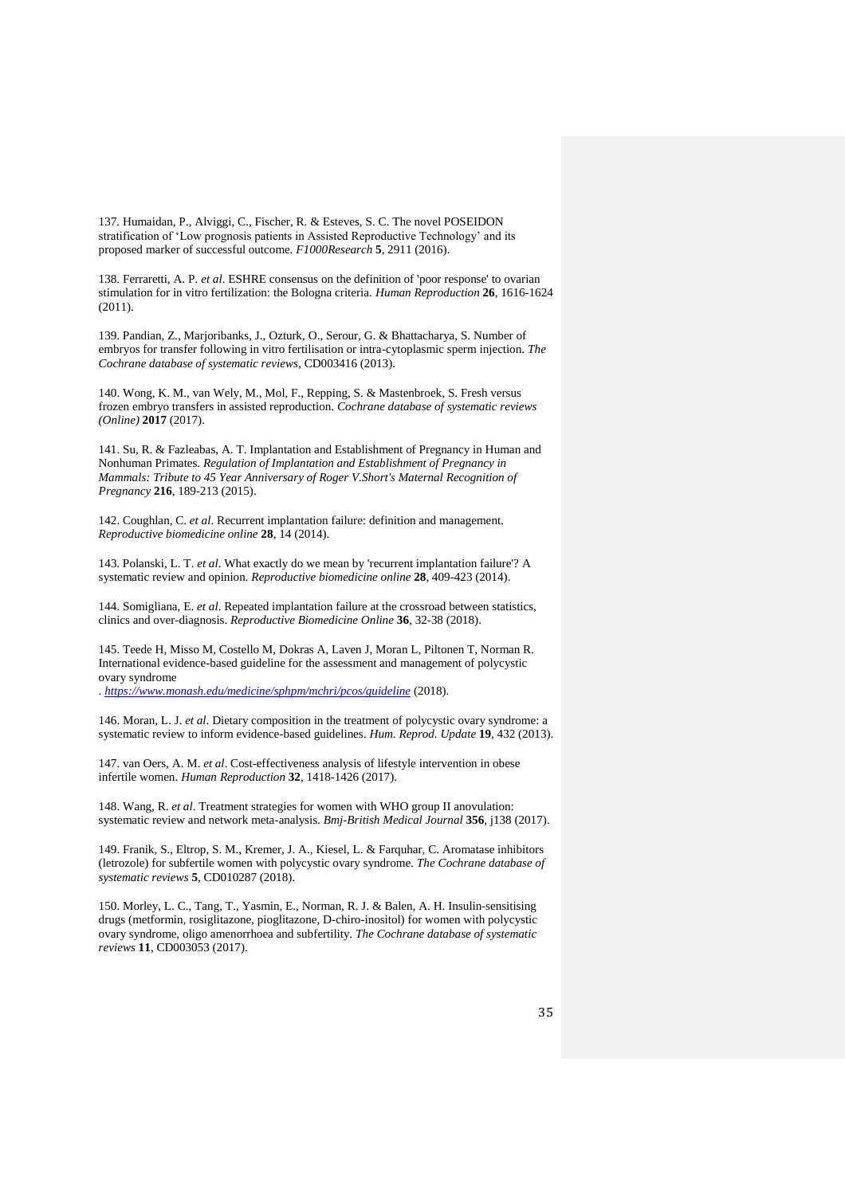137. Humaidan, P., Alviggi, C., Fischer, R. & Esteves, S. C. The novel POSEIDON stratification of 'Low prognosis patients in Assisted Reproductive Technology' and its proposed marker of successful outcome. *F1000Research* **5**, 2911 (2016).

138. Ferraretti, A. P. *et al*. ESHRE consensus on the definition of 'poor response' to ovarian stimulation for in vitro fertilization: the Bologna criteria. *Human Reproduction* **26**, 1616-1624 (2011).

139. Pandian, Z., Marjoribanks, J., Ozturk, O., Serour, G. & Bhattacharya, S. Number of embryos for transfer following in vitro fertilisation or intra-cytoplasmic sperm injection. *The Cochrane database of systematic reviews*, CD003416 (2013).

140. Wong, K. M., van Wely, M., Mol, F., Repping, S. & Mastenbroek, S. Fresh versus frozen embryo transfers in assisted reproduction. *Cochrane database of systematic reviews (Online)* **2017** (2017).

141. Su, R. & Fazleabas, A. T. Implantation and Establishment of Pregnancy in Human and Nonhuman Primates. *Regulation of Implantation and Establishment of Pregnancy in Mammals: Tribute to 45 Year Anniversary of Roger V.Short's Maternal Recognition of Pregnancy* **216**, 189-213 (2015).

142. Coughlan, C. *et al*. Recurrent implantation failure: definition and management. *Reproductive biomedicine online* **28**, 14 (2014).

143. Polanski, L. T. *et al*. What exactly do we mean by 'recurrent implantation failure'? A systematic review and opinion. *Reproductive biomedicine online* **28**, 409-423 (2014).

144. Somigliana, E. *et al*. Repeated implantation failure at the crossroad between statistics, clinics and over-diagnosis. *Reproductive Biomedicine Online* **36**, 32-38 (2018).

145. Teede H, Misso M, Costello M, Dokras A, Laven J, Moran L, Piltonen T, Norman R. International evidence-based guideline for the assessment and management of polycystic ovary syndrome
. *https://www.monash.edu/medicine/sphpm/mchri/pcos/guideline* (2018).

146. Moran, L. J. *et al*. Dietary composition in the treatment of polycystic ovary syndrome: a systematic review to inform evidence-based guidelines. *Hum. Reprod. Update* **19**, 432 (2013).

147. van Oers, A. M. *et al*. Cost-effectiveness analysis of lifestyle intervention in obese infertile women. *Human Reproduction* **32**, 1418-1426 (2017).

148. Wang, R. *et al*. Treatment strategies for women with WHO group II anovulation: systematic review and network meta-analysis. *Bmj-British Medical Journal* **356**, j138 (2017).

149. Franik, S., Eltrop, S. M., Kremer, J. A., Kiesel, L. & Farquhar, C. Aromatase inhibitors (letrozole) for subfertile women with polycystic ovary syndrome. *The Cochrane database of systematic reviews* **5**, CD010287 (2018).

150. Morley, L. C., Tang, T., Yasmin, E., Norman, R. J. & Balen, A. H. Insulin-sensitising drugs (metformin, rosiglitazone, pioglitazone, D-chiro-inositol) for women with polycystic ovary syndrome, oligo amenorrhoea and subfertility. *The Cochrane database of systematic reviews* **11**, CD003053 (2017).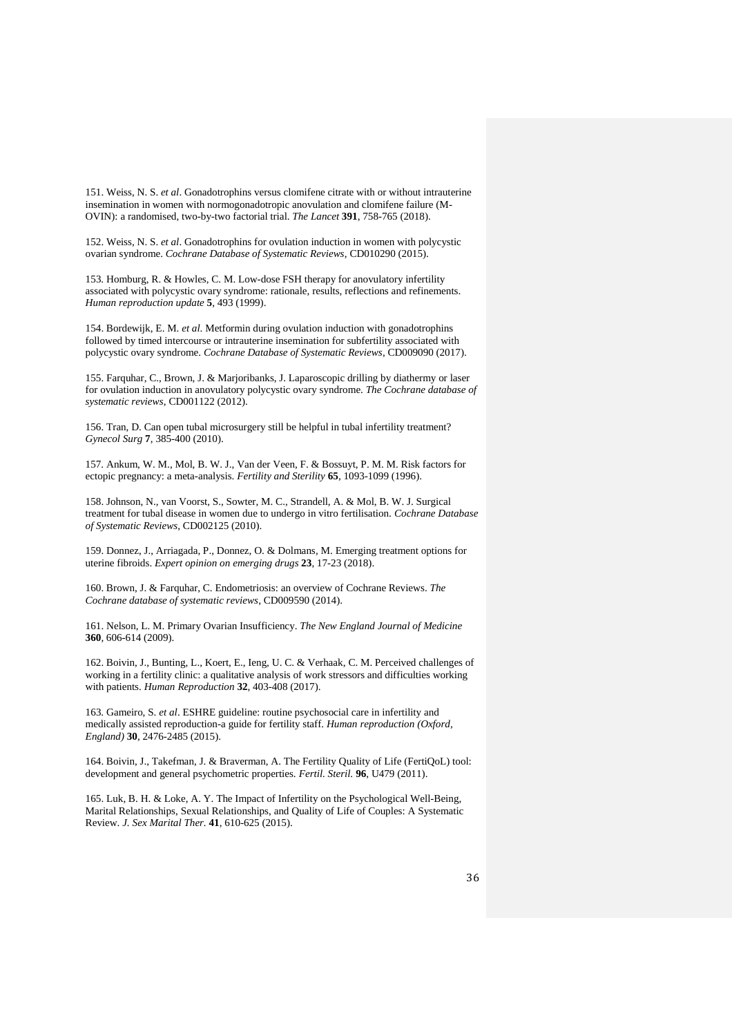151. Weiss, N. S. *et al*. Gonadotrophins versus clomifene citrate with or without intrauterine insemination in women with normogonadotropic anovulation and clomifene failure (M-OVIN): a randomised, two-by-two factorial trial. *The Lancet* **391**, 758-765 (2018).

152. Weiss, N. S. *et al*. Gonadotrophins for ovulation induction in women with polycystic ovarian syndrome. *Cochrane Database of Systematic Reviews*, CD010290 (2015).

153. Homburg, R. & Howles, C. M. Low-dose FSH therapy for anovulatory infertility associated with polycystic ovary syndrome: rationale, results, reflections and refinements. *Human reproduction update* **5**, 493 (1999).

154. Bordewijk, E. M. *et al.* Metformin during ovulation induction with gonadotrophins followed by timed intercourse or intrauterine insemination for subfertility associated with polycystic ovary syndrome. *Cochrane Database of Systematic Reviews*, CD009090 (2017).

155. Farquhar, C., Brown, J. & Marjoribanks, J. Laparoscopic drilling by diathermy or laser for ovulation induction in anovulatory polycystic ovary syndrome. *The Cochrane database of systematic reviews*, CD001122 (2012).

156. Tran, D. Can open tubal microsurgery still be helpful in tubal infertility treatment? *Gynecol Surg* **7**, 385-400 (2010).

157. Ankum, W. M., Mol, B. W. J., Van der Veen, F. & Bossuyt, P. M. M. Risk factors for ectopic pregnancy: a meta-analysis. *Fertility and Sterility* **65**, 1093-1099 (1996).

158. Johnson, N., van Voorst, S., Sowter, M. C., Strandell, A. & Mol, B. W. J. Surgical treatment for tubal disease in women due to undergo in vitro fertilisation. *Cochrane Database of Systematic Reviews*, CD002125 (2010).

159. Donnez, J., Arriagada, P., Donnez, O. & Dolmans, M. Emerging treatment options for uterine fibroids. *Expert opinion on emerging drugs* **23**, 17-23 (2018).

160. Brown, J. & Farquhar, C. Endometriosis: an overview of Cochrane Reviews. *The Cochrane database of systematic reviews*, CD009590 (2014).

161. Nelson, L. M. Primary Ovarian Insufficiency. *The New England Journal of Medicine* **360**, 606-614 (2009).

162. Boivin, J., Bunting, L., Koert, E., Ieng, U. C. & Verhaak, C. M. Perceived challenges of working in a fertility clinic: a qualitative analysis of work stressors and difficulties working with patients. *Human Reproduction* **32**, 403-408 (2017).

163. Gameiro, S. *et al*. ESHRE guideline: routine psychosocial care in infertility and medically assisted reproduction-a guide for fertility staff. *Human reproduction (Oxford, England)* **30**, 2476-2485 (2015).

164. Boivin, J., Takefman, J. & Braverman, A. The Fertility Quality of Life (FertiQoL) tool: development and general psychometric properties. *Fertil. Steril.* **96**, U479 (2011).

165. Luk, B. H. & Loke, A. Y. The Impact of Infertility on the Psychological Well-Being, Marital Relationships, Sexual Relationships, and Quality of Life of Couples: A Systematic Review. *J. Sex Marital Ther.* **41**, 610-625 (2015).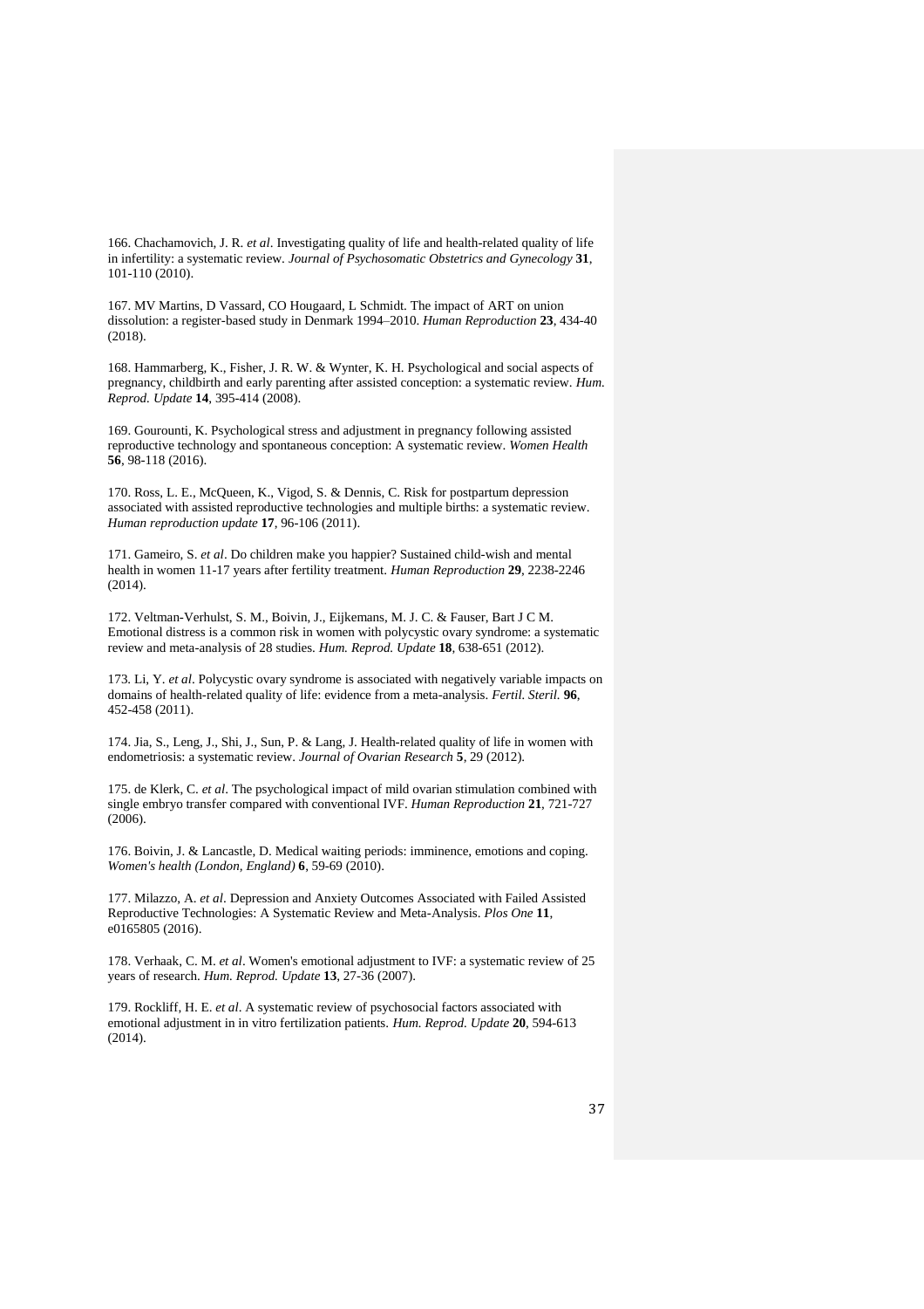166. Chachamovich, J. R. *et al*. Investigating quality of life and health-related quality of life in infertility: a systematic review. *Journal of Psychosomatic Obstetrics and Gynecology* **31**, 101-110 (2010).

167. MV Martins, D Vassard, CO Hougaard, L Schmidt. The impact of ART on union dissolution: a register-based study in Denmark 1994–2010. *Human Reproduction* **23**, 434-40 (2018).

168. Hammarberg, K., Fisher, J. R. W. & Wynter, K. H. Psychological and social aspects of pregnancy, childbirth and early parenting after assisted conception: a systematic review. *Hum. Reprod. Update* **14**, 395-414 (2008).

169. Gourounti, K. Psychological stress and adjustment in pregnancy following assisted reproductive technology and spontaneous conception: A systematic review. *Women Health* **56**, 98-118 (2016).

170. Ross, L. E., McQueen, K., Vigod, S. & Dennis, C. Risk for postpartum depression associated with assisted reproductive technologies and multiple births: a systematic review. *Human reproduction update* **17**, 96-106 (2011).

171. Gameiro, S. *et al*. Do children make you happier? Sustained child-wish and mental health in women 11-17 years after fertility treatment. *Human Reproduction* **29**, 2238-2246 (2014).

172. Veltman-Verhulst, S. M., Boivin, J., Eijkemans, M. J. C. & Fauser, Bart J C M. Emotional distress is a common risk in women with polycystic ovary syndrome: a systematic review and meta-analysis of 28 studies. *Hum. Reprod. Update* **18**, 638-651 (2012).

173. Li, Y. *et al*. Polycystic ovary syndrome is associated with negatively variable impacts on domains of health-related quality of life: evidence from a meta-analysis. *Fertil. Steril.* **96**, 452-458 (2011).

174. Jia, S., Leng, J., Shi, J., Sun, P. & Lang, J. Health-related quality of life in women with endometriosis: a systematic review. *Journal of Ovarian Research* **5**, 29 (2012).

175. de Klerk, C. *et al*. The psychological impact of mild ovarian stimulation combined with single embryo transfer compared with conventional IVF. *Human Reproduction* **21**, 721-727 (2006).

176. Boivin, J. & Lancastle, D. Medical waiting periods: imminence, emotions and coping. *Women's health (London, England)* **6**, 59-69 (2010).

177. Milazzo, A. *et al*. Depression and Anxiety Outcomes Associated with Failed Assisted Reproductive Technologies: A Systematic Review and Meta-Analysis. *Plos One* **11**, e0165805 (2016).

178. Verhaak, C. M. *et al*. Women's emotional adjustment to IVF: a systematic review of 25 years of research. *Hum. Reprod. Update* **13**, 27-36 (2007).

179. Rockliff, H. E. *et al*. A systematic review of psychosocial factors associated with emotional adjustment in in vitro fertilization patients. *Hum. Reprod. Update* **20**, 594-613 (2014).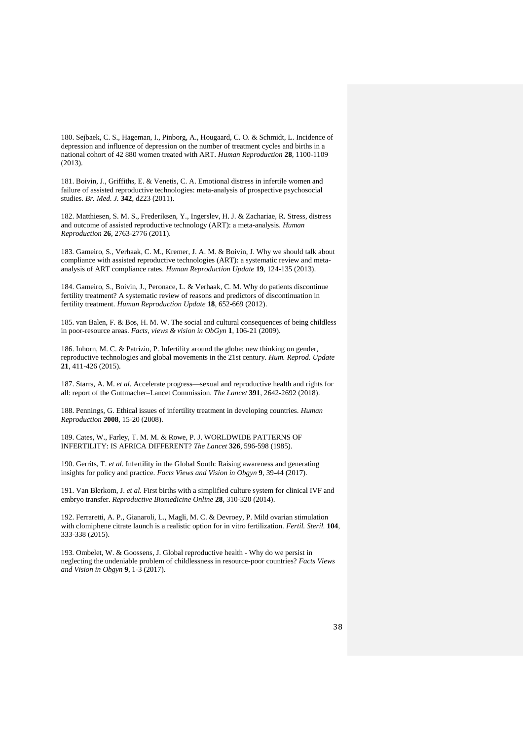180. Sejbaek, C. S., Hageman, I., Pinborg, A., Hougaard, C. O. & Schmidt, L. Incidence of depression and influence of depression on the number of treatment cycles and births in a national cohort of 42 880 women treated with ART. *Human Reproduction* **28**, 1100-1109 (2013).

181. Boivin, J., Griffiths, E. & Venetis, C. A. Emotional distress in infertile women and failure of assisted reproductive technologies: meta-analysis of prospective psychosocial studies. *Br. Med. J.* **342**, d223 (2011).

182. Matthiesen, S. M. S., Frederiksen, Y., Ingerslev, H. J. & Zachariae, R. Stress, distress and outcome of assisted reproductive technology (ART): a meta-analysis. *Human Reproduction* **26**, 2763-2776 (2011).

183. Gameiro, S., Verhaak, C. M., Kremer, J. A. M. & Boivin, J. Why we should talk about compliance with assisted reproductive technologies (ART): a systematic review and meta-analysis of ART compliance rates. *Human Reproduction Update* **19**, 124-135 (2013).

184. Gameiro, S., Boivin, J., Peronace, L. & Verhaak, C. M. Why do patients discontinue fertility treatment? A systematic review of reasons and predictors of discontinuation in fertility treatment. *Human Reproduction Update* **18**, 652-669 (2012).

185. van Balen, F. & Bos, H. M. W. The social and cultural consequences of being childless in poor-resource areas. *Facts, views & vision in ObGyn* **1**, 106-21 (2009).

186. Inhorn, M. C. & Patrizio, P. Infertility around the globe: new thinking on gender, reproductive technologies and global movements in the 21st century. *Hum. Reprod. Update* **21**, 411-426 (2015).

187. Starrs, A. M. *et al*. Accelerate progress—sexual and reproductive health and rights for all: report of the Guttmacher–Lancet Commission. *The Lancet* **391**, 2642-2692 (2018).

188. Pennings, G. Ethical issues of infertility treatment in developing countries. *Human Reproduction* **2008**, 15-20 (2008).

189. Cates, W., Farley, T. M. M. & Rowe, P. J. WORLDWIDE PATTERNS OF INFERTILITY: IS AFRICA DIFFERENT? *The Lancet* **326**, 596-598 (1985).

190. Gerrits, T. *et al*. Infertility in the Global South: Raising awareness and generating insights for policy and practice. *Facts Views and Vision in Obgyn* **9**, 39-44 (2017).

191. Van Blerkom, J. *et al.* First births with a simplified culture system for clinical IVF and embryo transfer. *Reproductive Biomedicine Online* **28**, 310-320 (2014).

192. Ferraretti, A. P., Gianaroli, L., Magli, M. C. & Devroey, P. Mild ovarian stimulation with clomiphene citrate launch is a realistic option for in vitro fertilization. *Fertil. Steril.* **104**, 333-338 (2015).

193. Ombelet, W. & Goossens, J. Global reproductive health - Why do we persist in neglecting the undeniable problem of childlessness in resource-poor countries? *Facts Views and Vision in Obgyn* **9**, 1-3 (2017).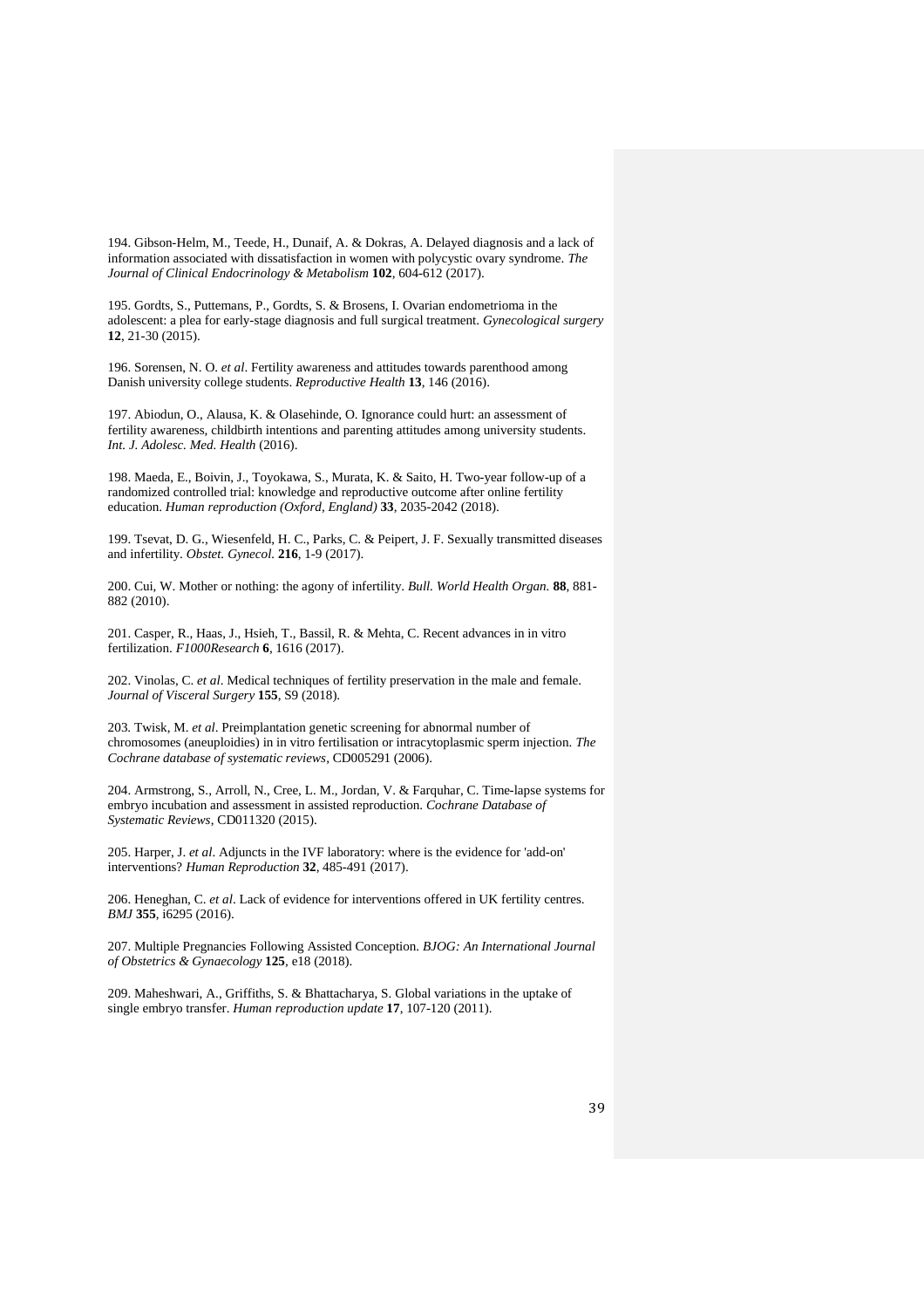194. Gibson-Helm, M., Teede, H., Dunaif, A. & Dokras, A. Delayed diagnosis and a lack of information associated with dissatisfaction in women with polycystic ovary syndrome. *The Journal of Clinical Endocrinology & Metabolism* **102**, 604-612 (2017).

195. Gordts, S., Puttemans, P., Gordts, S. & Brosens, I. Ovarian endometrioma in the adolescent: a plea for early-stage diagnosis and full surgical treatment. *Gynecological surgery* **12**, 21-30 (2015).

196. Sorensen, N. O. *et al*. Fertility awareness and attitudes towards parenthood among Danish university college students. *Reproductive Health* **13**, 146 (2016).

197. Abiodun, O., Alausa, K. & Olasehinde, O. Ignorance could hurt: an assessment of fertility awareness, childbirth intentions and parenting attitudes among university students. *Int. J. Adolesc. Med. Health* (2016).

198. Maeda, E., Boivin, J., Toyokawa, S., Murata, K. & Saito, H. Two-year follow-up of a randomized controlled trial: knowledge and reproductive outcome after online fertility education. *Human reproduction (Oxford, England)* **33**, 2035-2042 (2018).

199. Tsevat, D. G., Wiesenfeld, H. C., Parks, C. & Peipert, J. F. Sexually transmitted diseases and infertility. *Obstet. Gynecol.* **216**, 1-9 (2017).

200. Cui, W. Mother or nothing: the agony of infertility. *Bull. World Health Organ.* **88**, 881-882 (2010).

201. Casper, R., Haas, J., Hsieh, T., Bassil, R. & Mehta, C. Recent advances in in vitro fertilization. *F1000Research* **6**, 1616 (2017).

202. Vinolas, C. *et al*. Medical techniques of fertility preservation in the male and female. *Journal of Visceral Surgery* **155**, S9 (2018).

203. Twisk, M. *et al*. Preimplantation genetic screening for abnormal number of chromosomes (aneuploidies) in in vitro fertilisation or intracytoplasmic sperm injection. *The Cochrane database of systematic reviews*, CD005291 (2006).

204. Armstrong, S., Arroll, N., Cree, L. M., Jordan, V. & Farquhar, C. Time-lapse systems for embryo incubation and assessment in assisted reproduction. *Cochrane Database of Systematic Reviews*, CD011320 (2015).

205. Harper, J. *et al*. Adjuncts in the IVF laboratory: where is the evidence for 'add-on' interventions? *Human Reproduction* **32**, 485-491 (2017).

206. Heneghan, C. *et al*. Lack of evidence for interventions offered in UK fertility centres. *BMJ* **355**, i6295 (2016).

207. Multiple Pregnancies Following Assisted Conception. *BJOG: An International Journal of Obstetrics & Gynaecology* **125**, e18 (2018).

209. Maheshwari, A., Griffiths, S. & Bhattacharya, S. Global variations in the uptake of single embryo transfer. *Human reproduction update* **17**, 107-120 (2011).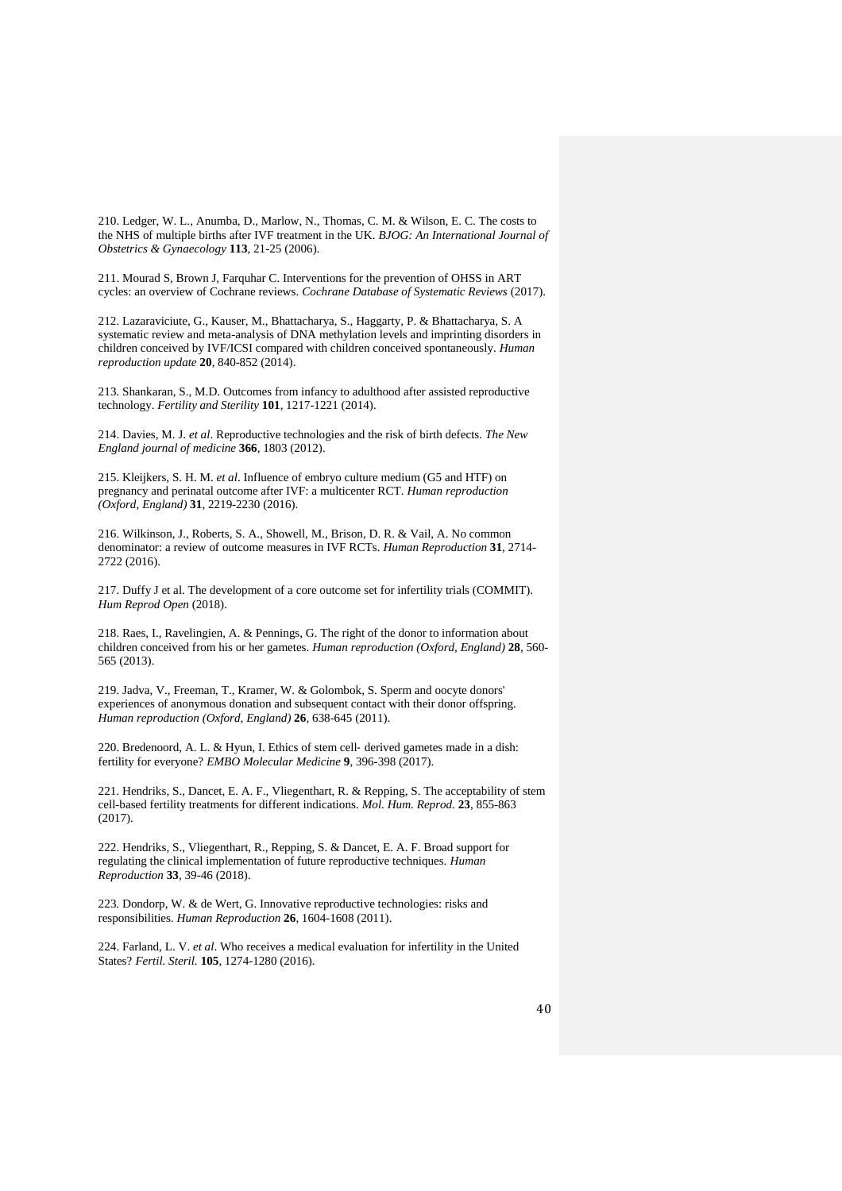210. Ledger, W. L., Anumba, D., Marlow, N., Thomas, C. M. & Wilson, E. C. The costs to the NHS of multiple births after IVF treatment in the UK. *BJOG: An International Journal of Obstetrics & Gynaecology* **113**, 21-25 (2006).

211. Mourad S, Brown J, Farquhar C. Interventions for the prevention of OHSS in ART cycles: an overview of Cochrane reviews. *Cochrane Database of Systematic Reviews* (2017).

212. Lazaraviciute, G., Kauser, M., Bhattacharya, S., Haggarty, P. & Bhattacharya, S. A systematic review and meta-analysis of DNA methylation levels and imprinting disorders in children conceived by IVF/ICSI compared with children conceived spontaneously. *Human reproduction update* **20**, 840-852 (2014).

213. Shankaran, S., M.D. Outcomes from infancy to adulthood after assisted reproductive technology. *Fertility and Sterility* **101**, 1217-1221 (2014).

214. Davies, M. J. *et al*. Reproductive technologies and the risk of birth defects. *The New England journal of medicine* **366**, 1803 (2012).

215. Kleijkers, S. H. M. *et al*. Influence of embryo culture medium (G5 and HTF) on pregnancy and perinatal outcome after IVF: a multicenter RCT. *Human reproduction (Oxford, England)* **31**, 2219-2230 (2016).

216. Wilkinson, J., Roberts, S. A., Showell, M., Brison, D. R. & Vail, A. No common denominator: a review of outcome measures in IVF RCTs. *Human Reproduction* **31**, 2714-2722 (2016).

217. Duffy J et al. The development of a core outcome set for infertility trials (COMMIT). *Hum Reprod Open* (2018).

218. Raes, I., Ravelingien, A. & Pennings, G. The right of the donor to information about children conceived from his or her gametes. *Human reproduction (Oxford, England)* **28**, 560-565 (2013).

219. Jadva, V., Freeman, T., Kramer, W. & Golombok, S. Sperm and oocyte donors' experiences of anonymous donation and subsequent contact with their donor offspring. *Human reproduction (Oxford, England)* **26**, 638-645 (2011).

220. Bredenoord, A. L. & Hyun, I. Ethics of stem cell- derived gametes made in a dish: fertility for everyone? *EMBO Molecular Medicine* **9**, 396-398 (2017).

221. Hendriks, S., Dancet, E. A. F., Vliegenthart, R. & Repping, S. The acceptability of stem cell-based fertility treatments for different indications. *Mol. Hum. Reprod.* **23**, 855-863 (2017).

222. Hendriks, S., Vliegenthart, R., Repping, S. & Dancet, E. A. F. Broad support for regulating the clinical implementation of future reproductive techniques. *Human Reproduction* **33**, 39-46 (2018).

223. Dondorp, W. & de Wert, G. Innovative reproductive technologies: risks and responsibilities. *Human Reproduction* **26**, 1604-1608 (2011).

224. Farland, L. V. *et al*. Who receives a medical evaluation for infertility in the United States? *Fertil. Steril.* **105**, 1274-1280 (2016).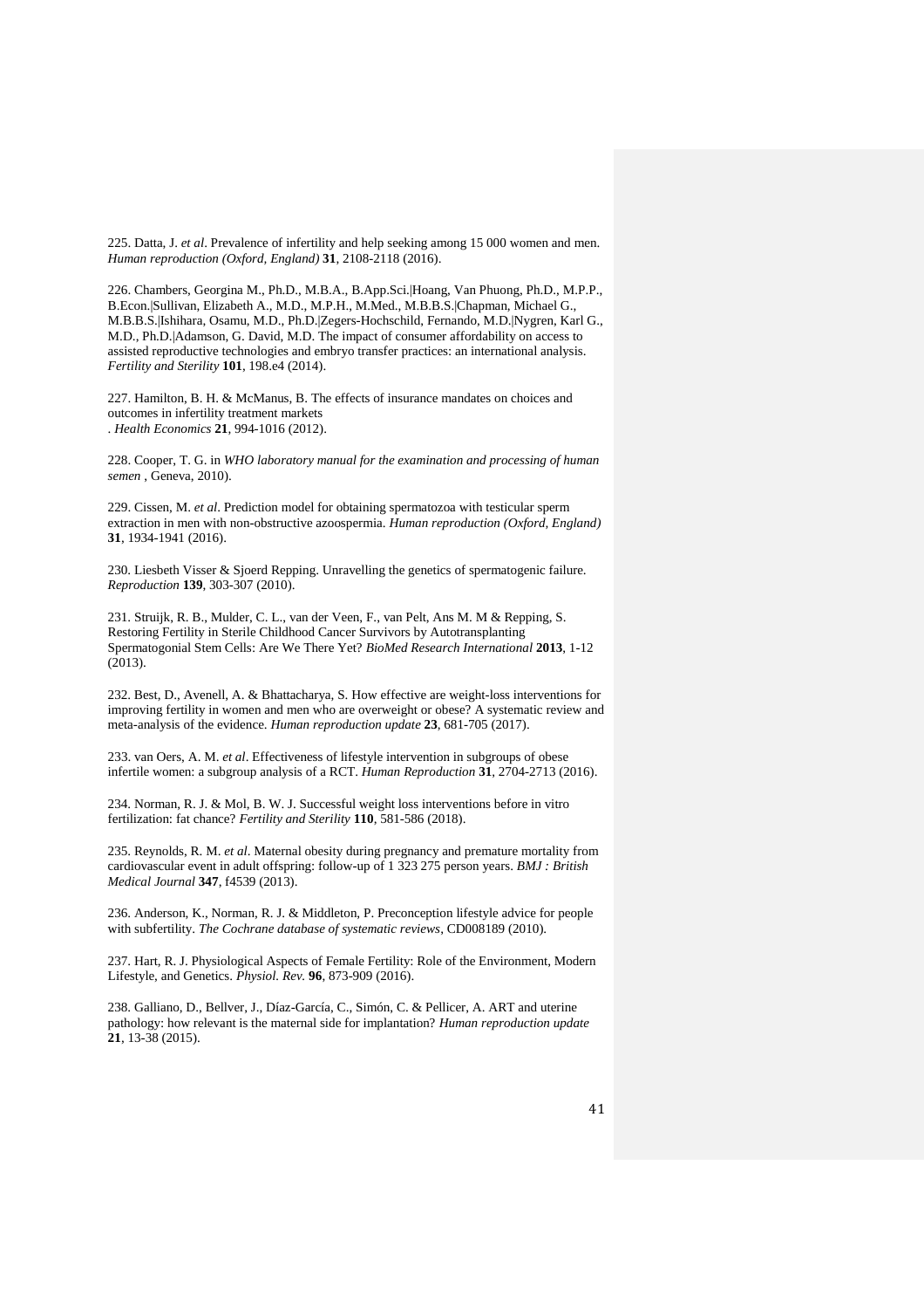225. Datta, J. *et al*. Prevalence of infertility and help seeking among 15 000 women and men. *Human reproduction (Oxford, England)* **31**, 2108-2118 (2016).

226. Chambers, Georgina M., Ph.D., M.B.A., B.App.Sci.|Hoang, Van Phuong, Ph.D., M.P.P., B.Econ.|Sullivan, Elizabeth A., M.D., M.P.H., M.Med., M.B.B.S.|Chapman, Michael G., M.B.B.S.|Ishihara, Osamu, M.D., Ph.D.|Zegers-Hochschild, Fernando, M.D.|Nygren, Karl G., M.D., Ph.D.|Adamson, G. David, M.D. The impact of consumer affordability on access to assisted reproductive technologies and embryo transfer practices: an international analysis. *Fertility and Sterility* **101**, 198.e4 (2014).

227. Hamilton, B. H. & McManus, B. The effects of insurance mandates on choices and outcomes in infertility treatment markets
. *Health Economics* **21**, 994-1016 (2012).

228. Cooper, T. G. in *WHO laboratory manual for the examination and processing of human semen* , Geneva, 2010).

229. Cissen, M. *et al*. Prediction model for obtaining spermatozoa with testicular sperm extraction in men with non-obstructive azoospermia. *Human reproduction (Oxford, England)* **31**, 1934-1941 (2016).

230. Liesbeth Visser & Sjoerd Repping. Unravelling the genetics of spermatogenic failure. *Reproduction* **139**, 303-307 (2010).

231. Struijk, R. B., Mulder, C. L., van der Veen, F., van Pelt, Ans M. M & Repping, S. Restoring Fertility in Sterile Childhood Cancer Survivors by Autotransplanting Spermatogonial Stem Cells: Are We There Yet? *BioMed Research International* **2013**, 1-12 (2013).

232. Best, D., Avenell, A. & Bhattacharya, S. How effective are weight-loss interventions for improving fertility in women and men who are overweight or obese? A systematic review and meta-analysis of the evidence. *Human reproduction update* **23**, 681-705 (2017).

233. van Oers, A. M. *et al*. Effectiveness of lifestyle intervention in subgroups of obese infertile women: a subgroup analysis of a RCT. *Human Reproduction* **31**, 2704-2713 (2016).

234. Norman, R. J. & Mol, B. W. J. Successful weight loss interventions before in vitro fertilization: fat chance? *Fertility and Sterility* **110**, 581-586 (2018).

235. Reynolds, R. M. *et al*. Maternal obesity during pregnancy and premature mortality from cardiovascular event in adult offspring: follow-up of 1 323 275 person years. *BMJ : British Medical Journal* **347**, f4539 (2013).

236. Anderson, K., Norman, R. J. & Middleton, P. Preconception lifestyle advice for people with subfertility. *The Cochrane database of systematic reviews*, CD008189 (2010).

237. Hart, R. J. Physiological Aspects of Female Fertility: Role of the Environment, Modern Lifestyle, and Genetics. *Physiol. Rev.* **96**, 873-909 (2016).

238. Galliano, D., Bellver, J., Díaz-García, C., Simón, C. & Pellicer, A. ART and uterine pathology: how relevant is the maternal side for implantation? *Human reproduction update* **21**, 13-38 (2015).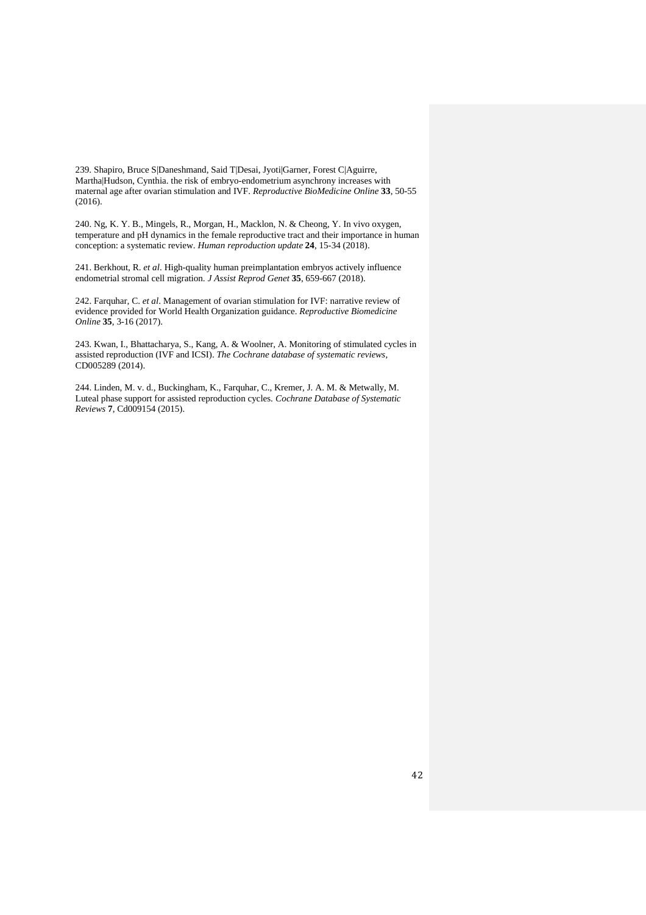239. Shapiro, Bruce S|Daneshmand, Said T|Desai, Jyoti|Garner, Forest C|Aguirre, Martha|Hudson, Cynthia. the risk of embryo-endometrium asynchrony increases with maternal age after ovarian stimulation and IVF. *Reproductive BioMedicine Online* **33**, 50-55 (2016).

240. Ng, K. Y. B., Mingels, R., Morgan, H., Macklon, N. & Cheong, Y. In vivo oxygen, temperature and pH dynamics in the female reproductive tract and their importance in human conception: a systematic review. *Human reproduction update* **24**, 15-34 (2018).

241. Berkhout, R. *et al*. High-quality human preimplantation embryos actively influence endometrial stromal cell migration. *J Assist Reprod Genet* **35**, 659-667 (2018).

242. Farquhar, C. *et al*. Management of ovarian stimulation for IVF: narrative review of evidence provided for World Health Organization guidance. *Reproductive Biomedicine Online* **35**, 3-16 (2017).

243. Kwan, I., Bhattacharya, S., Kang, A. & Woolner, A. Monitoring of stimulated cycles in assisted reproduction (IVF and ICSI). *The Cochrane database of systematic reviews*, CD005289 (2014).

244. Linden, M. v. d., Buckingham, K., Farquhar, C., Kremer, J. A. M. & Metwally, M. Luteal phase support for assisted reproduction cycles. *Cochrane Database of Systematic Reviews* **7**, Cd009154 (2015).